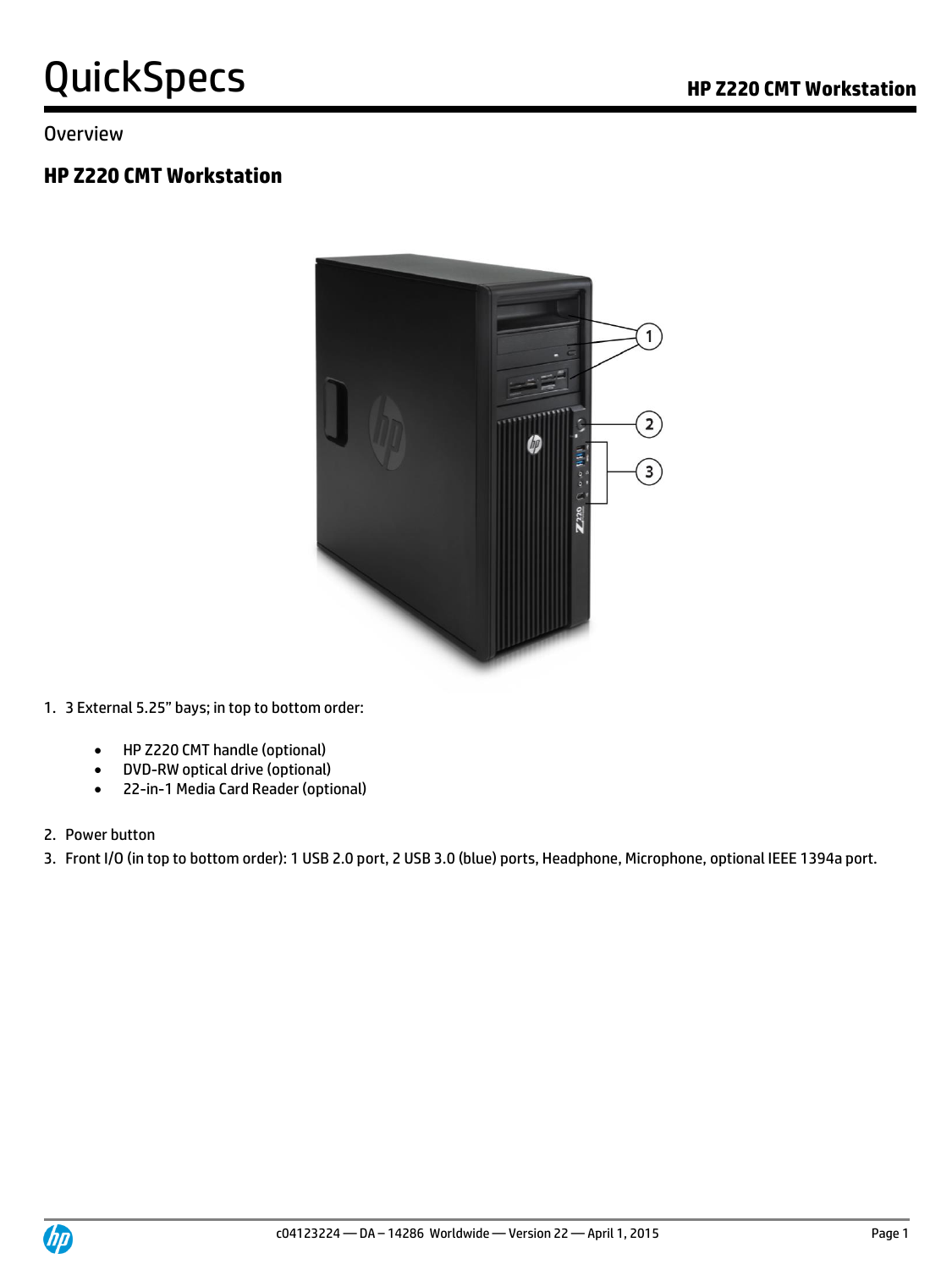# QuickSpecs

## HP Z220 CMT Workstation

Overview

### HP Z220 CMT Workstation

1. 3 External 5.25" bays; in top to bottom order:

   - HP Z220 CMT handle (optional)
   - DVD-RW optical drive (optional)
   - 22-in-1 Media Card Reader (optional)

2. Power button
3. Front I/O (in top to bottom order): 1 USB 2.0 port, 2 USB 3.0 (blue) ports, Headphone, Microphone, optional IEEE 1394a port.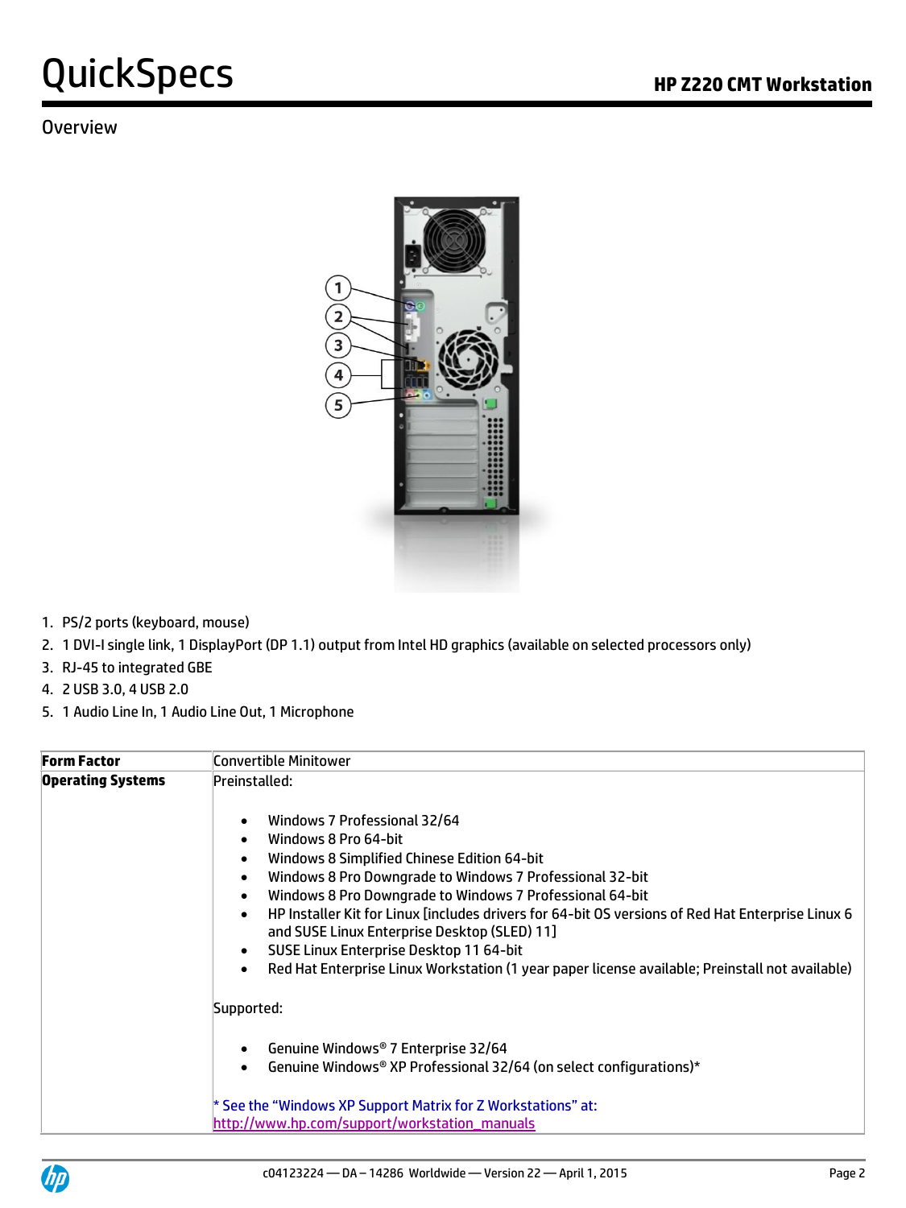## Overview

1. PS/2 ports (keyboard, mouse)
2. 1 DVI-I single link, 1 DisplayPort (DP 1.1) output from Intel HD graphics (available on selected processors only)
3. RJ-45 to integrated GBE
4. 2 USB 3.0, 4 USB 2.0
5. 1 Audio Line In, 1 Audio Line Out, 1 Microphone

| **Form Factor** | Convertible Minitower |
|---|---|
| **Operating Systems** | Preinstalled:<br><br>• Windows 7 Professional 32/64<br>• Windows 8 Pro 64-bit<br>• Windows 8 Simplified Chinese Edition 64-bit<br>• Windows 8 Pro Downgrade to Windows 7 Professional 32-bit<br>• Windows 8 Pro Downgrade to Windows 7 Professional 64-bit<br>• HP Installer Kit for Linux [includes drivers for 64-bit OS versions of Red Hat Enterprise Linux 6 and SUSE Linux Enterprise Desktop (SLED) 11]<br>• SUSE Linux Enterprise Desktop 11 64-bit<br>• Red Hat Enterprise Linux Workstation (1 year paper license available; Preinstall not available)<br><br>Supported:<br><br>• Genuine Windows® 7 Enterprise 32/64<br>• Genuine Windows® XP Professional 32/64 (on select configurations)*<br><br>* See the "Windows XP Support Matrix for Z Workstations" at: http://www.hp.com/support/workstation_manuals |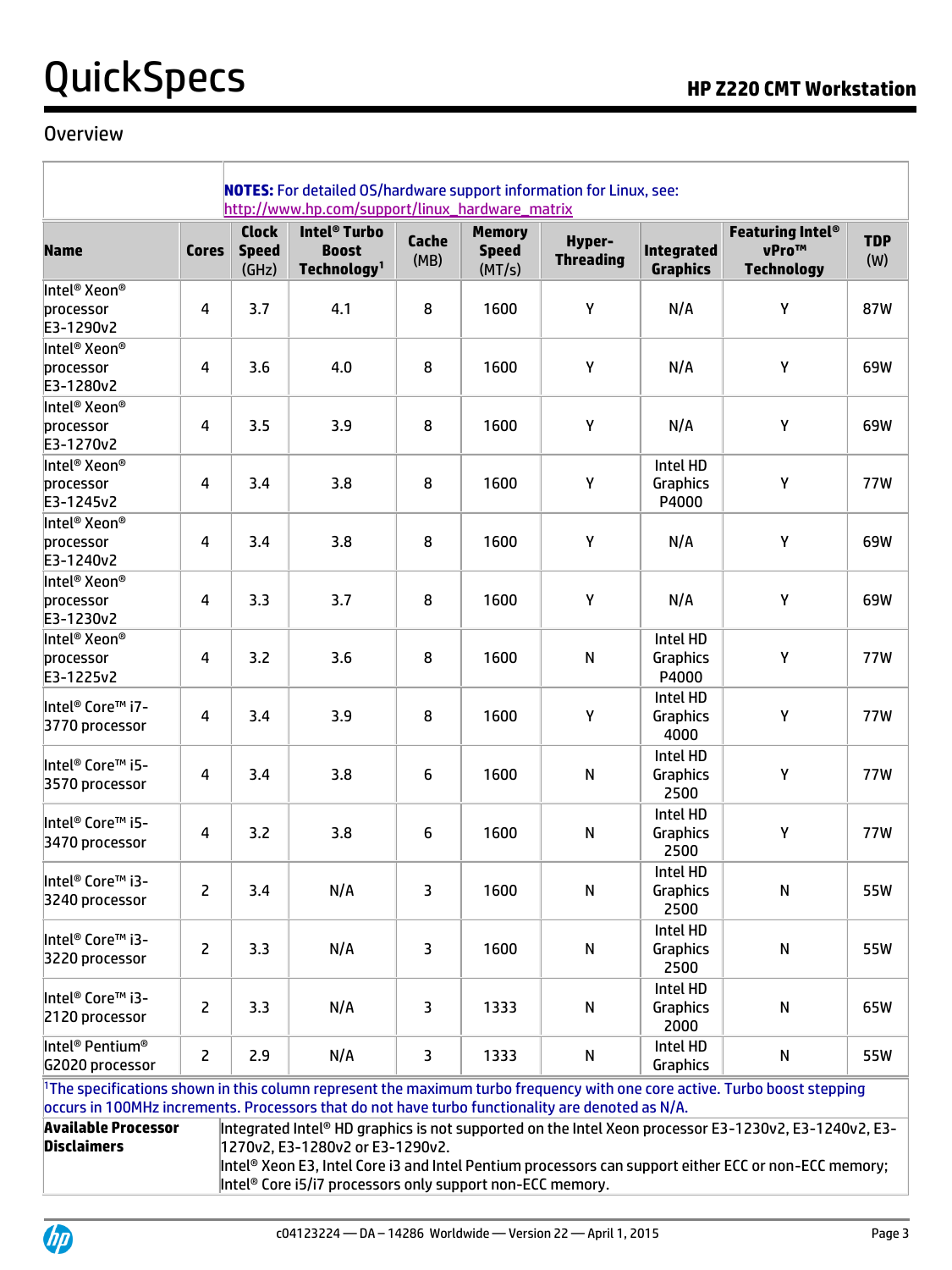## Overview

**NOTES:** For detailed OS/hardware support information for Linux, see: http://www.hp.com/support/linux_hardware_matrix

| Name | Cores | Clock Speed (GHz) | Intel® Turbo Boost Technology[1] | Cache (MB) | Memory Speed (MT/s) | Hyper-Threading | Integrated Graphics | Featuring Intel® vPro™ Technology | TDP (W) |
|---|---|---|---|---|---|---|---|---|---|
| Intel® Xeon® processor E3-1290v2 | 4 | 3.7 | 4.1 | 8 | 1600 | Y | N/A | Y | 87W |
| Intel® Xeon® processor E3-1280v2 | 4 | 3.6 | 4.0 | 8 | 1600 | Y | N/A | Y | 69W |
| Intel® Xeon® processor E3-1270v2 | 4 | 3.5 | 3.9 | 8 | 1600 | Y | N/A | Y | 69W |
| Intel® Xeon® processor E3-1245v2 | 4 | 3.4 | 3.8 | 8 | 1600 | Y | Intel HD Graphics P4000 | Y | 77W |
| Intel® Xeon® processor E3-1240v2 | 4 | 3.4 | 3.8 | 8 | 1600 | Y | N/A | Y | 69W |
| Intel® Xeon® processor E3-1230v2 | 4 | 3.3 | 3.7 | 8 | 1600 | Y | N/A | Y | 69W |
| Intel® Xeon® processor E3-1225v2 | 4 | 3.2 | 3.6 | 8 | 1600 | N | Intel HD Graphics P4000 | Y | 77W |
| Intel® Core™ i7-3770 processor | 4 | 3.4 | 3.9 | 8 | 1600 | Y | Intel HD Graphics 4000 | Y | 77W |
| Intel® Core™ i5-3570 processor | 4 | 3.4 | 3.8 | 6 | 1600 | N | Intel HD Graphics 2500 | Y | 77W |
| Intel® Core™ i5-3470 processor | 4 | 3.2 | 3.8 | 6 | 1600 | N | Intel HD Graphics 2500 | Y | 77W |
| Intel® Core™ i3-3240 processor | 2 | 3.4 | N/A | 3 | 1600 | N | Intel HD Graphics 2500 | N | 55W |
| Intel® Core™ i3-3220 processor | 2 | 3.3 | N/A | 3 | 1600 | N | Intel HD Graphics 2500 | N | 55W |
| Intel® Core™ i3-2120 processor | 2 | 3.3 | N/A | 3 | 1333 | N | Intel HD Graphics 2000 | N | 65W |
| Intel® Pentium® G2020 processor | 2 | 2.9 | N/A | 3 | 1333 | N | Intel HD Graphics | N | 55W |

[1]The specifications shown in this column represent the maximum turbo frequency with one core active. Turbo boost stepping occurs in 100MHz increments. Processors that do not have turbo functionality are denoted as N/A.

| | |
|---|---|
| **Available Processor Disclaimers** | Integrated Intel® HD graphics is not supported on the Intel Xeon processor E3-1230v2, E3-1240v2, E3-1270v2, E3-1280v2 or E3-1290v2.<br>Intel® Xeon E3, Intel Core i3 and Intel Pentium processors can support either ECC or non-ECC memory; Intel® Core i5/i7 processors only support non-ECC memory. |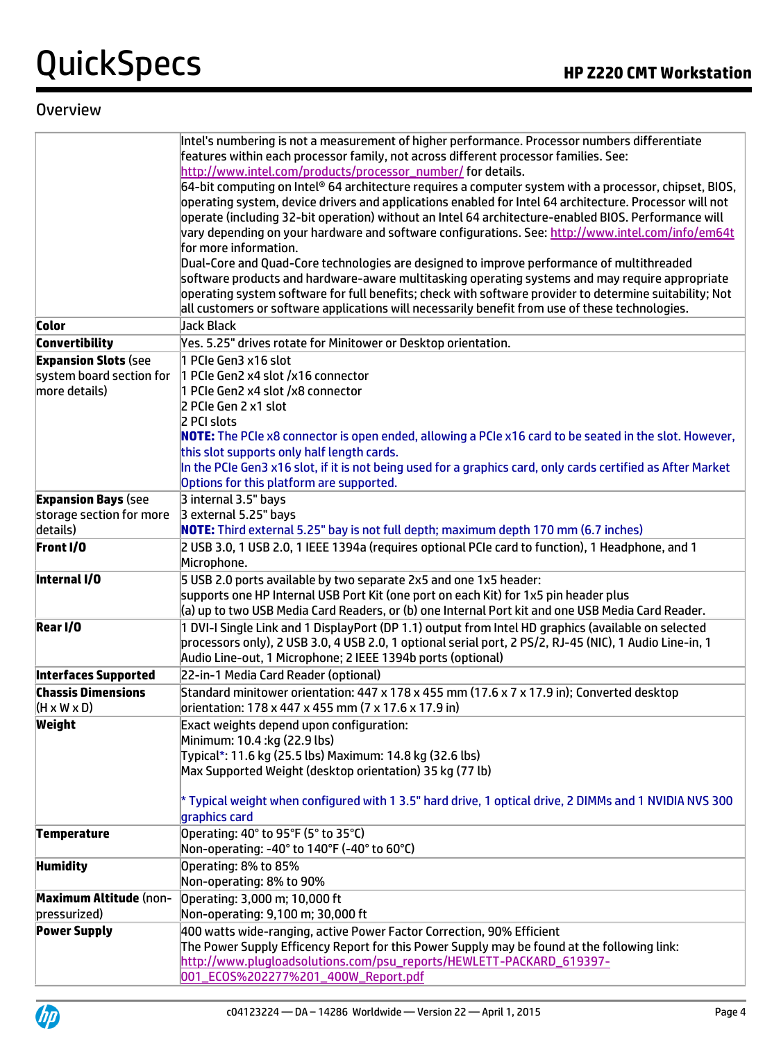## Overview

| | |
|---|---|
| | Intel's numbering is not a measurement of higher performance. Processor numbers differentiate features within each processor family, not across different processor families. See: http://www.intel.com/products/processor_number/ for details.<br>64-bit computing on Intel® 64 architecture requires a computer system with a processor, chipset, BIOS, operating system, device drivers and applications enabled for Intel 64 architecture. Processor will not operate (including 32-bit operation) without an Intel 64 architecture-enabled BIOS. Performance will vary depending on your hardware and software configurations. See: http://www.intel.com/info/em64t for more information.<br>Dual-Core and Quad-Core technologies are designed to improve performance of multithreaded software products and hardware-aware multitasking operating systems and may require appropriate operating system software for full benefits; check with software provider to determine suitability; Not all customers or software applications will necessarily benefit from use of these technologies. |
| **Color** | Jack Black |
| **Convertibility** | Yes. 5.25" drives rotate for Minitower or Desktop orientation. |
| **Expansion Slots** (see system board section for more details) | 1 PCIe Gen3 x16 slot<br>1 PCIe Gen2 x4 slot /x16 connector<br>1 PCIe Gen2 x4 slot /x8 connector<br>2 PCIe Gen 2 x1 slot<br>2 PCI slots<br>**NOTE:** The PCIe x8 connector is open ended, allowing a PCIe x16 card to be seated in the slot. However, this slot supports only half length cards.<br>In the PCIe Gen3 x16 slot, if it is not being used for a graphics card, only cards certified as After Market Options for this platform are supported. |
| **Expansion Bays** (see storage section for more details) | 3 internal 3.5" bays<br>3 external 5.25" bays<br>**NOTE:** Third external 5.25" bay is not full depth; maximum depth 170 mm (6.7 inches) |
| **Front I/O** | 2 USB 3.0, 1 USB 2.0, 1 IEEE 1394a (requires optional PCIe card to function), 1 Headphone, and 1 Microphone. |
| **Internal I/O** | 5 USB 2.0 ports available by two separate 2x5 and one 1x5 header:<br>supports one HP Internal USB Port Kit (one port on each Kit) for 1x5 pin header plus<br>(a) up to two USB Media Card Readers, or (b) one Internal Port kit and one USB Media Card Reader. |
| **Rear I/O** | 1 DVI-I Single Link and 1 DisplayPort (DP 1.1) output from Intel HD graphics (available on selected processors only), 2 USB 3.0, 4 USB 2.0, 1 optional serial port, 2 PS/2, RJ-45 (NIC), 1 Audio Line-in, 1 Audio Line-out, 1 Microphone; 2 IEEE 1394b ports (optional) |
| **Interfaces Supported** | 22-in-1 Media Card Reader (optional) |
| **Chassis Dimensions** (H x W x D) | Standard minitower orientation: 447 x 178 x 455 mm (17.6 x 7 x 17.9 in); Converted desktop orientation: 178 x 447 x 455 mm (7 x 17.6 x 17.9 in) |
| **Weight** | Exact weights depend upon configuration:<br>Minimum: 10.4 :kg (22.9 lbs)<br>Typical*: 11.6 kg (25.5 lbs) Maximum: 14.8 kg (32.6 lbs)<br>Max Supported Weight (desktop orientation) 35 kg (77 lb)<br><br>* Typical weight when configured with 1 3.5" hard drive, 1 optical drive, 2 DIMMs and 1 NVIDIA NVS 300 graphics card |
| **Temperature** | Operating: 40° to 95°F (5° to 35°C)<br>Non-operating: -40° to 140°F (-40° to 60°C) |
| **Humidity** | Operating: 8% to 85%<br>Non-operating: 8% to 90% |
| **Maximum Altitude** (non-pressurized) | Operating: 3,000 m; 10,000 ft<br>Non-operating: 9,100 m; 30,000 ft |
| **Power Supply** | 400 watts wide-ranging, active Power Factor Correction, 90% Efficient<br>The Power Supply Efficency Report for this Power Supply may be found at the following link:<br>http://www.plugloadsolutions.com/psu_reports/HEWLETT-PACKARD_619397-001_ECOS%202277%201_400W_Report.pdf |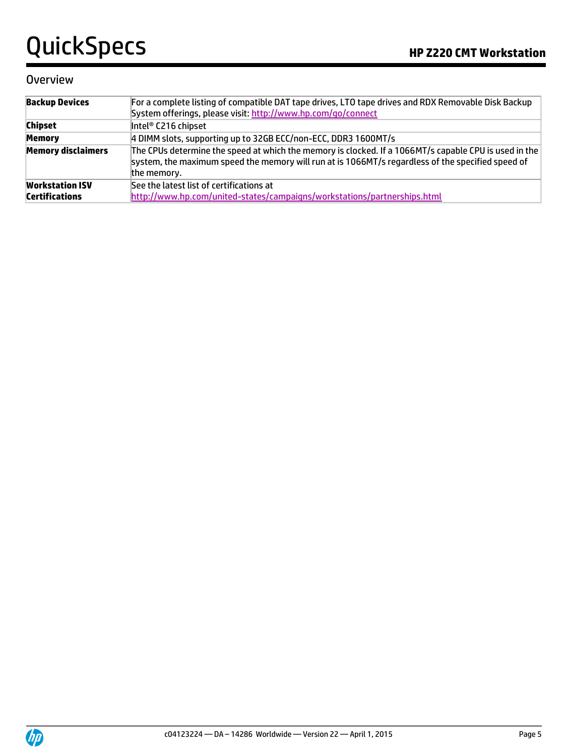## Overview

| | |
|---|---|
| **Backup Devices** | For a complete listing of compatible DAT tape drives, LTO tape drives and RDX Removable Disk Backup System offerings, please visit: http://www.hp.com/go/connect |
| **Chipset** | Intel® C216 chipset |
| **Memory** | 4 DIMM slots, supporting up to 32GB ECC/non-ECC, DDR3 1600MT/s |
| **Memory disclaimers** | The CPUs determine the speed at which the memory is clocked. If a 1066MT/s capable CPU is used in the system, the maximum speed the memory will run at is 1066MT/s regardless of the specified speed of the memory. |
| **Workstation ISV Certifications** | See the latest list of certifications at http://www.hp.com/united-states/campaigns/workstations/partnerships.html |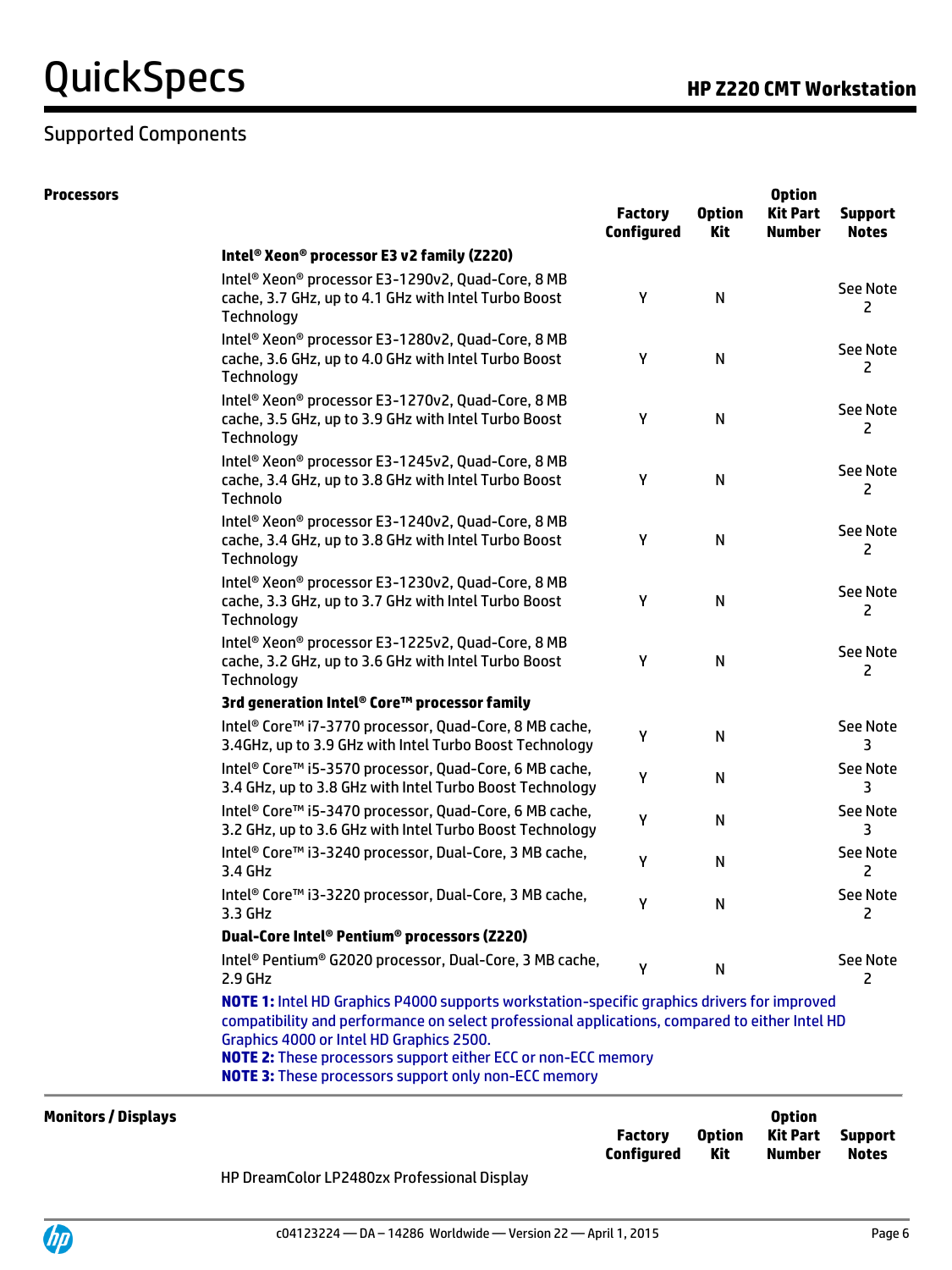## Supported Components

**Processors**

| | Factory Configured | Option Kit | Option Kit Part Number | Support Notes |
|---|---|---|---|---|
| **Intel® Xeon® processor E3 v2 family (Z220)** | | | | |
| Intel® Xeon® processor E3-1290v2, Quad-Core, 8 MB cache, 3.7 GHz, up to 4.1 GHz with Intel Turbo Boost Technology | Y | N | | See Note 2 |
| Intel® Xeon® processor E3-1280v2, Quad-Core, 8 MB cache, 3.6 GHz, up to 4.0 GHz with Intel Turbo Boost Technology | Y | N | | See Note 2 |
| Intel® Xeon® processor E3-1270v2, Quad-Core, 8 MB cache, 3.5 GHz, up to 3.9 GHz with Intel Turbo Boost Technology | Y | N | | See Note 2 |
| Intel® Xeon® processor E3-1245v2, Quad-Core, 8 MB cache, 3.4 GHz, up to 3.8 GHz with Intel Turbo Boost Technolo | Y | N | | See Note 2 |
| Intel® Xeon® processor E3-1240v2, Quad-Core, 8 MB cache, 3.4 GHz, up to 3.8 GHz with Intel Turbo Boost Technology | Y | N | | See Note 2 |
| Intel® Xeon® processor E3-1230v2, Quad-Core, 8 MB cache, 3.3 GHz, up to 3.7 GHz with Intel Turbo Boost Technology | Y | N | | See Note 2 |
| Intel® Xeon® processor E3-1225v2, Quad-Core, 8 MB cache, 3.2 GHz, up to 3.6 GHz with Intel Turbo Boost Technology | Y | N | | See Note 2 |
| **3rd generation Intel® Core™ processor family** | | | | |
| Intel® Core™ i7-3770 processor, Quad-Core, 8 MB cache, 3.4GHz, up to 3.9 GHz with Intel Turbo Boost Technology | Y | N | | See Note 3 |
| Intel® Core™ i5-3570 processor, Quad-Core, 6 MB cache, 3.4 GHz, up to 3.8 GHz with Intel Turbo Boost Technology | Y | N | | See Note 3 |
| Intel® Core™ i5-3470 processor, Quad-Core, 6 MB cache, 3.2 GHz, up to 3.6 GHz with Intel Turbo Boost Technology | Y | N | | See Note 3 |
| Intel® Core™ i3-3240 processor, Dual-Core, 3 MB cache, 3.4 GHz | Y | N | | See Note 2 |
| Intel® Core™ i3-3220 processor, Dual-Core, 3 MB cache, 3.3 GHz | Y | N | | See Note 2 |
| **Dual-Core Intel® Pentium® processors (Z220)** | | | | |
| Intel® Pentium® G2020 processor, Dual-Core, 3 MB cache, 2.9 GHz | Y | N | | See Note 2 |

**NOTE 1:** Intel HD Graphics P4000 supports workstation-specific graphics drivers for improved compatibility and performance on select professional applications, compared to either Intel HD Graphics 4000 or Intel HD Graphics 2500.
**NOTE 2:** These processors support either ECC or non-ECC memory
**NOTE 3:** These processors support only non-ECC memory

**Monitors / Displays**

| | Factory Configured | Option Kit | Option Kit Part Number | Support Notes |
|---|---|---|---|---|
| HP DreamColor LP2480zx Professional Display | | | | |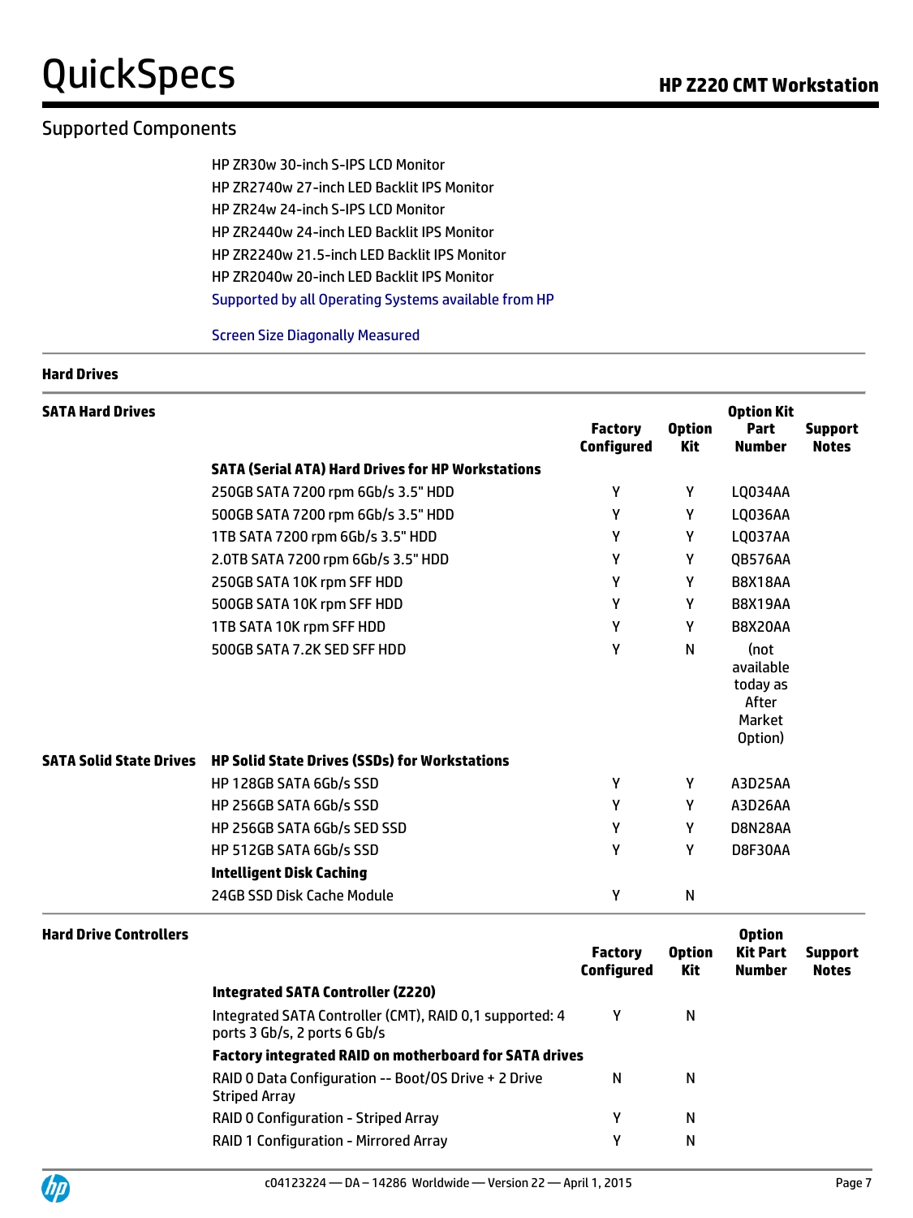## Supported Components

HP ZR30w 30-inch S-IPS LCD Monitor
HP ZR2740w 27-inch LED Backlit IPS Monitor
HP ZR24w 24-inch S-IPS LCD Monitor
HP ZR2440w 24-inch LED Backlit IPS Monitor
HP ZR2240w 21.5-inch LED Backlit IPS Monitor
HP ZR2040w 20-inch LED Backlit IPS Monitor
Supported by all Operating Systems available from HP

Screen Size Diagonally Measured

### Hard Drives

| SATA Hard Drives | | Factory Configured | Option Kit | Option Kit Part Number | Support Notes |
|---|---|---|---|---|---|
| | **SATA (Serial ATA) Hard Drives for HP Workstations** | | | | |
| | 250GB SATA 7200 rpm 6Gb/s 3.5" HDD | Y | Y | LQ034AA | |
| | 500GB SATA 7200 rpm 6Gb/s 3.5" HDD | Y | Y | LQ036AA | |
| | 1TB SATA 7200 rpm 6Gb/s 3.5" HDD | Y | Y | LQ037AA | |
| | 2.0TB SATA 7200 rpm 6Gb/s 3.5" HDD | Y | Y | QB576AA | |
| | 250GB SATA 10K rpm SFF HDD | Y | Y | B8X18AA | |
| | 500GB SATA 10K rpm SFF HDD | Y | Y | B8X19AA | |
| | 1TB SATA 10K rpm SFF HDD | Y | Y | B8X20AA | |
| | 500GB SATA 7.2K SED SFF HDD | Y | N | (not available today as After Market Option) | |
| **SATA Solid State Drives** | **HP Solid State Drives (SSDs) for Workstations** | | | | |
| | HP 128GB SATA 6Gb/s SSD | Y | Y | A3D25AA | |
| | HP 256GB SATA 6Gb/s SSD | Y | Y | A3D26AA | |
| | HP 256GB SATA 6Gb/s SED SSD | Y | Y | D8N28AA | |
| | HP 512GB SATA 6Gb/s SSD | Y | Y | D8F30AA | |
| | **Intelligent Disk Caching** | | | | |
| | 24GB SSD Disk Cache Module | Y | N | | |

| Hard Drive Controllers | | Factory Configured | Option Kit | Option Kit Part Number | Support Notes |
|---|---|---|---|---|---|
| | **Integrated SATA Controller (Z220)** | | | | |
| | Integrated SATA Controller (CMT), RAID 0,1 supported: 4 ports 3 Gb/s, 2 ports 6 Gb/s | Y | N | | |
| | **Factory integrated RAID on motherboard for SATA drives** | | | | |
| | RAID 0 Data Configuration -- Boot/OS Drive + 2 Drive Striped Array | N | N | | |
| | RAID 0 Configuration - Striped Array | Y | N | | |
| | RAID 1 Configuration - Mirrored Array | Y | N | | |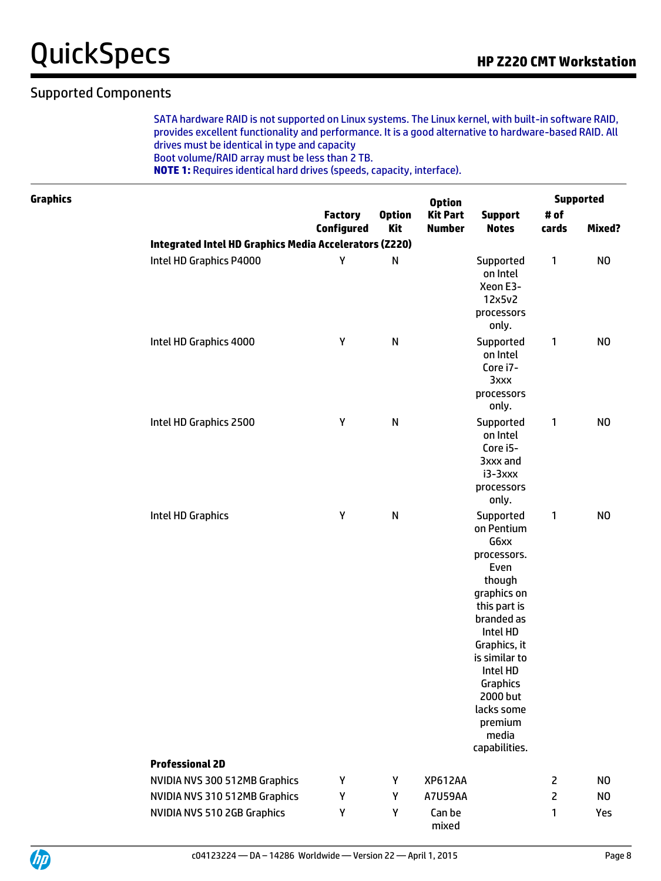## Supported Components

SATA hardware RAID is not supported on Linux systems. The Linux kernel, with built-in software RAID, provides excellent functionality and performance. It is a good alternative to hardware-based RAID. All drives must be identical in type and capacity
Boot volume/RAID array must be less than 2 TB.
**NOTE 1:** Requires identical hard drives (speeds, capacity, interface).

**Graphics**

| | Factory Configured | Option Kit | Option Kit Part Number | Support Notes | Supported # of cards | Supported Mixed? |
|---|---|---|---|---|---|---|
| **Integrated Intel HD Graphics Media Accelerators (Z220)** | | | | | | |
| Intel HD Graphics P4000 | Y | N | | Supported on Intel Xeon E3-12x5v2 processors only. | 1 | NO |
| Intel HD Graphics 4000 | Y | N | | Supported on Intel Core i7-3xxx processors only. | 1 | NO |
| Intel HD Graphics 2500 | Y | N | | Supported on Intel Core i5-3xxx and i3-3xxx processors only. | 1 | NO |
| Intel HD Graphics | Y | N | | Supported on Pentium G6xx processors. Even though graphics on this part is branded as Intel HD Graphics, it is similar to Intel HD Graphics 2000 but lacks some premium media capabilities. | 1 | NO |
| **Professional 2D** | | | | | | |
| NVIDIA NVS 300 512MB Graphics | Y | Y | XP612AA | | 2 | NO |
| NVIDIA NVS 310 512MB Graphics | Y | Y | A7U59AA | | 2 | NO |
| NVIDIA NVS 510 2GB Graphics | Y | Y | Can be mixed | | 1 | Yes |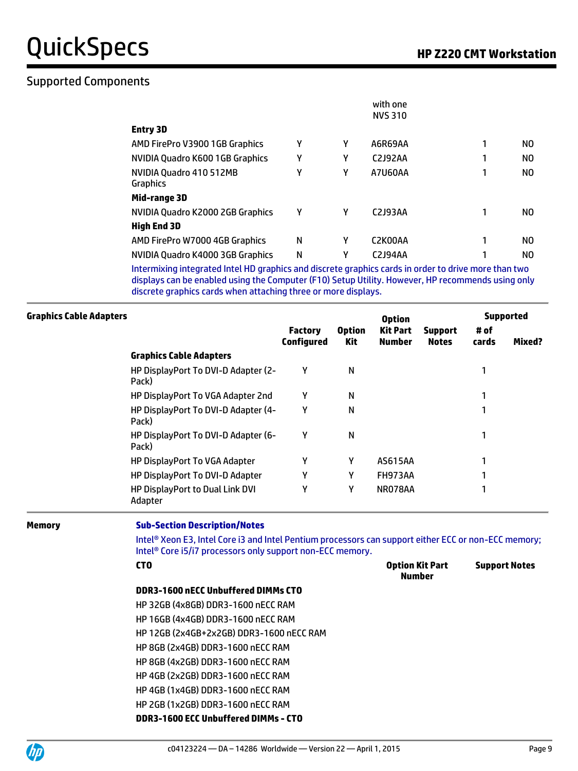## Supported Components

| | Factory Configured | Option Kit | Option Kit Part Number | Support Notes | Supported # of cards | Mixed? |
|---|---|---|---|---|---|---|
| | | | with one NVS 310 | | | |
| **Entry 3D** | | | | | | |
| AMD FirePro V3900 1GB Graphics | Y | Y | A6R69AA | | 1 | NO |
| NVIDIA Quadro K600 1GB Graphics | Y | Y | C2J92AA | | 1 | NO |
| NVIDIA Quadro 410 512MB Graphics | Y | Y | A7U60AA | | 1 | NO |
| **Mid-range 3D** | | | | | | |
| NVIDIA Quadro K2000 2GB Graphics | Y | Y | C2J93AA | | 1 | NO |
| **High End 3D** | | | | | | |
| AMD FirePro W7000 4GB Graphics | N | Y | C2K00AA | | 1 | NO |
| NVIDIA Quadro K4000 3GB Graphics | N | Y | C2J94AA | | 1 | NO |

Intermixing integrated Intel HD graphics and discrete graphics cards in order to drive more than two displays can be enabled using the Computer (F10) Setup Utility. However, HP recommends using only discrete graphics cards when attaching three or more displays.

### Graphics Cable Adapters

| | Factory Configured | Option Kit | Option Kit Part Number | Support Notes | Supported # of cards | Mixed? |
|---|---|---|---|---|---|---|
| **Graphics Cable Adapters** | | | | | | |
| HP DisplayPort To DVI-D Adapter (2-Pack) | Y | N | | | 1 | |
| HP DisplayPort To VGA Adapter 2nd | Y | N | | | 1 | |
| HP DisplayPort To DVI-D Adapter (4-Pack) | Y | N | | | 1 | |
| HP DisplayPort To DVI-D Adapter (6-Pack) | Y | N | | | 1 | |
| HP DisplayPort To VGA Adapter | Y | Y | AS615AA | | 1 | |
| HP DisplayPort To DVI-D Adapter | Y | Y | FH973AA | | 1 | |
| HP DisplayPort to Dual Link DVI Adapter | Y | Y | NR078AA | | 1 | |

### Memory

**Sub-Section Description/Notes**

Intel® Xeon E3, Intel Core i3 and Intel Pentium processors can support either ECC or non-ECC memory; Intel® Core i5/i7 processors only support non-ECC memory.

| CTO | Option Kit Part Number | Support Notes |
|---|---|---|
| **DDR3-1600 nECC Unbuffered DIMMs CTO** | | |
| HP 32GB (4x8GB) DDR3-1600 nECC RAM | | |
| HP 16GB (4x4GB) DDR3-1600 nECC RAM | | |
| HP 12GB (2x4GB+2x2GB) DDR3-1600 nECC RAM | | |
| HP 8GB (2x4GB) DDR3-1600 nECC RAM | | |
| HP 8GB (4x2GB) DDR3-1600 nECC RAM | | |
| HP 4GB (2x2GB) DDR3-1600 nECC RAM | | |
| HP 4GB (1x4GB) DDR3-1600 nECC RAM | | |
| HP 2GB (1x2GB) DDR3-1600 nECC RAM | | |
| **DDR3-1600 ECC Unbuffered DIMMs - CTO** | | |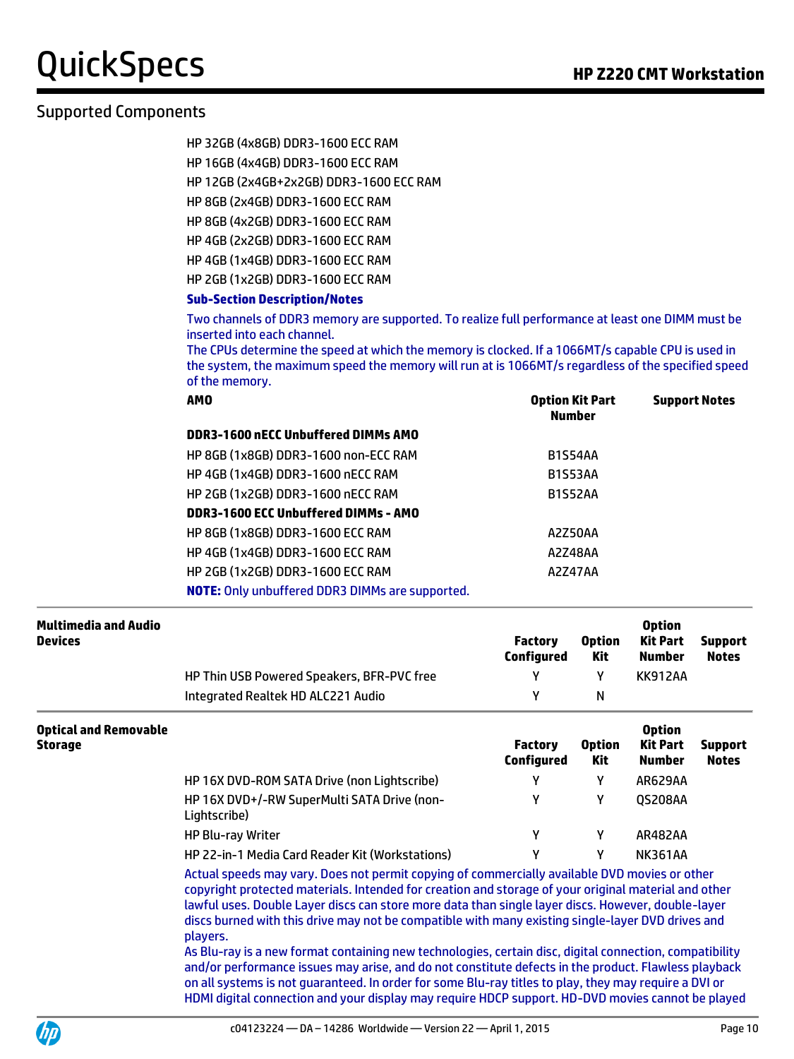## Supported Components

HP 32GB (4x8GB) DDR3-1600 ECC RAM
HP 16GB (4x4GB) DDR3-1600 ECC RAM
HP 12GB (2x4GB+2x2GB) DDR3-1600 ECC RAM
HP 8GB (2x4GB) DDR3-1600 ECC RAM
HP 8GB (4x2GB) DDR3-1600 ECC RAM
HP 4GB (2x2GB) DDR3-1600 ECC RAM
HP 4GB (1x4GB) DDR3-1600 ECC RAM
HP 2GB (1x2GB) DDR3-1600 ECC RAM

**Sub-Section Description/Notes**

Two channels of DDR3 memory are supported. To realize full performance at least one DIMM must be inserted into each channel.
The CPUs determine the speed at which the memory is clocked. If a 1066MT/s capable CPU is used in the system, the maximum speed the memory will run at is 1066MT/s regardless of the specified speed of the memory.

| AMO | Option Kit Part Number | Support Notes |
|---|---|---|
| **DDR3-1600 nECC Unbuffered DIMMs AMO** | | |
| HP 8GB (1x8GB) DDR3-1600 non-ECC RAM | B1S54AA | |
| HP 4GB (1x4GB) DDR3-1600 nECC RAM | B1S53AA | |
| HP 2GB (1x2GB) DDR3-1600 nECC RAM | B1S52AA | |
| **DDR3-1600 ECC Unbuffered DIMMs - AMO** | | |
| HP 8GB (1x8GB) DDR3-1600 ECC RAM | A2Z50AA | |
| HP 4GB (1x4GB) DDR3-1600 ECC RAM | A2Z48AA | |
| HP 2GB (1x2GB) DDR3-1600 ECC RAM | A2Z47AA | |

**NOTE:** Only unbuffered DDR3 DIMMs are supported.

### Multimedia and Audio Devices

| | Factory Configured | Option Kit | Option Kit Part Number | Support Notes |
|---|---|---|---|---|
| HP Thin USB Powered Speakers, BFR-PVC free | Y | Y | KK912AA | |
| Integrated Realtek HD ALC221 Audio | Y | N | | |

### Optical and Removable Storage

| | Factory Configured | Option Kit | Option Kit Part Number | Support Notes |
|---|---|---|---|---|
| HP 16X DVD-ROM SATA Drive (non Lightscribe) | Y | Y | AR629AA | |
| HP 16X DVD+/-RW SuperMulti SATA Drive (non-Lightscribe) | Y | Y | QS208AA | |
| HP Blu-ray Writer | Y | Y | AR482AA | |
| HP 22-in-1 Media Card Reader Kit (Workstations) | Y | Y | NK361AA | |

Actual speeds may vary. Does not permit copying of commercially available DVD movies or other copyright protected materials. Intended for creation and storage of your original material and other lawful uses. Double Layer discs can store more data than single layer discs. However, double-layer discs burned with this drive may not be compatible with many existing single-layer DVD drives and players.
As Blu-ray is a new format containing new technologies, certain disc, digital connection, compatibility and/or performance issues may arise, and do not constitute defects in the product. Flawless playback on all systems is not guaranteed. In order for some Blu-ray titles to play, they may require a DVI or HDMI digital connection and your display may require HDCP support. HD-DVD movies cannot be played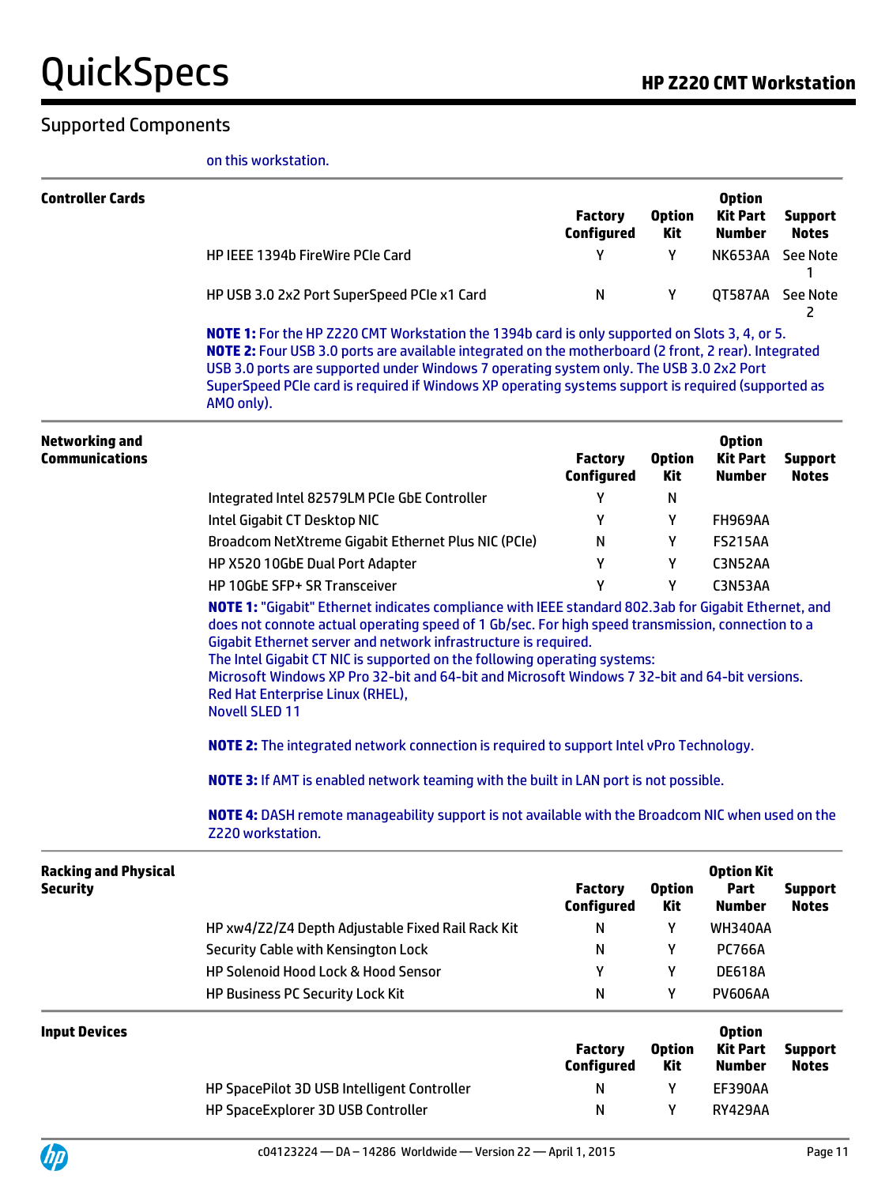## Supported Components

on this workstation.

### Controller Cards

| | Factory Configured | Option Kit | Option Kit Part Number | Support Notes |
|---|---|---|---|---|
| HP IEEE 1394b FireWire PCIe Card | Y | Y | NK653AA | See Note 1 |
| HP USB 3.0 2x2 Port SuperSpeed PCIe x1 Card | N | Y | QT587AA | See Note 2 |

**NOTE 1:** For the HP Z220 CMT Workstation the 1394b card is only supported on Slots 3, 4, or 5.
**NOTE 2:** Four USB 3.0 ports are available integrated on the motherboard (2 front, 2 rear). Integrated USB 3.0 ports are supported under Windows 7 operating system only. The USB 3.0 2x2 Port SuperSpeed PCIe card is required if Windows XP operating systems support is required (supported as AMO only).

### Networking and Communications

| | Factory Configured | Option Kit | Option Kit Part Number | Support Notes |
|---|---|---|---|---|
| Integrated Intel 82579LM PCIe GbE Controller | Y | N | | |
| Intel Gigabit CT Desktop NIC | Y | Y | FH969AA | |
| Broadcom NetXtreme Gigabit Ethernet Plus NIC (PCIe) | N | Y | FS215AA | |
| HP X520 10GbE Dual Port Adapter | Y | Y | C3N52AA | |
| HP 10GbE SFP+ SR Transceiver | Y | Y | C3N53AA | |

**NOTE 1:** "Gigabit" Ethernet indicates compliance with IEEE standard 802.3ab for Gigabit Ethernet, and does not connote actual operating speed of 1 Gb/sec. For high speed transmission, connection to a Gigabit Ethernet server and network infrastructure is required.
The Intel Gigabit CT NIC is supported on the following operating systems:
Microsoft Windows XP Pro 32-bit and 64-bit and Microsoft Windows 7 32-bit and 64-bit versions.
Red Hat Enterprise Linux (RHEL),
Novell SLED 11

**NOTE 2:** The integrated network connection is required to support Intel vPro Technology.

**NOTE 3:** If AMT is enabled network teaming with the built in LAN port is not possible.

**NOTE 4:** DASH remote manageability support is not available with the Broadcom NIC when used on the Z220 workstation.

### Racking and Physical Security

| | Factory Configured | Option Kit | Option Kit Part Number | Support Notes |
|---|---|---|---|---|
| HP xw4/Z2/Z4 Depth Adjustable Fixed Rail Rack Kit | N | Y | WH340AA | |
| Security Cable with Kensington Lock | N | Y | PC766A | |
| HP Solenoid Hood Lock & Hood Sensor | Y | Y | DE618A | |
| HP Business PC Security Lock Kit | N | Y | PV606AA | |

### Input Devices

| | Factory Configured | Option Kit | Option Kit Part Number | Support Notes |
|---|---|---|---|---|
| HP SpacePilot 3D USB Intelligent Controller | N | Y | EF390AA | |
| HP SpaceExplorer 3D USB Controller | N | Y | RY429AA | |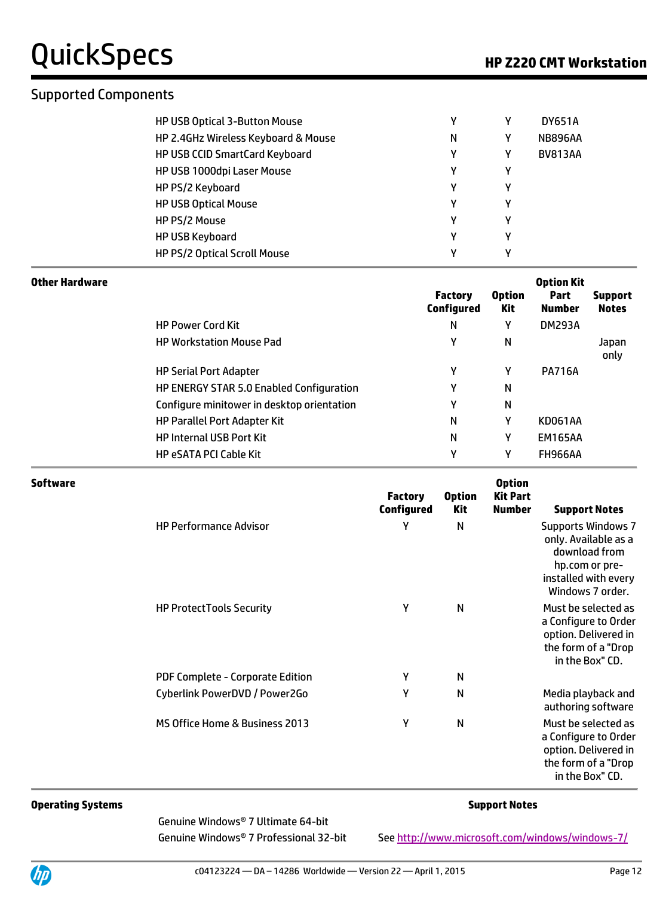## Supported Components

| | Factory Configured | Option Kit | Option Kit Part Number | Support Notes |
|---|---|---|---|---|
| HP USB Optical 3-Button Mouse | Y | Y | DY651A | |
| HP 2.4GHz Wireless Keyboard & Mouse | N | Y | NB896AA | |
| HP USB CCID SmartCard Keyboard | Y | Y | BV813AA | |
| HP USB 1000dpi Laser Mouse | Y | Y | | |
| HP PS/2 Keyboard | Y | Y | | |
| HP USB Optical Mouse | Y | Y | | |
| HP PS/2 Mouse | Y | Y | | |
| HP USB Keyboard | Y | Y | | |
| HP PS/2 Optical Scroll Mouse | Y | Y | | |

**Other Hardware**

| | Factory Configured | Option Kit | Option Kit Part Number | Support Notes |
|---|---|---|---|---|
| HP Power Cord Kit | N | Y | DM293A | |
| HP Workstation Mouse Pad | Y | N | | Japan only |
| HP Serial Port Adapter | Y | Y | PA716A | |
| HP ENERGY STAR 5.0 Enabled Configuration | Y | N | | |
| Configure minitower in desktop orientation | Y | N | | |
| HP Parallel Port Adapter Kit | N | Y | KD061AA | |
| HP Internal USB Port Kit | N | Y | EM165AA | |
| HP eSATA PCI Cable Kit | Y | Y | FH966AA | |

**Software**

| | Factory Configured | Option Kit | Option Kit Part Number | Support Notes |
|---|---|---|---|---|
| HP Performance Advisor | Y | N | | Supports Windows 7 only. Available as a download from hp.com or pre-installed with every Windows 7 order. |
| HP ProtectTools Security | Y | N | | Must be selected as a Configure to Order option. Delivered in the form of a "Drop in the Box" CD. |
| PDF Complete - Corporate Edition | Y | N | | |
| Cyberlink PowerDVD / Power2Go | Y | N | | Media playback and authoring software |
| MS Office Home & Business 2013 | Y | N | | Must be selected as a Configure to Order option. Delivered in the form of a "Drop in the Box" CD. |

**Operating Systems**

| | Support Notes |
|---|---|
| Genuine Windows® 7 Ultimate 64-bit | |
| Genuine Windows® 7 Professional 32-bit | See http://www.microsoft.com/windows/windows-7/ |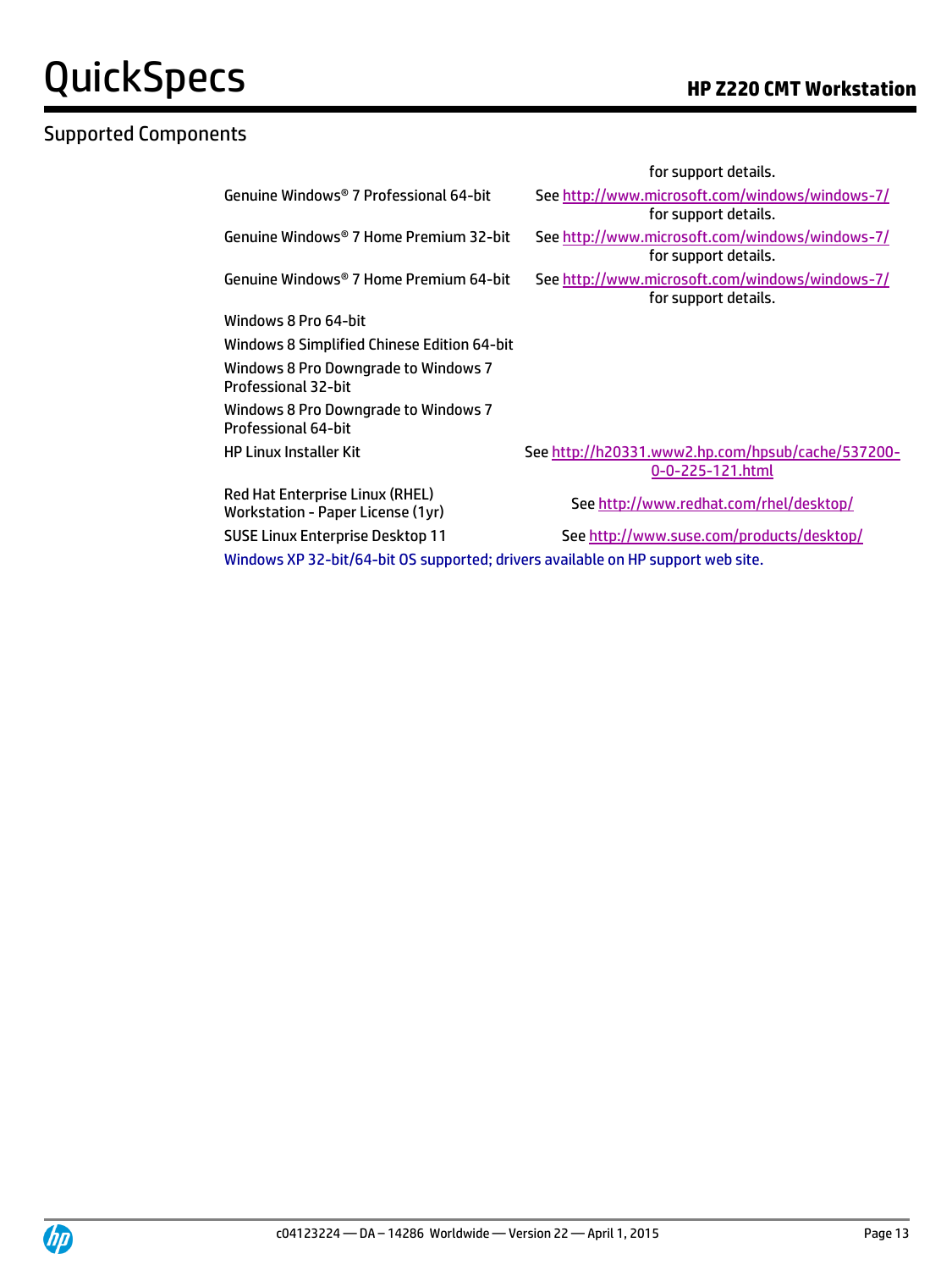## Supported Components

| | |
|---|---|
| | for support details. |
| Genuine Windows® 7 Professional 64-bit | See http://www.microsoft.com/windows/windows-7/ for support details. |
| Genuine Windows® 7 Home Premium 32-bit | See http://www.microsoft.com/windows/windows-7/ for support details. |
| Genuine Windows® 7 Home Premium 64-bit | See http://www.microsoft.com/windows/windows-7/ for support details. |
| Windows 8 Pro 64-bit | |
| Windows 8 Simplified Chinese Edition 64-bit | |
| Windows 8 Pro Downgrade to Windows 7 Professional 32-bit | |
| Windows 8 Pro Downgrade to Windows 7 Professional 64-bit | |
| HP Linux Installer Kit | See http://h20331.www2.hp.com/hpsub/cache/537200-0-0-225-121.html |
| Red Hat Enterprise Linux (RHEL) Workstation - Paper License (1yr) | See http://www.redhat.com/rhel/desktop/ |
| SUSE Linux Enterprise Desktop 11 | See http://www.suse.com/products/desktop/ |

Windows XP 32-bit/64-bit OS supported; drivers available on HP support web site.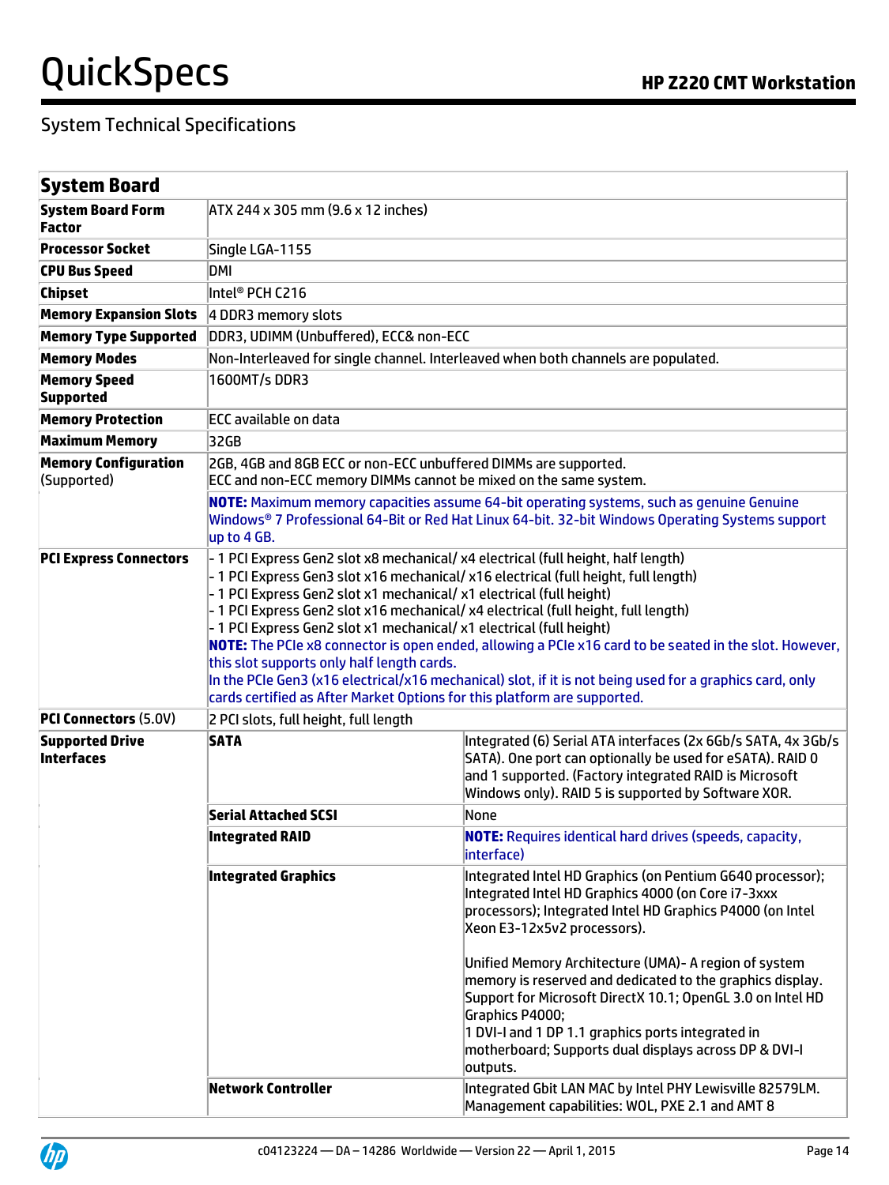## System Technical Specifications

| System Board | | |
|---|---|---|
| **System Board Form Factor** | ATX 244 x 305 mm (9.6 x 12 inches) | |
| **Processor Socket** | Single LGA-1155 | |
| **CPU Bus Speed** | DMI | |
| **Chipset** | Intel® PCH C216 | |
| **Memory Expansion Slots** | 4 DDR3 memory slots | |
| **Memory Type Supported** | DDR3, UDIMM (Unbuffered), ECC& non-ECC | |
| **Memory Modes** | Non-Interleaved for single channel. Interleaved when both channels are populated. | |
| **Memory Speed Supported** | 1600MT/s DDR3 | |
| **Memory Protection** | ECC available on data | |
| **Maximum Memory** | 32GB | |
| **Memory Configuration** (Supported) | 2GB, 4GB and 8GB ECC or non-ECC unbuffered DIMMs are supported.<br>ECC and non-ECC memory DIMMs cannot be mixed on the same system. | |
| | **NOTE:** Maximum memory capacities assume 64-bit operating systems, such as genuine Genuine Windows® 7 Professional 64-Bit or Red Hat Linux 64-bit. 32-bit Windows Operating Systems support up to 4 GB. | |
| **PCI Express Connectors** | - 1 PCI Express Gen2 slot x8 mechanical/ x4 electrical (full height, half length)<br>- 1 PCI Express Gen3 slot x16 mechanical/ x16 electrical (full height, full length)<br>- 1 PCI Express Gen2 slot x1 mechanical/ x1 electrical (full height)<br>- 1 PCI Express Gen2 slot x16 mechanical/ x4 electrical (full height, full length)<br>- 1 PCI Express Gen2 slot x1 mechanical/ x1 electrical (full height)<br>**NOTE:** The PCIe x8 connector is open ended, allowing a PCIe x16 card to be seated in the slot. However, this slot supports only half length cards.<br>In the PCIe Gen3 (x16 electrical/x16 mechanical) slot, if it is not being used for a graphics card, only cards certified as After Market Options for this platform are supported. | |
| **PCI Connectors** (5.0V) | 2 PCI slots, full height, full length | |
| **Supported Drive Interfaces** | **SATA** | Integrated (6) Serial ATA interfaces (2x 6Gb/s SATA, 4x 3Gb/s SATA). One port can optionally be used for eSATA). RAID 0 and 1 supported. (Factory integrated RAID is Microsoft Windows only). RAID 5 is supported by Software XOR. |
| | **Serial Attached SCSI** | None |
| | **Integrated RAID** | **NOTE:** Requires identical hard drives (speeds, capacity, interface) |
| | **Integrated Graphics** | Integrated Intel HD Graphics (on Pentium G640 processor); Integrated Intel HD Graphics 4000 (on Core i7-3xxx processors); Integrated Intel HD Graphics P4000 (on Intel Xeon E3-12x5v2 processors).<br><br>Unified Memory Architecture (UMA)- A region of system memory is reserved and dedicated to the graphics display. Support for Microsoft DirectX 10.1; OpenGL 3.0 on Intel HD Graphics P4000;<br>1 DVI-I and 1 DP 1.1 graphics ports integrated in motherboard; Supports dual displays across DP & DVI-I outputs. |
| | **Network Controller** | Integrated Gbit LAN MAC by Intel PHY Lewisville 82579LM. Management capabilities: WOL, PXE 2.1 and AMT 8 |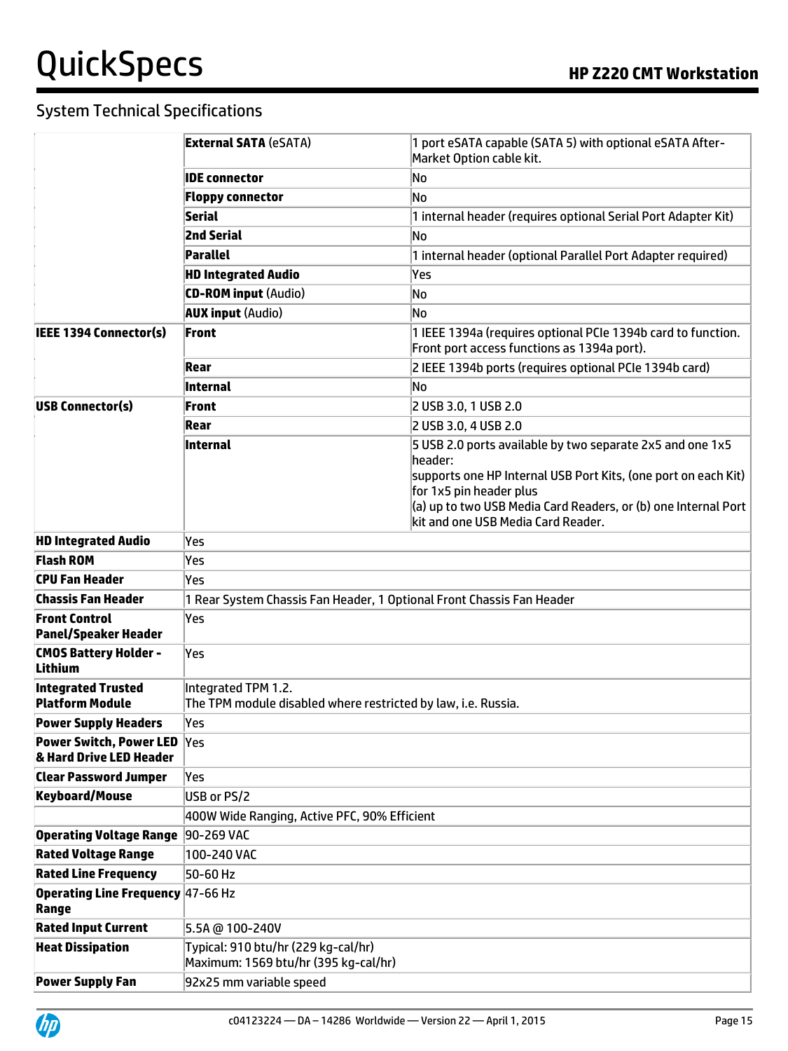## System Technical Specifications

| | | |
|---|---|---|
| | **External SATA** (eSATA) | 1 port eSATA capable (SATA 5) with optional eSATA After-Market Option cable kit. |
| | **IDE connector** | No |
| | **Floppy connector** | No |
| | **Serial** | 1 internal header (requires optional Serial Port Adapter Kit) |
| | **2nd Serial** | No |
| | **Parallel** | 1 internal header (optional Parallel Port Adapter required) |
| | **HD Integrated Audio** | Yes |
| | **CD-ROM input** (Audio) | No |
| | **AUX input** (Audio) | No |
| **IEEE 1394 Connector(s)** | **Front** | 1 IEEE 1394a (requires optional PCIe 1394b card to function. Front port access functions as 1394a port). |
| | **Rear** | 2 IEEE 1394b ports (requires optional PCIe 1394b card) |
| | **Internal** | No |
| **USB Connector(s)** | **Front** | 2 USB 3.0, 1 USB 2.0 |
| | **Rear** | 2 USB 3.0, 4 USB 2.0 |
| | **Internal** | 5 USB 2.0 ports available by two separate 2x5 and one 1x5 header:<br>supports one HP Internal USB Port Kits, (one port on each Kit) for 1x5 pin header plus<br>(a) up to two USB Media Card Readers, or (b) one Internal Port kit and one USB Media Card Reader. |
| **HD Integrated Audio** | Yes | |
| **Flash ROM** | Yes | |
| **CPU Fan Header** | Yes | |
| **Chassis Fan Header** | 1 Rear System Chassis Fan Header, 1 Optional Front Chassis Fan Header | |
| **Front Control Panel/Speaker Header** | Yes | |
| **CMOS Battery Holder - Lithium** | Yes | |
| **Integrated Trusted Platform Module** | Integrated TPM 1.2.<br>The TPM module disabled where restricted by law, i.e. Russia. | |
| **Power Supply Headers** | Yes | |
| **Power Switch, Power LED & Hard Drive LED Header** | Yes | |
| **Clear Password Jumper** | Yes | |
| **Keyboard/Mouse** | USB or PS/2 | |
| | 400W Wide Ranging, Active PFC, 90% Efficient | |
| **Operating Voltage Range** | 90-269 VAC | |
| **Rated Voltage Range** | 100-240 VAC | |
| **Rated Line Frequency** | 50-60 Hz | |
| **Operating Line Frequency Range** | 47-66 Hz | |
| **Rated Input Current** | 5.5A @ 100-240V | |
| **Heat Dissipation** | Typical: 910 btu/hr (229 kg-cal/hr)<br>Maximum: 1569 btu/hr (395 kg-cal/hr) | |
| **Power Supply Fan** | 92x25 mm variable speed | |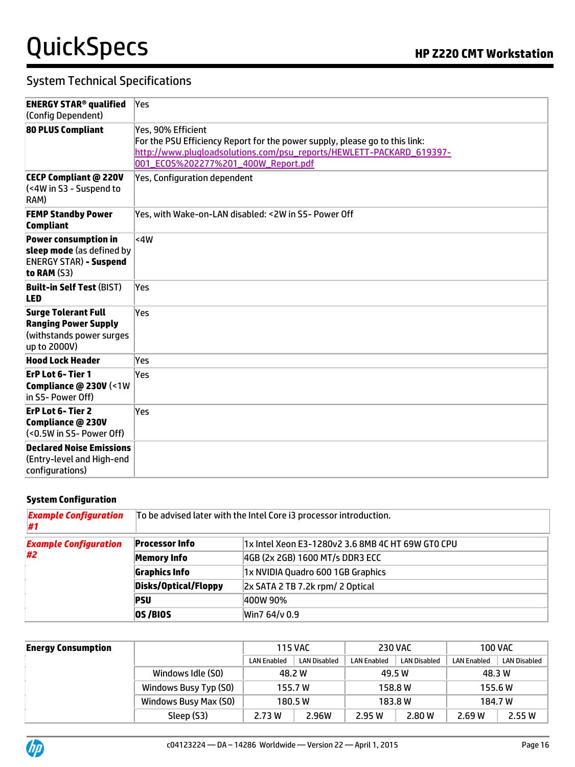## System Technical Specifications

| | |
|---|---|
| **ENERGY STAR® qualified** (Config Dependent) | Yes |
| **80 PLUS Compliant** | Yes, 90% Efficient<br>For the PSU Efficiency Report for the power supply, please go to this link:<br>http://www.plugloadsolutions.com/psu_reports/HEWLETT-PACKARD_619397-001_ECOS%202277%201_400W_Report.pdf |
| **CECP Compliant @ 220V** (<4W in S3 - Suspend to RAM) | Yes, Configuration dependent |
| **FEMP Standby Power Compliant** | Yes, with Wake-on-LAN disabled: <2W in S5- Power Off |
| **Power consumption in sleep mode** (as defined by ENERGY STAR) **- Suspend to RAM** (S3) | <4W |
| **Built-in Self Test** (BIST) **LED** | Yes |
| **Surge Tolerant Full Ranging Power Supply** (withstands power surges up to 2000V) | Yes |
| **Hood Lock Header** | Yes |
| **ErP Lot 6- Tier 1 Compliance @ 230V** (<1W in S5- Power Off) | Yes |
| **ErP Lot 6- Tier 2 Compliance @ 230V** (<0.5W in S5- Power Off) | Yes |
| **Declared Noise Emissions** (Entry-level and High-end configurations) | |

### System Configuration

| | | |
|---|---|---|
| ***Example Configuration #1*** | To be advised later with the Intel Core i3 processor introduction. | |
| ***Example Configuration #2*** | **Processor Info** | 1x Intel Xeon E3-1280v2 3.6 8MB 4C HT 69W GT0 CPU |
| | **Memory Info** | 4GB (2x 2GB) 1600 MT/s DDR3 ECC |
| | **Graphics Info** | 1x NVIDIA Quadro 600 1GB Graphics |
| | **Disks/Optical/Floppy** | 2x SATA 2 TB 7.2k rpm/ 2 Optical |
| | **PSU** | 400W 90% |
| | **OS /BIOS** | Win7 64/v 0.9 |

| **Energy Consumption** | | 115 VAC | | 230 VAC | | 100 VAC | |
|---|---|---|---|---|---|---|---|
| | | LAN Enabled | LAN Disabled | LAN Enabled | LAN Disabled | LAN Enabled | LAN Disabled |
| | Windows Idle (S0) | 48.2 W | | 49.5 W | | 48.3 W | |
| | Windows Busy Typ (S0) | 155.7 W | | 158.8 W | | 155.6 W | |
| | Windows Busy Max (S0) | 180.5 W | | 183.8 W | | 184.7 W | |
| | Sleep (S3) | 2.73 W | 2.96W | 2.95 W | 2.80 W | 2.69 W | 2.55 W |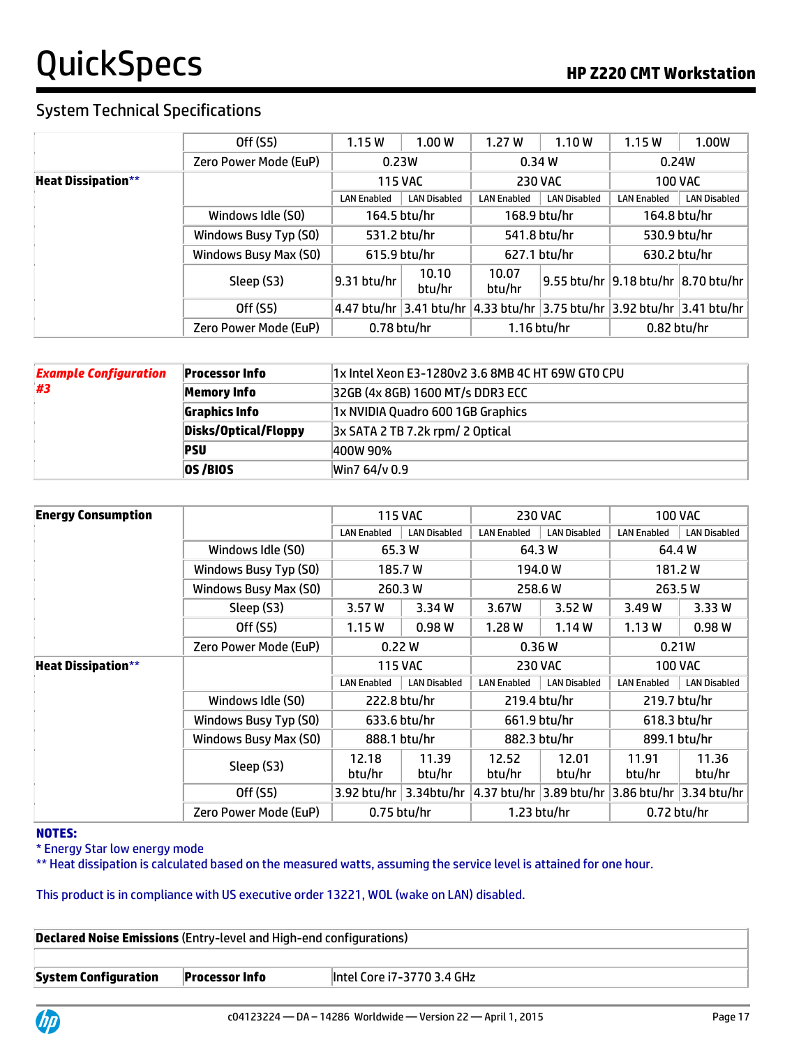## System Technical Specifications

| | | 115 VAC | | 230 VAC | | 100 VAC | |
|---|---|---|---|---|---|---|---|
| | Off (S5) | 1.15 W | 1.00 W | 1.27 W | 1.10 W | 1.15 W | 1.00W |
| | Zero Power Mode (EuP) | 0.23W | | 0.34 W | | 0.24W | |
| **Heat Dissipation**** | | 115 VAC | | 230 VAC | | 100 VAC | |
| | | LAN Enabled | LAN Disabled | LAN Enabled | LAN Disabled | LAN Enabled | LAN Disabled |
| | Windows Idle (S0) | 164.5 btu/hr | | 168.9 btu/hr | | 164.8 btu/hr | |
| | Windows Busy Typ (S0) | 531.2 btu/hr | | 541.8 btu/hr | | 530.9 btu/hr | |
| | Windows Busy Max (S0) | 615.9 btu/hr | | 627.1 btu/hr | | 630.2 btu/hr | |
| | Sleep (S3) | 9.31 btu/hr | 10.10 btu/hr | 10.07 btu/hr | 9.55 btu/hr | 9.18 btu/hr | 8.70 btu/hr |
| | Off (S5) | 4.47 btu/hr | 3.41 btu/hr | 4.33 btu/hr | 3.75 btu/hr | 3.92 btu/hr | 3.41 btu/hr |
| | Zero Power Mode (EuP) | 0.78 btu/hr | | 1.16 btu/hr | | 0.82 btu/hr | |

| ***Example Configuration #3*** | | |
|---|---|---|
| | **Processor Info** | 1x Intel Xeon E3-1280v2 3.6 8MB 4C HT 69W GT0 CPU |
| | **Memory Info** | 32GB (4x 8GB) 1600 MT/s DDR3 ECC |
| | **Graphics Info** | 1x NVIDIA Quadro 600 1GB Graphics |
| | **Disks/Optical/Floppy** | 3x SATA 2 TB 7.2k rpm/ 2 Optical |
| | **PSU** | 400W 90% |
| | **OS /BIOS** | Win7 64/v 0.9 |

| **Energy Consumption** | | 115 VAC | | 230 VAC | | 100 VAC | |
|---|---|---|---|---|---|---|---|
| | | LAN Enabled | LAN Disabled | LAN Enabled | LAN Disabled | LAN Enabled | LAN Disabled |
| | Windows Idle (S0) | 65.3 W | | 64.3 W | | 64.4 W | |
| | Windows Busy Typ (S0) | 185.7 W | | 194.0 W | | 181.2 W | |
| | Windows Busy Max (S0) | 260.3 W | | 258.6 W | | 263.5 W | |
| | Sleep (S3) | 3.57 W | 3.34 W | 3.67W | 3.52 W | 3.49 W | 3.33 W |
| | Off (S5) | 1.15 W | 0.98 W | 1.28 W | 1.14 W | 1.13 W | 0.98 W |
| | Zero Power Mode (EuP) | 0.22 W | | 0.36 W | | 0.21W | |
| **Heat Dissipation**** | | 115 VAC | | 230 VAC | | 100 VAC | |
| | | LAN Enabled | LAN Disabled | LAN Enabled | LAN Disabled | LAN Enabled | LAN Disabled |
| | Windows Idle (S0) | 222.8 btu/hr | | 219.4 btu/hr | | 219.7 btu/hr | |
| | Windows Busy Typ (S0) | 633.6 btu/hr | | 661.9 btu/hr | | 618.3 btu/hr | |
| | Windows Busy Max (S0) | 888.1 btu/hr | | 882.3 btu/hr | | 899.1 btu/hr | |
| | Sleep (S3) | 12.18 btu/hr | 11.39 btu/hr | 12.52 btu/hr | 12.01 btu/hr | 11.91 btu/hr | 11.36 btu/hr |
| | Off (S5) | 3.92 btu/hr | 3.34btu/hr | 4.37 btu/hr | 3.89 btu/hr | 3.86 btu/hr | 3.34 btu/hr |
| | Zero Power Mode (EuP) | 0.75 btu/hr | | 1.23 btu/hr | | 0.72 btu/hr | |

**NOTES:**

* Energy Star low energy mode

** Heat dissipation is calculated based on the measured watts, assuming the service level is attained for one hour.

This product is in compliance with US executive order 13221, WOL (wake on LAN) disabled.

| **Declared Noise Emissions** (Entry-level and High-end configurations) | | |
|---|---|---|
| | | |
| **System Configuration** | **Processor Info** | Intel Core i7-3770 3.4 GHz |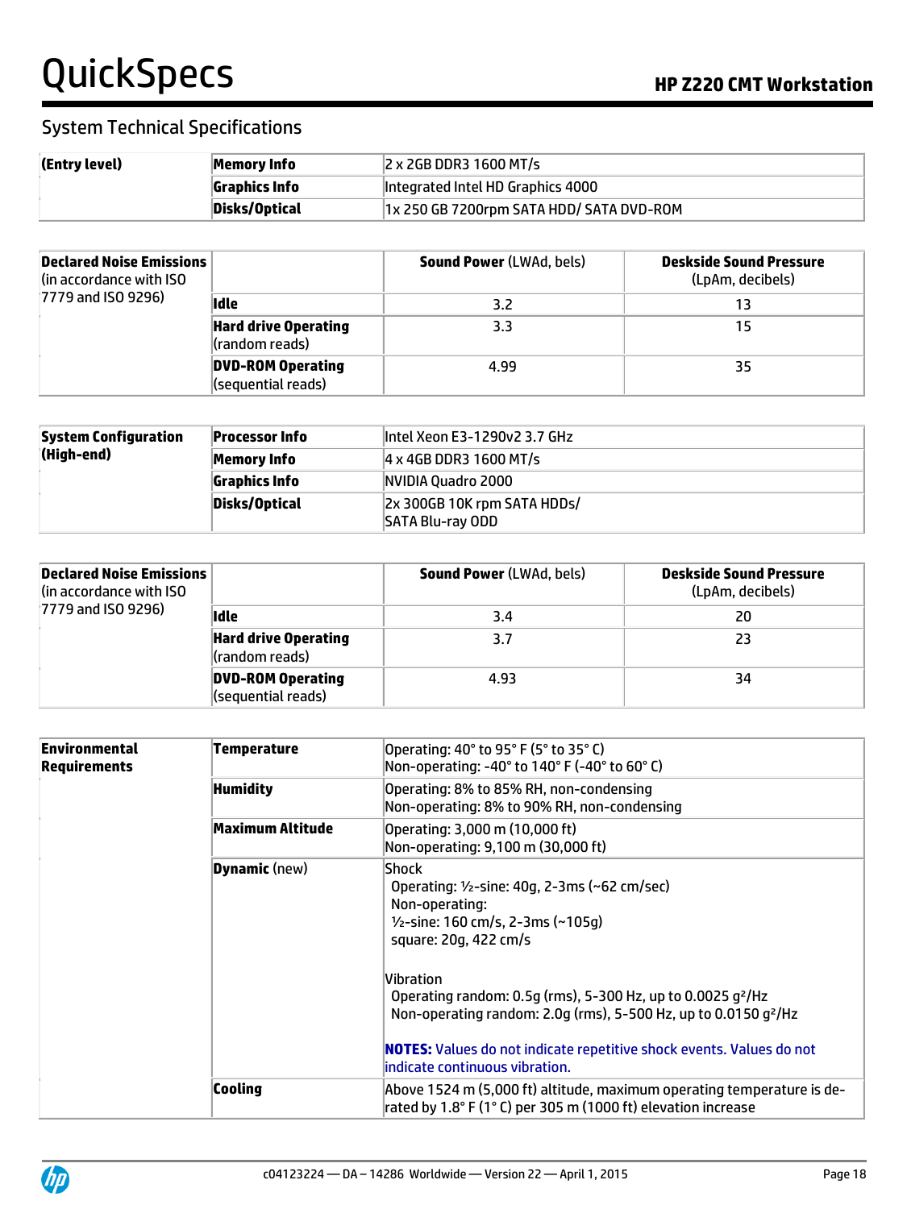## System Technical Specifications

| (Entry level) | Memory Info | 2 x 2GB DDR3 1600 MT/s |
|---|---|---|
| | Graphics Info | Integrated Intel HD Graphics 4000 |
| | Disks/Optical | 1x 250 GB 7200rpm SATA HDD/ SATA DVD-ROM |

| Declared Noise Emissions (in accordance with ISO 7779 and ISO 9296) | | Sound Power (LWAd, bels) | Deskside Sound Pressure (LpAm, decibels) |
|---|---|---|---|
| | Idle | 3.2 | 13 |
| | Hard drive Operating (random reads) | 3.3 | 15 |
| | DVD-ROM Operating (sequential reads) | 4.99 | 35 |

| System Configuration (High-end) | Processor Info | Intel Xeon E3-1290v2 3.7 GHz |
|---|---|---|
| | Memory Info | 4 x 4GB DDR3 1600 MT/s |
| | Graphics Info | NVIDIA Quadro 2000 |
| | Disks/Optical | 2x 300GB 10K rpm SATA HDDs/ SATA Blu-ray ODD |

| Declared Noise Emissions (in accordance with ISO 7779 and ISO 9296) | | Sound Power (LWAd, bels) | Deskside Sound Pressure (LpAm, decibels) |
|---|---|---|---|
| | Idle | 3.4 | 20 |
| | Hard drive Operating (random reads) | 3.7 | 23 |
| | DVD-ROM Operating (sequential reads) | 4.93 | 34 |

| Environmental Requirements | Temperature | Operating: 40° to 95° F (5° to 35° C)<br>Non-operating: -40° to 140° F (-40° to 60° C) |
|---|---|---|
| | Humidity | Operating: 8% to 85% RH, non-condensing<br>Non-operating: 8% to 90% RH, non-condensing |
| | Maximum Altitude | Operating: 3,000 m (10,000 ft)<br>Non-operating: 9,100 m (30,000 ft) |
| | Dynamic (new) | Shock<br>Operating: ½-sine: 40g, 2-3ms (~62 cm/sec)<br>Non-operating:<br>½-sine: 160 cm/s, 2-3ms (~105g)<br>square: 20g, 422 cm/s<br><br>Vibration<br>Operating random: 0.5g (rms), 5-300 Hz, up to 0.0025 $g^2$/Hz<br>Non-operating random: 2.0g (rms), 5-500 Hz, up to 0.0150 $g^2$/Hz<br><br>**NOTES:** Values do not indicate repetitive shock events. Values do not indicate continuous vibration. |
| | Cooling | Above 1524 m (5,000 ft) altitude, maximum operating temperature is de-rated by 1.8° F (1° C) per 305 m (1000 ft) elevation increase |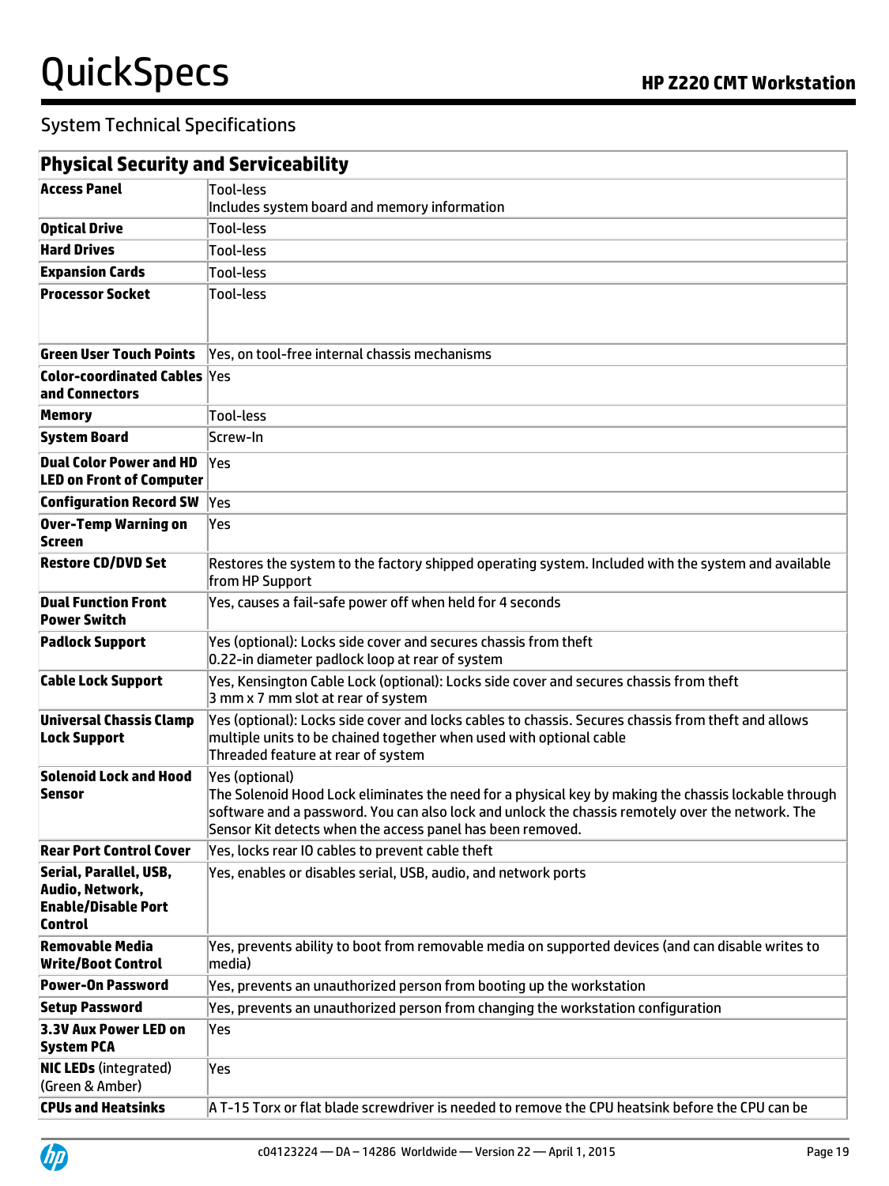## System Technical Specifications

| Physical Security and Serviceability | |
|---|---|
| **Access Panel** | Tool-less<br>Includes system board and memory information |
| **Optical Drive** | Tool-less |
| **Hard Drives** | Tool-less |
| **Expansion Cards** | Tool-less |
| **Processor Socket** | Tool-less |
| **Green User Touch Points** | Yes, on tool-free internal chassis mechanisms |
| **Color-coordinated Cables and Connectors** | Yes |
| **Memory** | Tool-less |
| **System Board** | Screw-In |
| **Dual Color Power and HD LED on Front of Computer** | Yes |
| **Configuration Record SW** | Yes |
| **Over-Temp Warning on Screen** | Yes |
| **Restore CD/DVD Set** | Restores the system to the factory shipped operating system. Included with the system and available from HP Support |
| **Dual Function Front Power Switch** | Yes, causes a fail-safe power off when held for 4 seconds |
| **Padlock Support** | Yes (optional): Locks side cover and secures chassis from theft<br>0.22-in diameter padlock loop at rear of system |
| **Cable Lock Support** | Yes, Kensington Cable Lock (optional): Locks side cover and secures chassis from theft<br>3 mm x 7 mm slot at rear of system |
| **Universal Chassis Clamp Lock Support** | Yes (optional): Locks side cover and locks cables to chassis. Secures chassis from theft and allows multiple units to be chained together when used with optional cable<br>Threaded feature at rear of system |
| **Solenoid Lock and Hood Sensor** | Yes (optional)<br>The Solenoid Hood Lock eliminates the need for a physical key by making the chassis lockable through software and a password. You can also lock and unlock the chassis remotely over the network. The Sensor Kit detects when the access panel has been removed. |
| **Rear Port Control Cover** | Yes, locks rear IO cables to prevent cable theft |
| **Serial, Parallel, USB, Audio, Network, Enable/Disable Port Control** | Yes, enables or disables serial, USB, audio, and network ports |
| **Removable Media Write/Boot Control** | Yes, prevents ability to boot from removable media on supported devices (and can disable writes to media) |
| **Power-On Password** | Yes, prevents an unauthorized person from booting up the workstation |
| **Setup Password** | Yes, prevents an unauthorized person from changing the workstation configuration |
| **3.3V Aux Power LED on System PCA** | Yes |
| **NIC LEDs** (integrated) (Green & Amber) | Yes |
| **CPUs and Heatsinks** | A T-15 Torx or flat blade screwdriver is needed to remove the CPU heatsink before the CPU can be |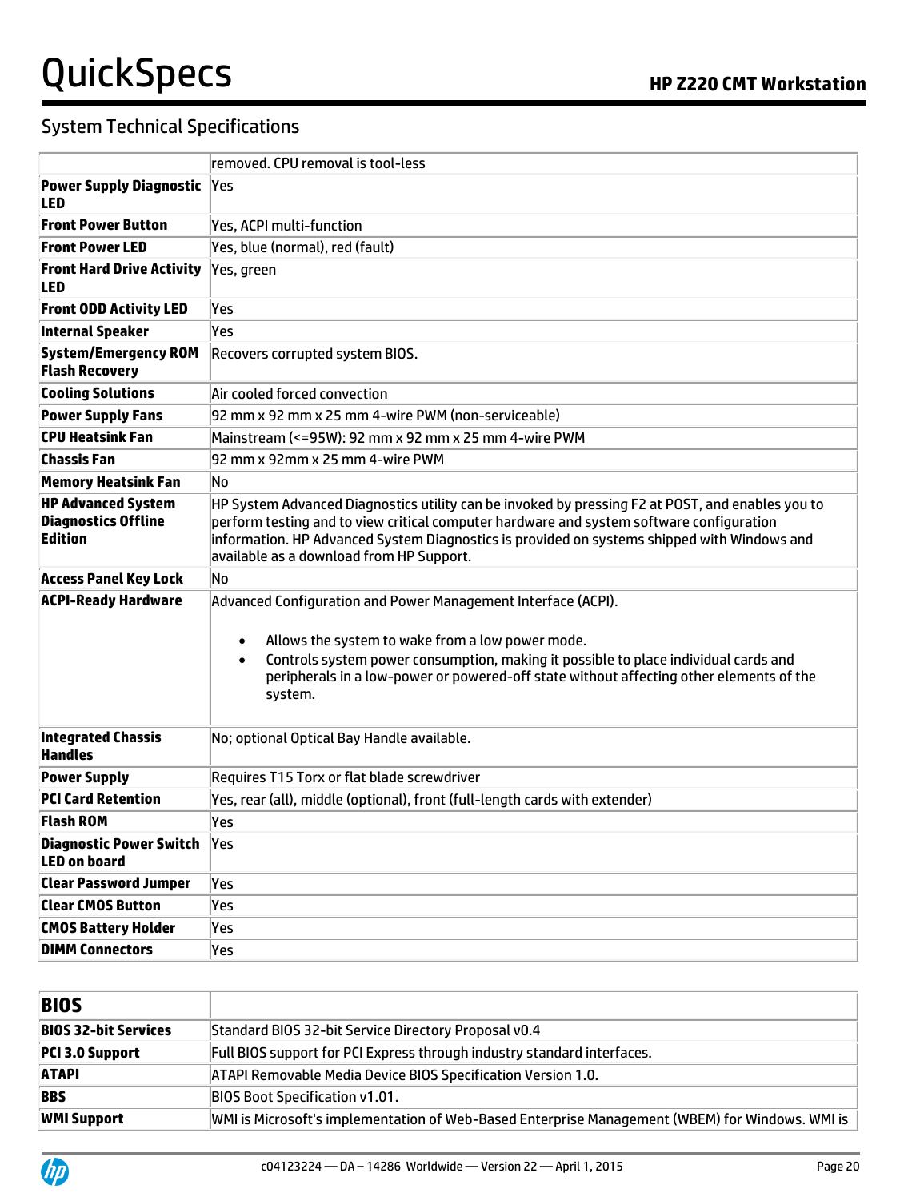## System Technical Specifications

| | |
|---|---|
| | removed. CPU removal is tool-less |
| **Power Supply Diagnostic LED** | Yes |
| **Front Power Button** | Yes, ACPI multi-function |
| **Front Power LED** | Yes, blue (normal), red (fault) |
| **Front Hard Drive Activity LED** | Yes, green |
| **Front ODD Activity LED** | Yes |
| **Internal Speaker** | Yes |
| **System/Emergency ROM Flash Recovery** | Recovers corrupted system BIOS. |
| **Cooling Solutions** | Air cooled forced convection |
| **Power Supply Fans** | 92 mm x 92 mm x 25 mm 4-wire PWM (non-serviceable) |
| **CPU Heatsink Fan** | Mainstream (<=95W): 92 mm x 92 mm x 25 mm 4-wire PWM |
| **Chassis Fan** | 92 mm x 92mm x 25 mm 4-wire PWM |
| **Memory Heatsink Fan** | No |
| **HP Advanced System Diagnostics Offline Edition** | HP System Advanced Diagnostics utility can be invoked by pressing F2 at POST, and enables you to perform testing and to view critical computer hardware and system software configuration information. HP Advanced System Diagnostics is provided on systems shipped with Windows and available as a download from HP Support. |
| **Access Panel Key Lock** | No |
| **ACPI-Ready Hardware** | Advanced Configuration and Power Management Interface (ACPI).<br>• Allows the system to wake from a low power mode.<br>• Controls system power consumption, making it possible to place individual cards and peripherals in a low-power or powered-off state without affecting other elements of the system. |
| **Integrated Chassis Handles** | No; optional Optical Bay Handle available. |
| **Power Supply** | Requires T15 Torx or flat blade screwdriver |
| **PCI Card Retention** | Yes, rear (all), middle (optional), front (full-length cards with extender) |
| **Flash ROM** | Yes |
| **Diagnostic Power Switch LED on board** | Yes |
| **Clear Password Jumper** | Yes |
| **Clear CMOS Button** | Yes |
| **CMOS Battery Holder** | Yes |
| **DIMM Connectors** | Yes |

| **BIOS** | |
|---|---|
| **BIOS 32-bit Services** | Standard BIOS 32-bit Service Directory Proposal v0.4 |
| **PCI 3.0 Support** | Full BIOS support for PCI Express through industry standard interfaces. |
| **ATAPI** | ATAPI Removable Media Device BIOS Specification Version 1.0. |
| **BBS** | BIOS Boot Specification v1.01. |
| **WMI Support** | WMI is Microsoft's implementation of Web-Based Enterprise Management (WBEM) for Windows. WMI is |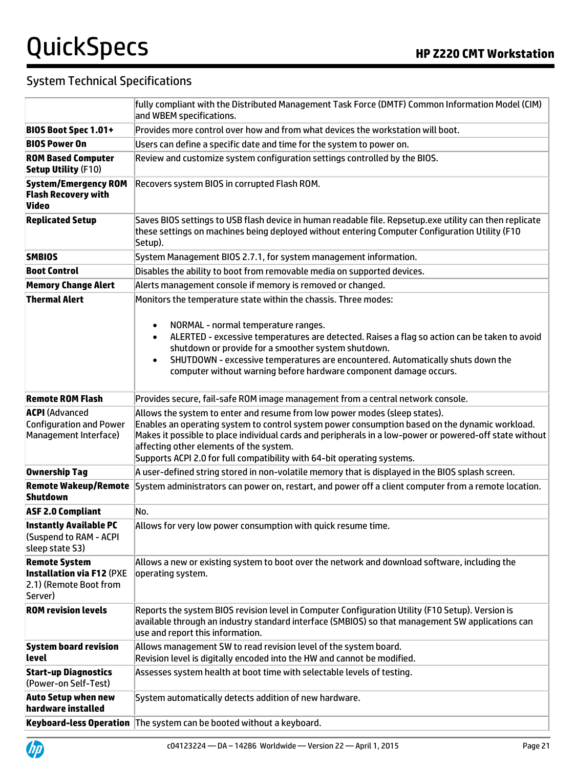## System Technical Specifications

| | |
|---|---|
| | fully compliant with the Distributed Management Task Force (DMTF) Common Information Model (CIM) and WBEM specifications. |
| **BIOS Boot Spec 1.01+** | Provides more control over how and from what devices the workstation will boot. |
| **BIOS Power On** | Users can define a specific date and time for the system to power on. |
| **ROM Based Computer Setup Utility** (F10) | Review and customize system configuration settings controlled by the BIOS. |
| **System/Emergency ROM Flash Recovery with Video** | Recovers system BIOS in corrupted Flash ROM. |
| **Replicated Setup** | Saves BIOS settings to USB flash device in human readable file. Repsetup.exe utility can then replicate these settings on machines being deployed without entering Computer Configuration Utility (F10 Setup). |
| **SMBIOS** | System Management BIOS 2.7.1, for system management information. |
| **Boot Control** | Disables the ability to boot from removable media on supported devices. |
| **Memory Change Alert** | Alerts management console if memory is removed or changed. |
| **Thermal Alert** | Monitors the temperature state within the chassis. Three modes:<br>• NORMAL - normal temperature ranges.<br>• ALERTED - excessive temperatures are detected. Raises a flag so action can be taken to avoid shutdown or provide for a smoother system shutdown.<br>• SHUTDOWN - excessive temperatures are encountered. Automatically shuts down the computer without warning before hardware component damage occurs. |
| **Remote ROM Flash** | Provides secure, fail-safe ROM image management from a central network console. |
| **ACPI** (Advanced Configuration and Power Management Interface) | Allows the system to enter and resume from low power modes (sleep states).<br>Enables an operating system to control system power consumption based on the dynamic workload.<br>Makes it possible to place individual cards and peripherals in a low-power or powered-off state without affecting other elements of the system.<br>Supports ACPI 2.0 for full compatibility with 64-bit operating systems. |
| **Ownership Tag** | A user-defined string stored in non-volatile memory that is displayed in the BIOS splash screen. |
| **Remote Wakeup/Remote Shutdown** | System administrators can power on, restart, and power off a client computer from a remote location. |
| **ASF 2.0 Compliant** | No. |
| **Instantly Available PC** (Suspend to RAM - ACPI sleep state S3) | Allows for very low power consumption with quick resume time. |
| **Remote System Installation via F12** (PXE 2.1) (Remote Boot from Server) | Allows a new or existing system to boot over the network and download software, including the operating system. |
| **ROM revision levels** | Reports the system BIOS revision level in Computer Configuration Utility (F10 Setup). Version is available through an industry standard interface (SMBIOS) so that management SW applications can use and report this information. |
| **System board revision level** | Allows management SW to read revision level of the system board.<br>Revision level is digitally encoded into the HW and cannot be modified. |
| **Start-up Diagnostics** (Power-on Self-Test) | Assesses system health at boot time with selectable levels of testing. |
| **Auto Setup when new hardware installed** | System automatically detects addition of new hardware. |
| **Keyboard-less Operation** | The system can be booted without a keyboard. |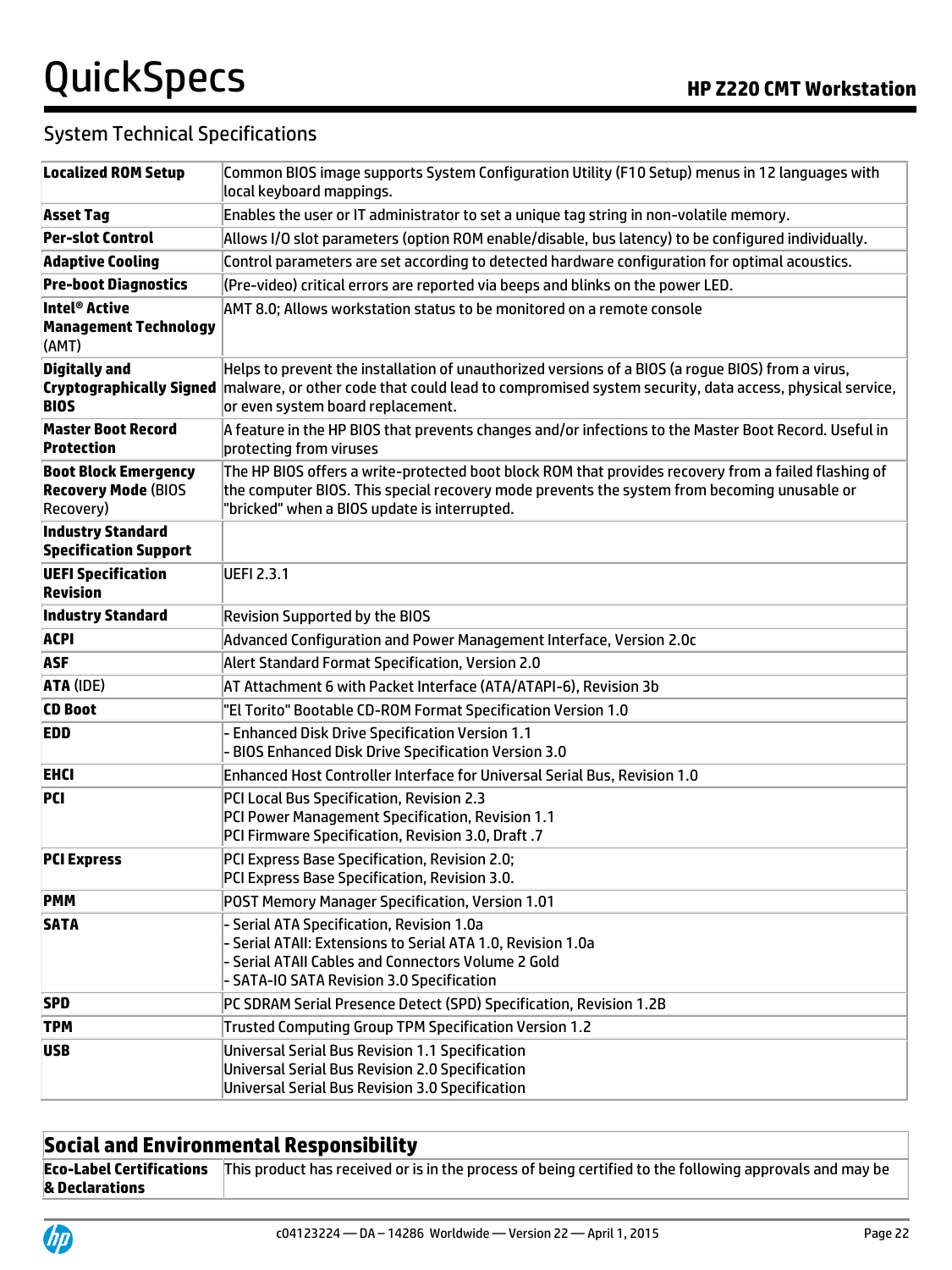## System Technical Specifications

| | |
|---|---|
| **Localized ROM Setup** | Common BIOS image supports System Configuration Utility (F10 Setup) menus in 12 languages with local keyboard mappings. |
| **Asset Tag** | Enables the user or IT administrator to set a unique tag string in non-volatile memory. |
| **Per-slot Control** | Allows I/O slot parameters (option ROM enable/disable, bus latency) to be configured individually. |
| **Adaptive Cooling** | Control parameters are set according to detected hardware configuration for optimal acoustics. |
| **Pre-boot Diagnostics** | (Pre-video) critical errors are reported via beeps and blinks on the power LED. |
| **Intel® Active Management Technology** (AMT) | AMT 8.0; Allows workstation status to be monitored on a remote console |
| **Digitally and Cryptographically Signed BIOS** | Helps to prevent the installation of unauthorized versions of a BIOS (a rogue BIOS) from a virus, malware, or other code that could lead to compromised system security, data access, physical service, or even system board replacement. |
| **Master Boot Record Protection** | A feature in the HP BIOS that prevents changes and/or infections to the Master Boot Record. Useful in protecting from viruses |
| **Boot Block Emergency Recovery Mode** (BIOS Recovery) | The HP BIOS offers a write-protected boot block ROM that provides recovery from a failed flashing of the computer BIOS. This special recovery mode prevents the system from becoming unusable or "bricked" when a BIOS update is interrupted. |
| **Industry Standard Specification Support** | |
| **UEFI Specification Revision** | UEFI 2.3.1 |
| **Industry Standard** | Revision Supported by the BIOS |
| **ACPI** | Advanced Configuration and Power Management Interface, Version 2.0c |
| **ASF** | Alert Standard Format Specification, Version 2.0 |
| **ATA** (IDE) | AT Attachment 6 with Packet Interface (ATA/ATAPI-6), Revision 3b |
| **CD Boot** | "El Torito" Bootable CD-ROM Format Specification Version 1.0 |
| **EDD** | - Enhanced Disk Drive Specification Version 1.1<br>- BIOS Enhanced Disk Drive Specification Version 3.0 |
| **EHCI** | Enhanced Host Controller Interface for Universal Serial Bus, Revision 1.0 |
| **PCI** | PCI Local Bus Specification, Revision 2.3<br>PCI Power Management Specification, Revision 1.1<br>PCI Firmware Specification, Revision 3.0, Draft .7 |
| **PCI Express** | PCI Express Base Specification, Revision 2.0;<br>PCI Express Base Specification, Revision 3.0. |
| **PMM** | POST Memory Manager Specification, Version 1.01 |
| **SATA** | - Serial ATA Specification, Revision 1.0a<br>- Serial ATAII: Extensions to Serial ATA 1.0, Revision 1.0a<br>- Serial ATAII Cables and Connectors Volume 2 Gold<br>- SATA-IO SATA Revision 3.0 Specification |
| **SPD** | PC SDRAM Serial Presence Detect (SPD) Specification, Revision 1.2B |
| **TPM** | Trusted Computing Group TPM Specification Version 1.2 |
| **USB** | Universal Serial Bus Revision 1.1 Specification<br>Universal Serial Bus Revision 2.0 Specification<br>Universal Serial Bus Revision 3.0 Specification |

| **Social and Environmental Responsibility** | |
|---|---|
| **Eco-Label Certifications & Declarations** | This product has received or is in the process of being certified to the following approvals and may be |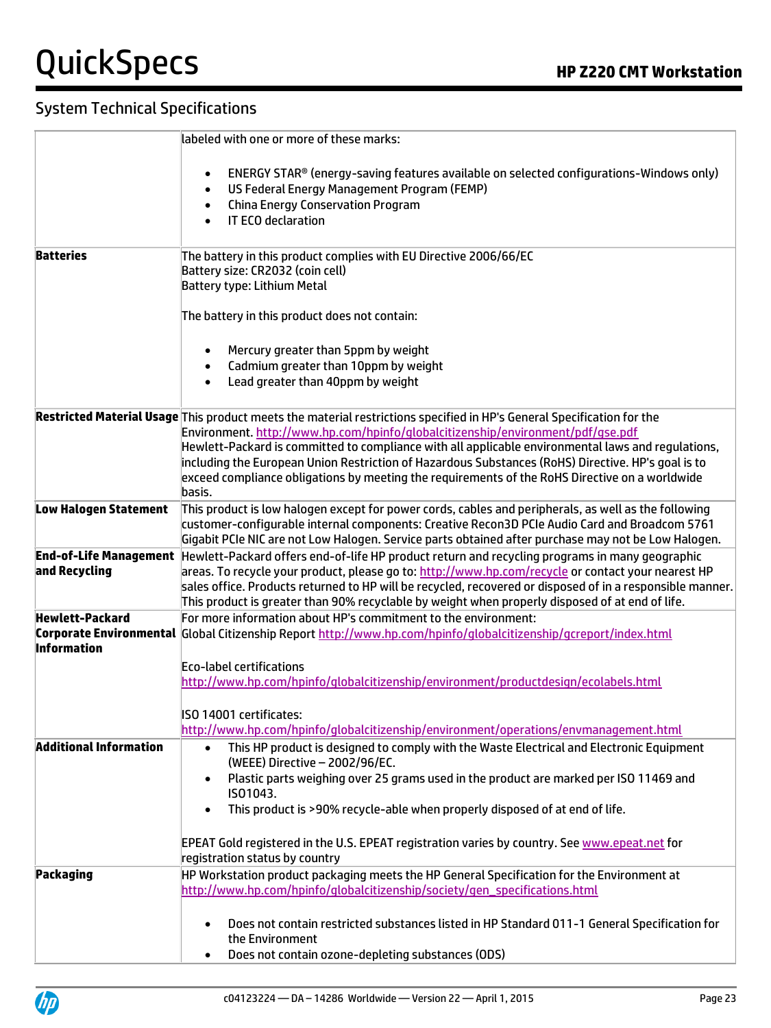## System Technical Specifications

| | |
|---|---|
| | labeled with one or more of these marks:<br><br>• ENERGY STAR® (energy-saving features available on selected configurations-Windows only)<br>• US Federal Energy Management Program (FEMP)<br>• China Energy Conservation Program<br>• IT ECO declaration |
| **Batteries** | The battery in this product complies with EU Directive 2006/66/EC<br>Battery size: CR2032 (coin cell)<br>Battery type: Lithium Metal<br><br>The battery in this product does not contain:<br><br>• Mercury greater than 5ppm by weight<br>• Cadmium greater than 10ppm by weight<br>• Lead greater than 40ppm by weight |
| **Restricted Material Usage** | This product meets the material restrictions specified in HP's General Specification for the Environment. http://www.hp.com/hpinfo/globalcitizenship/environment/pdf/gse.pdf<br>Hewlett-Packard is committed to compliance with all applicable environmental laws and regulations, including the European Union Restriction of Hazardous Substances (RoHS) Directive. HP's goal is to exceed compliance obligations by meeting the requirements of the RoHS Directive on a worldwide basis. |
| **Low Halogen Statement** | This product is low halogen except for power cords, cables and peripherals, as well as the following customer-configurable internal components: Creative Recon3D PCIe Audio Card and Broadcom 5761 Gigabit PCIe NIC are not Low Halogen. Service parts obtained after purchase may not be Low Halogen. |
| **End-of-Life Management and Recycling** | Hewlett-Packard offers end-of-life HP product return and recycling programs in many geographic areas. To recycle your product, please go to: http://www.hp.com/recycle or contact your nearest HP sales office. Products returned to HP will be recycled, recovered or disposed of in a responsible manner. This product is greater than 90% recyclable by weight when properly disposed of at end of life. |
| **Hewlett-Packard Corporate Environmental Information** | For more information about HP's commitment to the environment:<br>Global Citizenship Report http://www.hp.com/hpinfo/globalcitizenship/gcreport/index.html<br><br>Eco-label certifications<br>http://www.hp.com/hpinfo/globalcitizenship/environment/productdesign/ecolabels.html<br><br>ISO 14001 certificates:<br>http://www.hp.com/hpinfo/globalcitizenship/environment/operations/envmanagement.html |
| **Additional Information** | • This HP product is designed to comply with the Waste Electrical and Electronic Equipment (WEEE) Directive – 2002/96/EC.<br>• Plastic parts weighing over 25 grams used in the product are marked per ISO 11469 and ISO1043.<br>• This product is >90% recycle-able when properly disposed of at end of life.<br><br>EPEAT Gold registered in the U.S. EPEAT registration varies by country. See www.epeat.net for registration status by country |
| **Packaging** | HP Workstation product packaging meets the HP General Specification for the Environment at http://www.hp.com/hpinfo/globalcitizenship/society/gen_specifications.html<br><br>• Does not contain restricted substances listed in HP Standard 011-1 General Specification for the Environment<br>• Does not contain ozone-depleting substances (ODS) |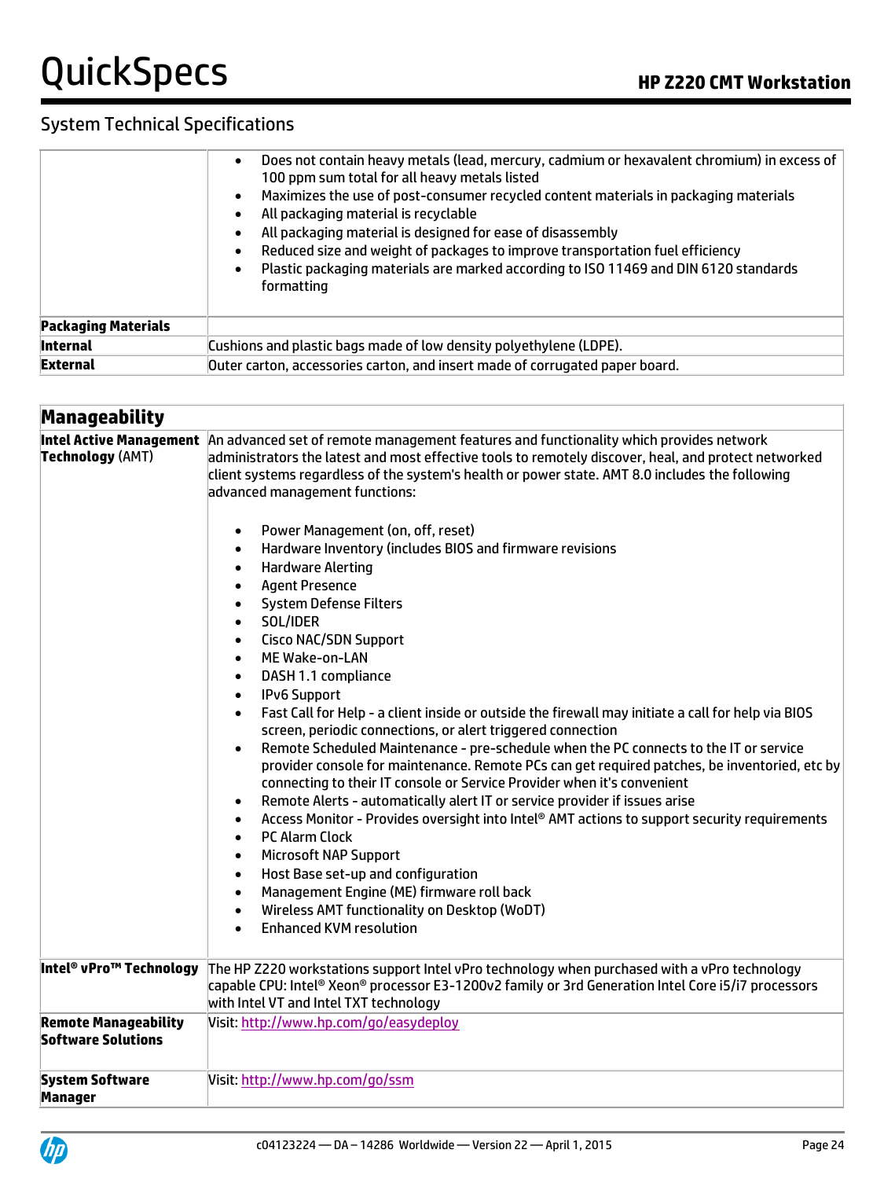## System Technical Specifications

| | |
|---|---|
| | • Does not contain heavy metals (lead, mercury, cadmium or hexavalent chromium) in excess of 100 ppm sum total for all heavy metals listed<br>• Maximizes the use of post-consumer recycled content materials in packaging materials<br>• All packaging material is recyclable<br>• All packaging material is designed for ease of disassembly<br>• Reduced size and weight of packages to improve transportation fuel efficiency<br>• Plastic packaging materials are marked according to ISO 11469 and DIN 6120 standards formatting |
| **Packaging Materials** | |
| **Internal** | Cushions and plastic bags made of low density polyethylene (LDPE). |
| **External** | Outer carton, accessories carton, and insert made of corrugated paper board. |

| **Manageability** | |
|---|---|
| **Intel Active Management Technology** (AMT) | An advanced set of remote management features and functionality which provides network administrators the latest and most effective tools to remotely discover, heal, and protect networked client systems regardless of the system's health or power state. AMT 8.0 includes the following advanced management functions:<br><br>• Power Management (on, off, reset)<br>• Hardware Inventory (includes BIOS and firmware revisions<br>• Hardware Alerting<br>• Agent Presence<br>• System Defense Filters<br>• SOL/IDER<br>• Cisco NAC/SDN Support<br>• ME Wake-on-LAN<br>• DASH 1.1 compliance<br>• IPv6 Support<br>• Fast Call for Help - a client inside or outside the firewall may initiate a call for help via BIOS screen, periodic connections, or alert triggered connection<br>• Remote Scheduled Maintenance - pre-schedule when the PC connects to the IT or service provider console for maintenance. Remote PCs can get required patches, be inventoried, etc by connecting to their IT console or Service Provider when it's convenient<br>• Remote Alerts - automatically alert IT or service provider if issues arise<br>• Access Monitor - Provides oversight into Intel® AMT actions to support security requirements<br>• PC Alarm Clock<br>• Microsoft NAP Support<br>• Host Base set-up and configuration<br>• Management Engine (ME) firmware roll back<br>• Wireless AMT functionality on Desktop (WoDT)<br>• Enhanced KVM resolution |
| **Intel® vPro™ Technology** | The HP Z220 workstations support Intel vPro technology when purchased with a vPro technology capable CPU: Intel® Xeon® processor E3-1200v2 family or 3rd Generation Intel Core i5/i7 processors with Intel VT and Intel TXT technology |
| **Remote Manageability Software Solutions** | Visit: http://www.hp.com/go/easydeploy |
| **System Software Manager** | Visit: http://www.hp.com/go/ssm |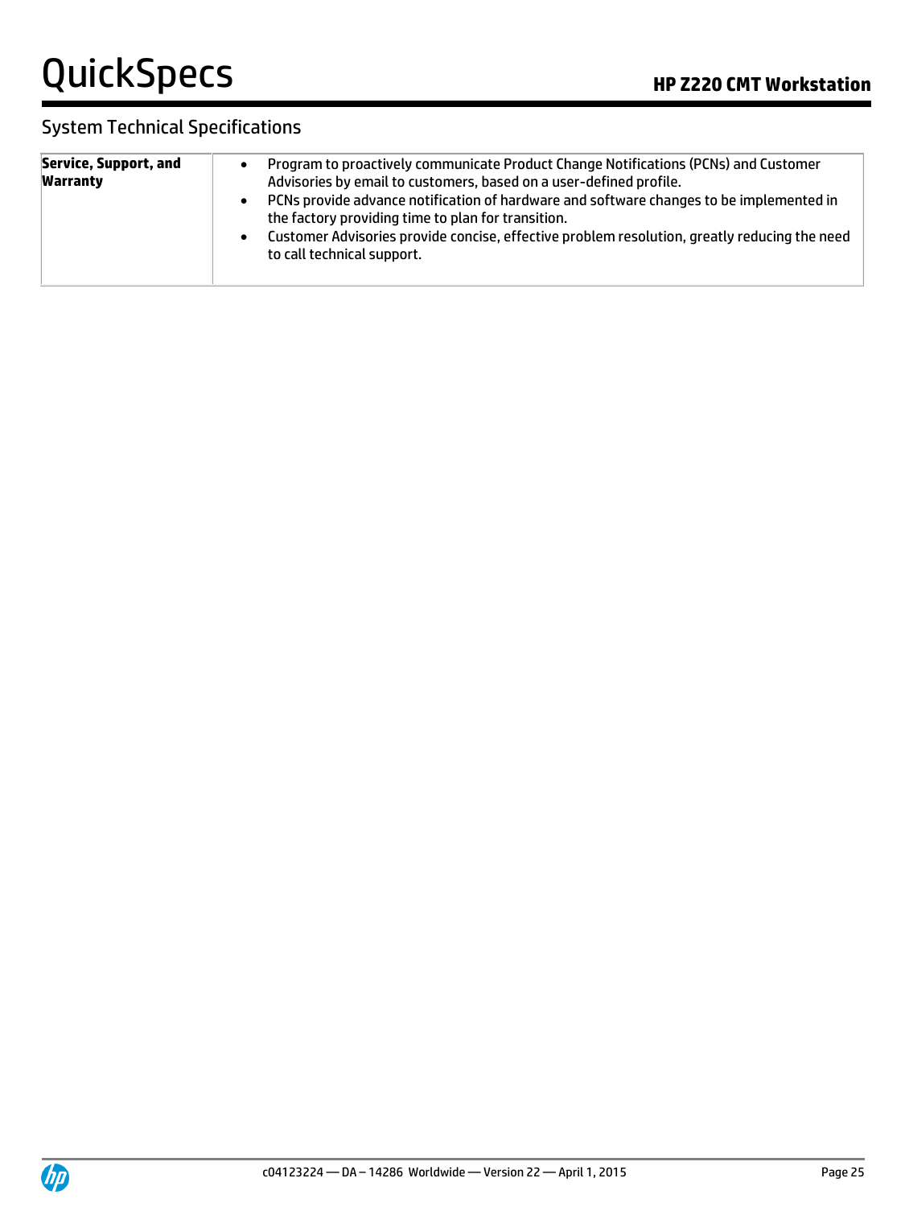## System Technical Specifications

| Service, Support, and Warranty | • Program to proactively communicate Product Change Notifications (PCNs) and Customer Advisories by email to customers, based on a user-defined profile.<br>• PCNs provide advance notification of hardware and software changes to be implemented in the factory providing time to plan for transition.<br>• Customer Advisories provide concise, effective problem resolution, greatly reducing the need to call technical support. |
|---|---|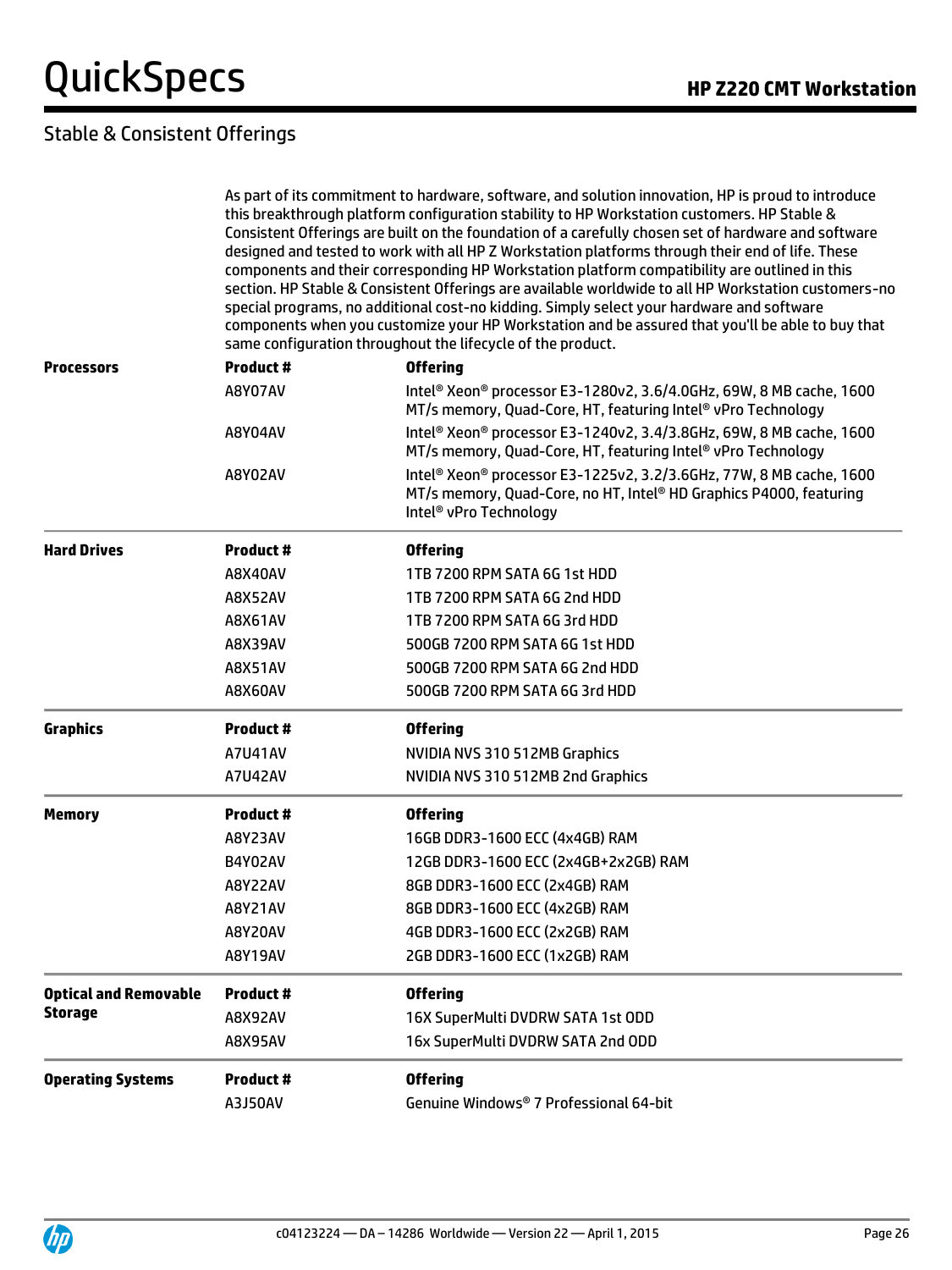## Stable & Consistent Offerings

As part of its commitment to hardware, software, and solution innovation, HP is proud to introduce this breakthrough platform configuration stability to HP Workstation customers. HP Stable & Consistent Offerings are built on the foundation of a carefully chosen set of hardware and software designed and tested to work with all HP Z Workstation platforms through their end of life. These components and their corresponding HP Workstation platform compatibility are outlined in this section. HP Stable & Consistent Offerings are available worldwide to all HP Workstation customers-no special programs, no additional cost-no kidding. Simply select your hardware and software components when you customize your HP Workstation and be assured that you'll be able to buy that same configuration throughout the lifecycle of the product.

| | Product # | Offering |
|---|---|---|
| **Processors** | **Product #** | **Offering** |
| | A8Y07AV | Intel® Xeon® processor E3-1280v2, 3.6/4.0GHz, 69W, 8 MB cache, 1600 MT/s memory, Quad-Core, HT, featuring Intel® vPro Technology |
| | A8Y04AV | Intel® Xeon® processor E3-1240v2, 3.4/3.8GHz, 69W, 8 MB cache, 1600 MT/s memory, Quad-Core, HT, featuring Intel® vPro Technology |
| | A8Y02AV | Intel® Xeon® processor E3-1225v2, 3.2/3.6GHz, 77W, 8 MB cache, 1600 MT/s memory, Quad-Core, no HT, Intel® HD Graphics P4000, featuring Intel® vPro Technology |
| **Hard Drives** | **Product #** | **Offering** |
| | A8X40AV | 1TB 7200 RPM SATA 6G 1st HDD |
| | A8X52AV | 1TB 7200 RPM SATA 6G 2nd HDD |
| | A8X61AV | 1TB 7200 RPM SATA 6G 3rd HDD |
| | A8X39AV | 500GB 7200 RPM SATA 6G 1st HDD |
| | A8X51AV | 500GB 7200 RPM SATA 6G 2nd HDD |
| | A8X60AV | 500GB 7200 RPM SATA 6G 3rd HDD |
| **Graphics** | **Product #** | **Offering** |
| | A7U41AV | NVIDIA NVS 310 512MB Graphics |
| | A7U42AV | NVIDIA NVS 310 512MB 2nd Graphics |
| **Memory** | **Product #** | **Offering** |
| | A8Y23AV | 16GB DDR3-1600 ECC (4x4GB) RAM |
| | B4Y02AV | 12GB DDR3-1600 ECC (2x4GB+2x2GB) RAM |
| | A8Y22AV | 8GB DDR3-1600 ECC (2x4GB) RAM |
| | A8Y21AV | 8GB DDR3-1600 ECC (4x2GB) RAM |
| | A8Y20AV | 4GB DDR3-1600 ECC (2x2GB) RAM |
| | A8Y19AV | 2GB DDR3-1600 ECC (1x2GB) RAM |
| **Optical and Removable Storage** | **Product #** | **Offering** |
| | A8X92AV | 16X SuperMulti DVDRW SATA 1st ODD |
| | A8X95AV | 16x SuperMulti DVDRW SATA 2nd ODD |
| **Operating Systems** | **Product #** | **Offering** |
| | A3J50AV | Genuine Windows® 7 Professional 64-bit |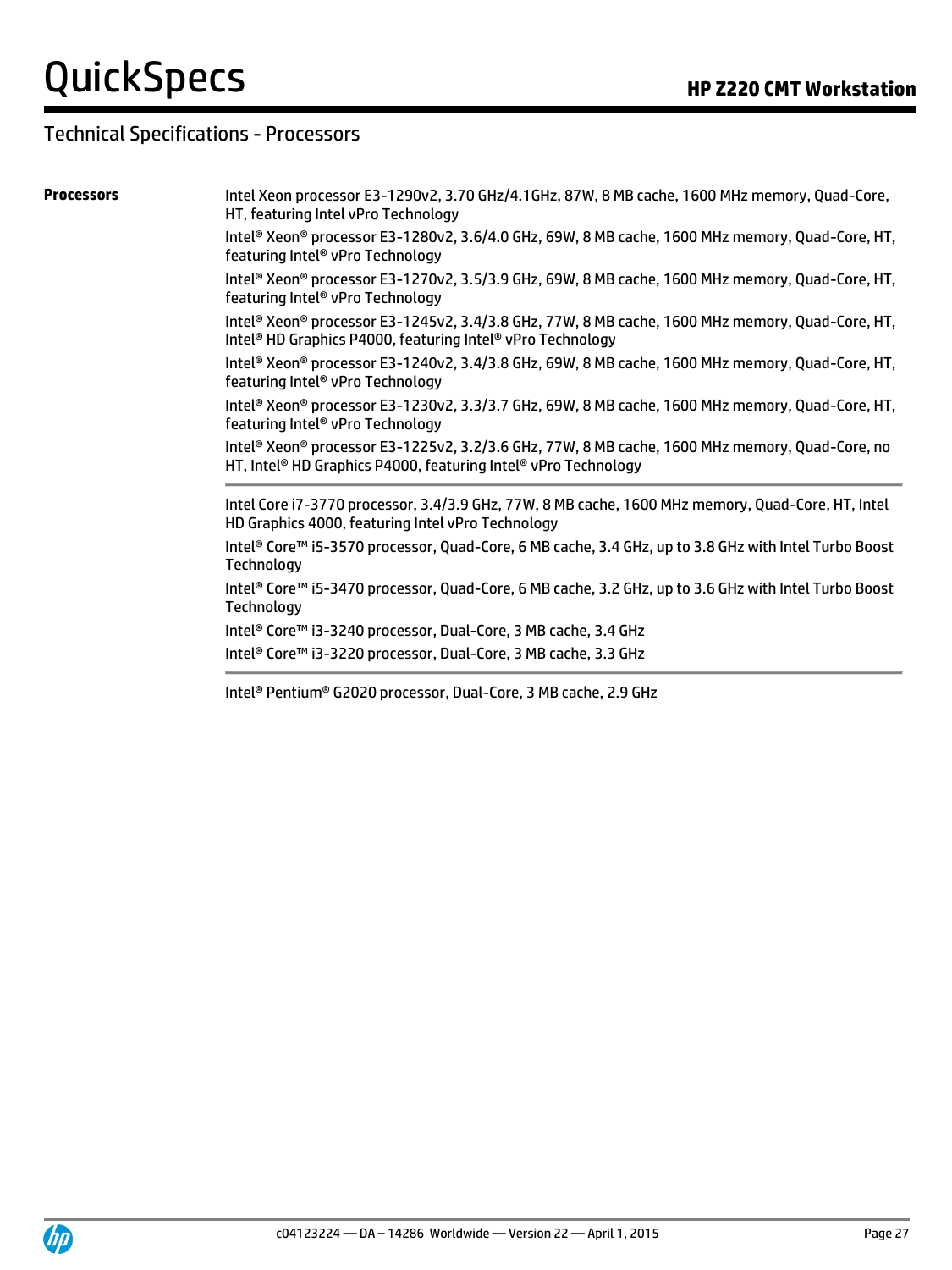## Technical Specifications - Processors

**Processors**

Intel Xeon processor E3-1290v2, 3.70 GHz/4.1GHz, 87W, 8 MB cache, 1600 MHz memory, Quad-Core, HT, featuring Intel vPro Technology

Intel® Xeon® processor E3-1280v2, 3.6/4.0 GHz, 69W, 8 MB cache, 1600 MHz memory, Quad-Core, HT, featuring Intel® vPro Technology

Intel® Xeon® processor E3-1270v2, 3.5/3.9 GHz, 69W, 8 MB cache, 1600 MHz memory, Quad-Core, HT, featuring Intel® vPro Technology

Intel® Xeon® processor E3-1245v2, 3.4/3.8 GHz, 77W, 8 MB cache, 1600 MHz memory, Quad-Core, HT, Intel® HD Graphics P4000, featuring Intel® vPro Technology

Intel® Xeon® processor E3-1240v2, 3.4/3.8 GHz, 69W, 8 MB cache, 1600 MHz memory, Quad-Core, HT, featuring Intel® vPro Technology

Intel® Xeon® processor E3-1230v2, 3.3/3.7 GHz, 69W, 8 MB cache, 1600 MHz memory, Quad-Core, HT, featuring Intel® vPro Technology

Intel® Xeon® processor E3-1225v2, 3.2/3.6 GHz, 77W, 8 MB cache, 1600 MHz memory, Quad-Core, no HT, Intel® HD Graphics P4000, featuring Intel® vPro Technology

---

Intel Core i7-3770 processor, 3.4/3.9 GHz, 77W, 8 MB cache, 1600 MHz memory, Quad-Core, HT, Intel HD Graphics 4000, featuring Intel vPro Technology

Intel® Core™ i5-3570 processor, Quad-Core, 6 MB cache, 3.4 GHz, up to 3.8 GHz with Intel Turbo Boost Technology

Intel® Core™ i5-3470 processor, Quad-Core, 6 MB cache, 3.2 GHz, up to 3.6 GHz with Intel Turbo Boost Technology

Intel® Core™ i3-3240 processor, Dual-Core, 3 MB cache, 3.4 GHz

Intel® Core™ i3-3220 processor, Dual-Core, 3 MB cache, 3.3 GHz

---

Intel® Pentium® G2020 processor, Dual-Core, 3 MB cache, 2.9 GHz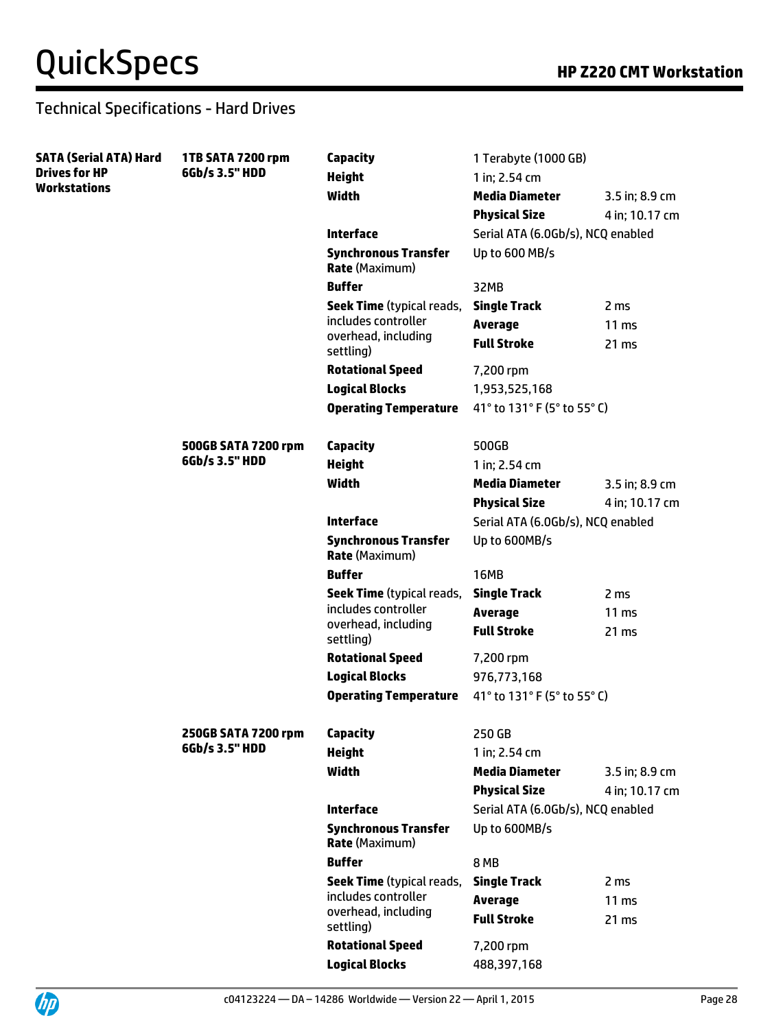## Technical Specifications - Hard Drives

| | | | | |
|---|---|---|---|---|
| **SATA (Serial ATA) Hard Drives for HP Workstations** | **1TB SATA 7200 rpm 6Gb/s 3.5" HDD** | **Capacity** | 1 Terabyte (1000 GB) | |
| | | **Height** | 1 in; 2.54 cm | |
| | | **Width** | **Media Diameter** | 3.5 in; 8.9 cm |
| | | | **Physical Size** | 4 in; 10.17 cm |
| | | **Interface** | Serial ATA (6.0Gb/s), NCQ enabled | |
| | | **Synchronous Transfer Rate** (Maximum) | Up to 600 MB/s | |
| | | **Buffer** | 32MB | |
| | | **Seek Time** (typical reads, includes controller overhead, including settling) | **Single Track** | 2 ms |
| | | | **Average** | 11 ms |
| | | | **Full Stroke** | 21 ms |
| | | **Rotational Speed** | 7,200 rpm | |
| | | **Logical Blocks** | 1,953,525,168 | |
| | | **Operating Temperature** | 41° to 131° F (5° to 55° C) | |
| | **500GB SATA 7200 rpm 6Gb/s 3.5" HDD** | **Capacity** | 500GB | |
| | | **Height** | 1 in; 2.54 cm | |
| | | **Width** | **Media Diameter** | 3.5 in; 8.9 cm |
| | | | **Physical Size** | 4 in; 10.17 cm |
| | | **Interface** | Serial ATA (6.0Gb/s), NCQ enabled | |
| | | **Synchronous Transfer Rate** (Maximum) | Up to 600MB/s | |
| | | **Buffer** | 16MB | |
| | | **Seek Time** (typical reads, includes controller overhead, including settling) | **Single Track** | 2 ms |
| | | | **Average** | 11 ms |
| | | | **Full Stroke** | 21 ms |
| | | **Rotational Speed** | 7,200 rpm | |
| | | **Logical Blocks** | 976,773,168 | |
| | | **Operating Temperature** | 41° to 131° F (5° to 55° C) | |
| | **250GB SATA 7200 rpm 6Gb/s 3.5" HDD** | **Capacity** | 250 GB | |
| | | **Height** | 1 in; 2.54 cm | |
| | | **Width** | **Media Diameter** | 3.5 in; 8.9 cm |
| | | | **Physical Size** | 4 in; 10.17 cm |
| | | **Interface** | Serial ATA (6.0Gb/s), NCQ enabled | |
| | | **Synchronous Transfer Rate** (Maximum) | Up to 600MB/s | |
| | | **Buffer** | 8 MB | |
| | | **Seek Time** (typical reads, includes controller overhead, including settling) | **Single Track** | 2 ms |
| | | | **Average** | 11 ms |
| | | | **Full Stroke** | 21 ms |
| | | **Rotational Speed** | 7,200 rpm | |
| | | **Logical Blocks** | 488,397,168 | |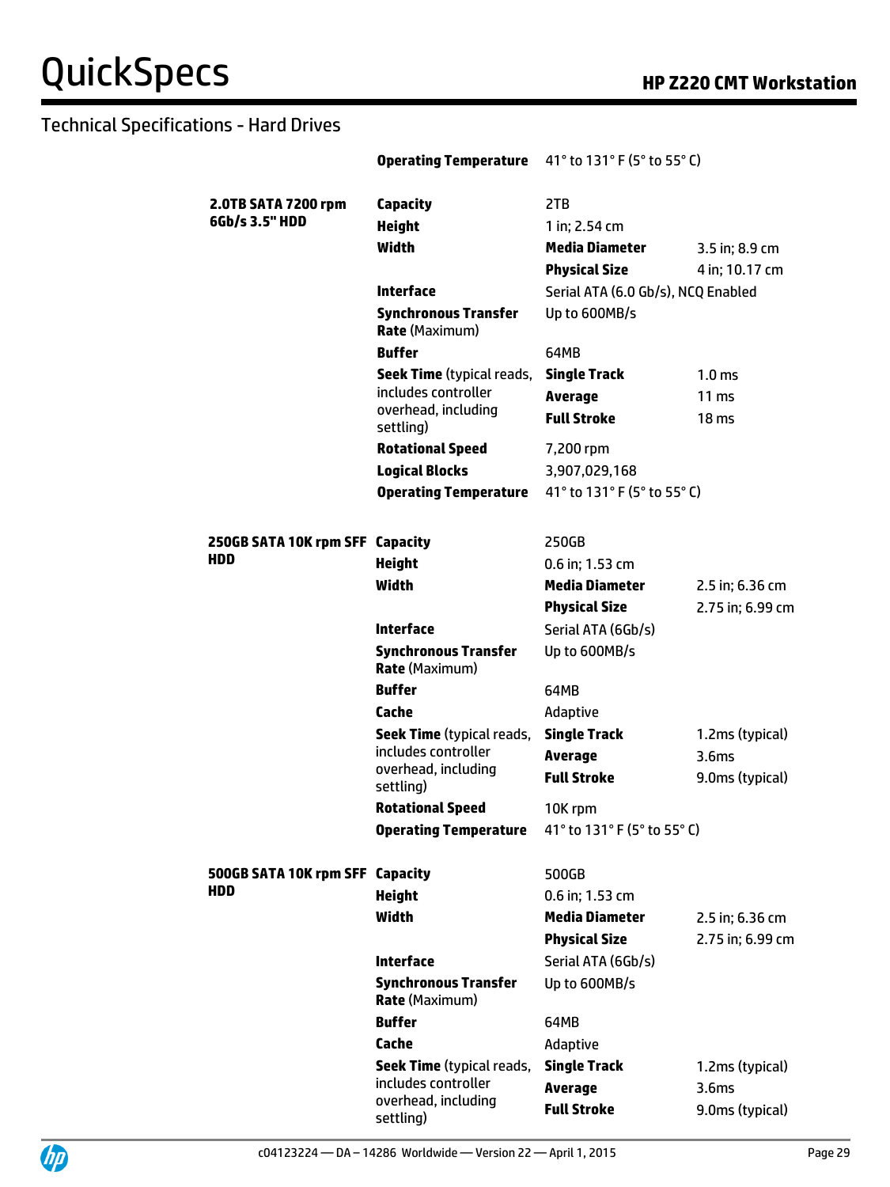## Technical Specifications - Hard Drives

| | | | |
|---|---|---|---|
| | **Operating Temperature** | 41° to 131° F (5° to 55° C) | |
| **2.0TB SATA 7200 rpm 6Gb/s 3.5" HDD** | **Capacity** | 2TB | |
| | **Height** | 1 in; 2.54 cm | |
| | **Width** | **Media Diameter** | 3.5 in; 8.9 cm |
| | | **Physical Size** | 4 in; 10.17 cm |
| | **Interface** | Serial ATA (6.0 Gb/s), NCQ Enabled | |
| | **Synchronous Transfer Rate** (Maximum) | Up to 600MB/s | |
| | **Buffer** | 64MB | |
| | **Seek Time** (typical reads, includes controller overhead, including settling) | **Single Track** | 1.0 ms |
| | | **Average** | 11 ms |
| | | **Full Stroke** | 18 ms |
| | **Rotational Speed** | 7,200 rpm | |
| | **Logical Blocks** | 3,907,029,168 | |
| | **Operating Temperature** | 41° to 131° F (5° to 55° C) | |
| **250GB SATA 10K rpm SFF HDD** | **Capacity** | 250GB | |
| | **Height** | 0.6 in; 1.53 cm | |
| | **Width** | **Media Diameter** | 2.5 in; 6.36 cm |
| | | **Physical Size** | 2.75 in; 6.99 cm |
| | **Interface** | Serial ATA (6Gb/s) | |
| | **Synchronous Transfer Rate** (Maximum) | Up to 600MB/s | |
| | **Buffer** | 64MB | |
| | **Cache** | Adaptive | |
| | **Seek Time** (typical reads, includes controller overhead, including settling) | **Single Track** | 1.2ms (typical) |
| | | **Average** | 3.6ms |
| | | **Full Stroke** | 9.0ms (typical) |
| | **Rotational Speed** | 10K rpm | |
| | **Operating Temperature** | 41° to 131° F (5° to 55° C) | |
| **500GB SATA 10K rpm SFF HDD** | **Capacity** | 500GB | |
| | **Height** | 0.6 in; 1.53 cm | |
| | **Width** | **Media Diameter** | 2.5 in; 6.36 cm |
| | | **Physical Size** | 2.75 in; 6.99 cm |
| | **Interface** | Serial ATA (6Gb/s) | |
| | **Synchronous Transfer Rate** (Maximum) | Up to 600MB/s | |
| | **Buffer** | 64MB | |
| | **Cache** | Adaptive | |
| | **Seek Time** (typical reads, includes controller overhead, including settling) | **Single Track** | 1.2ms (typical) |
| | | **Average** | 3.6ms |
| | | **Full Stroke** | 9.0ms (typical) |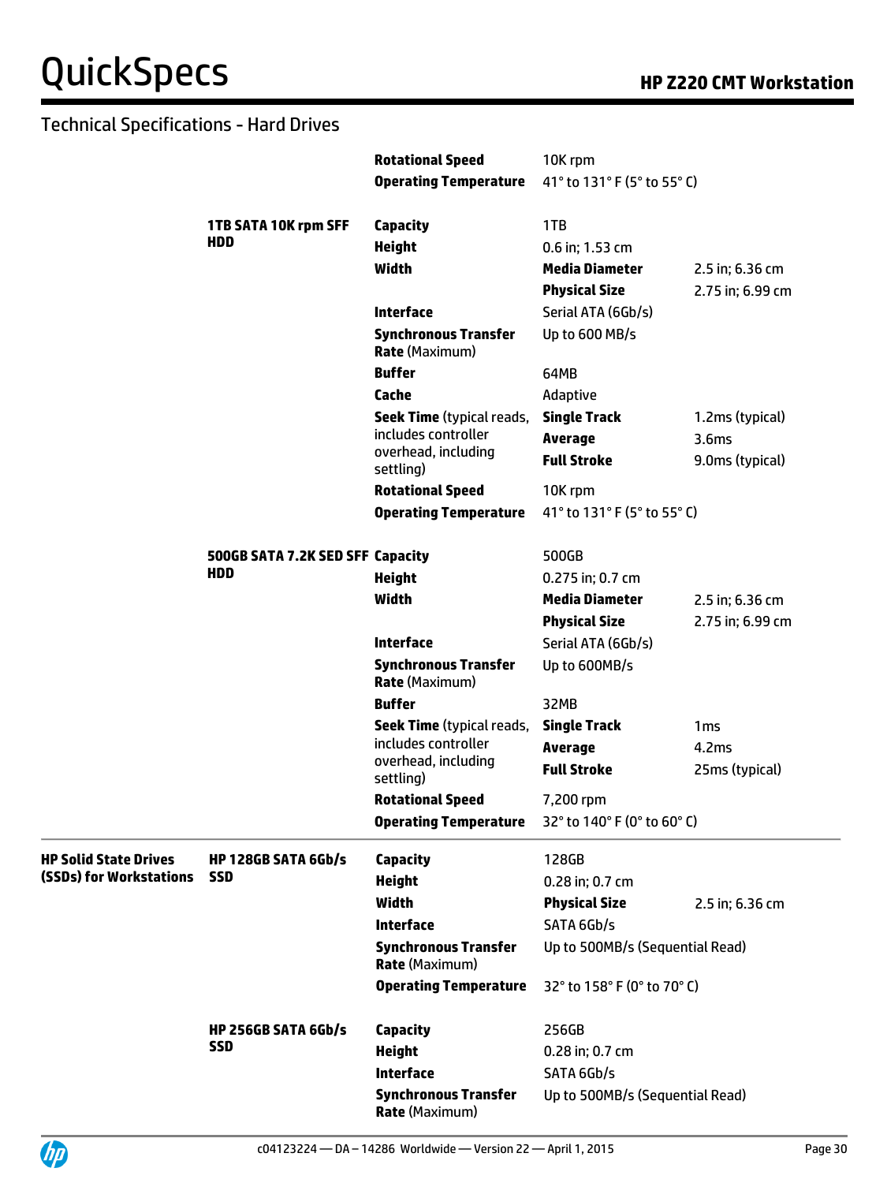## Technical Specifications - Hard Drives

| | | | | |
|---|---|---|---|---|
| | | **Rotational Speed** | 10K rpm | |
| | | **Operating Temperature** | 41° to 131° F (5° to 55° C) | |
| | **1TB SATA 10K rpm SFF HDD** | **Capacity** | 1TB | |
| | | **Height** | 0.6 in; 1.53 cm | |
| | | **Width** | **Media Diameter** | 2.5 in; 6.36 cm |
| | | | **Physical Size** | 2.75 in; 6.99 cm |
| | | **Interface** | Serial ATA (6Gb/s) | |
| | | **Synchronous Transfer Rate** (Maximum) | Up to 600 MB/s | |
| | | **Buffer** | 64MB | |
| | | **Cache** | Adaptive | |
| | | **Seek Time** (typical reads, includes controller overhead, including settling) | **Single Track** | 1.2ms (typical) |
| | | | **Average** | 3.6ms |
| | | | **Full Stroke** | 9.0ms (typical) |
| | | **Rotational Speed** | 10K rpm | |
| | | **Operating Temperature** | 41° to 131° F (5° to 55° C) | |
| | **500GB SATA 7.2K SED SFF HDD** | **Capacity** | 500GB | |
| | | **Height** | 0.275 in; 0.7 cm | |
| | | **Width** | **Media Diameter** | 2.5 in; 6.36 cm |
| | | | **Physical Size** | 2.75 in; 6.99 cm |
| | | **Interface** | Serial ATA (6Gb/s) | |
| | | **Synchronous Transfer Rate** (Maximum) | Up to 600MB/s | |
| | | **Buffer** | 32MB | |
| | | **Seek Time** (typical reads, includes controller overhead, including settling) | **Single Track** | 1ms |
| | | | **Average** | 4.2ms |
| | | | **Full Stroke** | 25ms (typical) |
| | | **Rotational Speed** | 7,200 rpm | |
| | | **Operating Temperature** | 32° to 140° F (0° to 60° C) | |
| **HP Solid State Drives (SSDs) for Workstations** | **HP 128GB SATA 6Gb/s SSD** | **Capacity** | 128GB | |
| | | **Height** | 0.28 in; 0.7 cm | |
| | | **Width** | **Physical Size** | 2.5 in; 6.36 cm |
| | | **Interface** | SATA 6Gb/s | |
| | | **Synchronous Transfer Rate** (Maximum) | Up to 500MB/s (Sequential Read) | |
| | | **Operating Temperature** | 32° to 158° F (0° to 70° C) | |
| | **HP 256GB SATA 6Gb/s SSD** | **Capacity** | 256GB | |
| | | **Height** | 0.28 in; 0.7 cm | |
| | | **Interface** | SATA 6Gb/s | |
| | | **Synchronous Transfer Rate** (Maximum) | Up to 500MB/s (Sequential Read) | |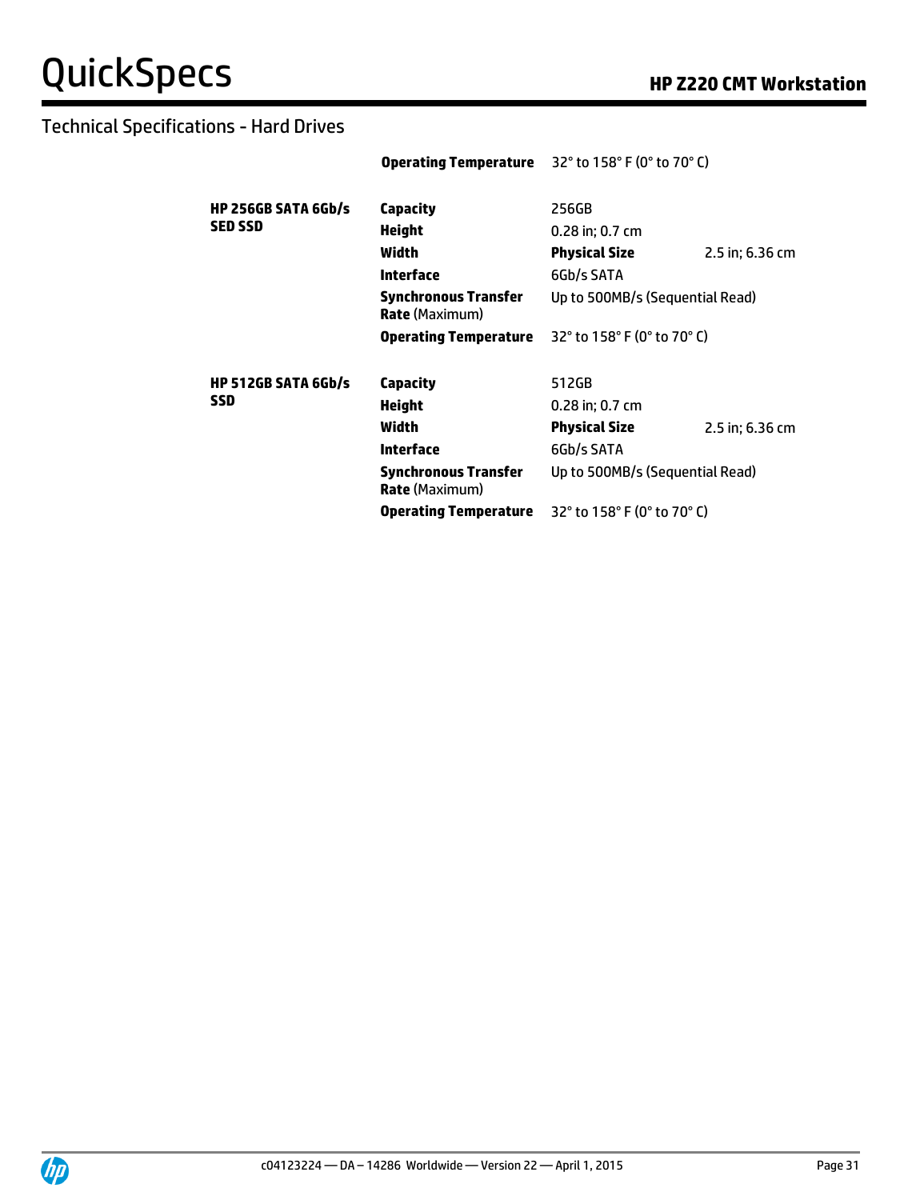## Technical Specifications - Hard Drives

| | | | |
|---|---|---|---|
| | **Operating Temperature** | 32° to 158° F (0° to 70° C) | |
| **HP 256GB SATA 6Gb/s SED SSD** | **Capacity** | 256GB | |
| | **Height** | 0.28 in; 0.7 cm | |
| | **Width** | **Physical Size** | 2.5 in; 6.36 cm |
| | **Interface** | 6Gb/s SATA | |
| | **Synchronous Transfer Rate** (Maximum) | Up to 500MB/s (Sequential Read) | |
| | **Operating Temperature** | 32° to 158° F (0° to 70° C) | |
| **HP 512GB SATA 6Gb/s SSD** | **Capacity** | 512GB | |
| | **Height** | 0.28 in; 0.7 cm | |
| | **Width** | **Physical Size** | 2.5 in; 6.36 cm |
| | **Interface** | 6Gb/s SATA | |
| | **Synchronous Transfer Rate** (Maximum) | Up to 500MB/s (Sequential Read) | |
| | **Operating Temperature** | 32° to 158° F (0° to 70° C) | |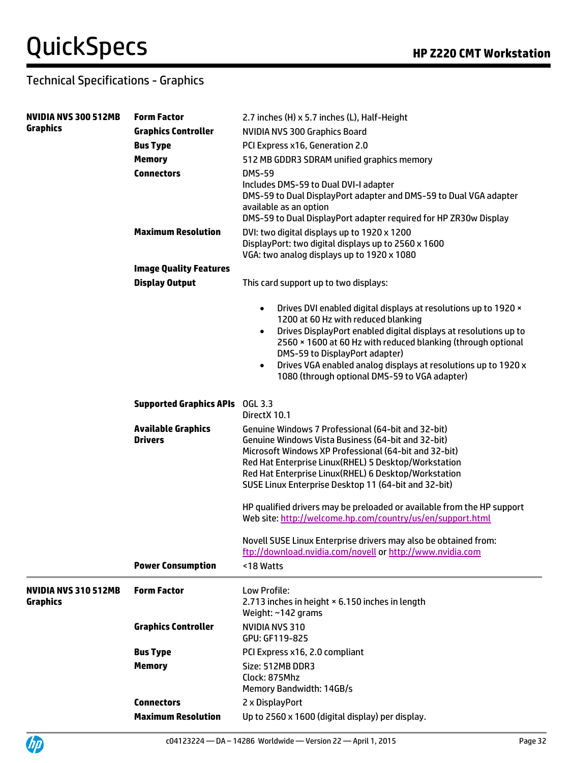## Technical Specifications - Graphics

| | | |
|---|---|---|
| **NVIDIA NVS 300 512MB Graphics** | **Form Factor** | 2.7 inches (H) x 5.7 inches (L), Half-Height |
| | **Graphics Controller** | NVIDIA NVS 300 Graphics Board |
| | **Bus Type** | PCI Express x16, Generation 2.0 |
| | **Memory** | 512 MB GDDR3 SDRAM unified graphics memory |
| | **Connectors** | DMS-59<br>Includes DMS-59 to Dual DVI-I adapter<br>DMS-59 to Dual DisplayPort adapter and DMS-59 to Dual VGA adapter available as an option<br>DMS-59 to Dual DisplayPort adapter required for HP ZR30w Display |
| | **Maximum Resolution** | DVI: two digital displays up to 1920 x 1200<br>DisplayPort: two digital displays up to 2560 x 1600<br>VGA: two analog displays up to 1920 x 1080 |
| | **Image Quality Features** | |
| | **Display Output** | This card support up to two displays:<br>• Drives DVI enabled digital displays at resolutions up to 1920 × 1200 at 60 Hz with reduced blanking<br>• Drives DisplayPort enabled digital displays at resolutions up to 2560 × 1600 at 60 Hz with reduced blanking (through optional DMS-59 to DisplayPort adapter)<br>• Drives VGA enabled analog displays at resolutions up to 1920 x 1080 (through optional DMS-59 to VGA adapter) |
| | **Supported Graphics APIs** | OGL 3.3<br>DirectX 10.1 |
| | **Available Graphics Drivers** | Genuine Windows 7 Professional (64-bit and 32-bit)<br>Genuine Windows Vista Business (64-bit and 32-bit)<br>Microsoft Windows XP Professional (64-bit and 32-bit)<br>Red Hat Enterprise Linux(RHEL) 5 Desktop/Workstation<br>Red Hat Enterprise Linux(RHEL) 6 Desktop/Workstation<br>SUSE Linux Enterprise Desktop 11 (64-bit and 32-bit)<br><br>HP qualified drivers may be preloaded or available from the HP support Web site: http://welcome.hp.com/country/us/en/support.html<br><br>Novell SUSE Linux Enterprise drivers may also be obtained from: ftp://download.nvidia.com/novell or http://www.nvidia.com |
| | **Power Consumption** | <18 Watts |
| **NVIDIA NVS 310 512MB Graphics** | **Form Factor** | Low Profile:<br>2.713 inches in height × 6.150 inches in length<br>Weight: ~142 grams |
| | **Graphics Controller** | NVIDIA NVS 310<br>GPU: GF119-825 |
| | **Bus Type** | PCI Express x16, 2.0 compliant |
| | **Memory** | Size: 512MB DDR3<br>Clock: 875Mhz<br>Memory Bandwidth: 14GB/s |
| | **Connectors** | 2 x DisplayPort |
| | **Maximum Resolution** | Up to 2560 x 1600 (digital display) per display. |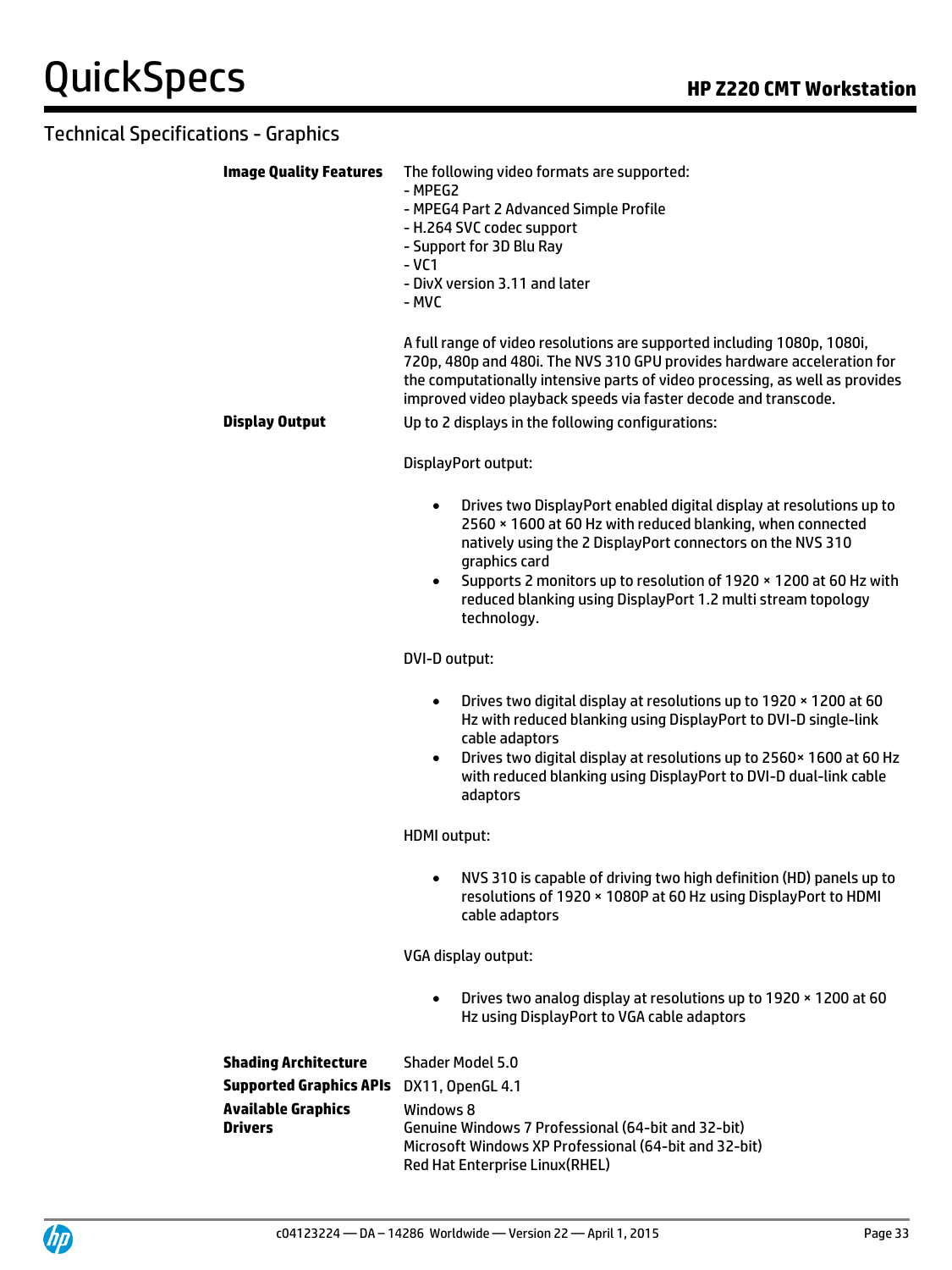## Technical Specifications - Graphics

**Image Quality Features**

The following video formats are supported:
- MPEG2
- MPEG4 Part 2 Advanced Simple Profile
- H.264 SVC codec support
- Support for 3D Blu Ray
- VC1
- DivX version 3.11 and later
- MVC

A full range of video resolutions are supported including 1080p, 1080i, 720p, 480p and 480i. The NVS 310 GPU provides hardware acceleration for the computationally intensive parts of video processing, as well as provides improved video playback speeds via faster decode and transcode.

**Display Output**

Up to 2 displays in the following configurations:

DisplayPort output:

- Drives two DisplayPort enabled digital display at resolutions up to 2560 × 1600 at 60 Hz with reduced blanking, when connected natively using the 2 DisplayPort connectors on the NVS 310 graphics card
- Supports 2 monitors up to resolution of 1920 × 1200 at 60 Hz with reduced blanking using DisplayPort 1.2 multi stream topology technology.

DVI-D output:

- Drives two digital display at resolutions up to 1920 × 1200 at 60 Hz with reduced blanking using DisplayPort to DVI-D single-link cable adaptors
- Drives two digital display at resolutions up to 2560× 1600 at 60 Hz with reduced blanking using DisplayPort to DVI-D dual-link cable adaptors

HDMI output:

- NVS 310 is capable of driving two high definition (HD) panels up to resolutions of 1920 × 1080P at 60 Hz using DisplayPort to HDMI cable adaptors

VGA display output:

- Drives two analog display at resolutions up to 1920 × 1200 at 60 Hz using DisplayPort to VGA cable adaptors

**Shading Architecture**

Shader Model 5.0

**Supported Graphics APIs**

DX11, OpenGL 4.1

**Available Graphics Drivers**

Windows 8
Genuine Windows 7 Professional (64-bit and 32-bit)
Microsoft Windows XP Professional (64-bit and 32-bit)
Red Hat Enterprise Linux(RHEL)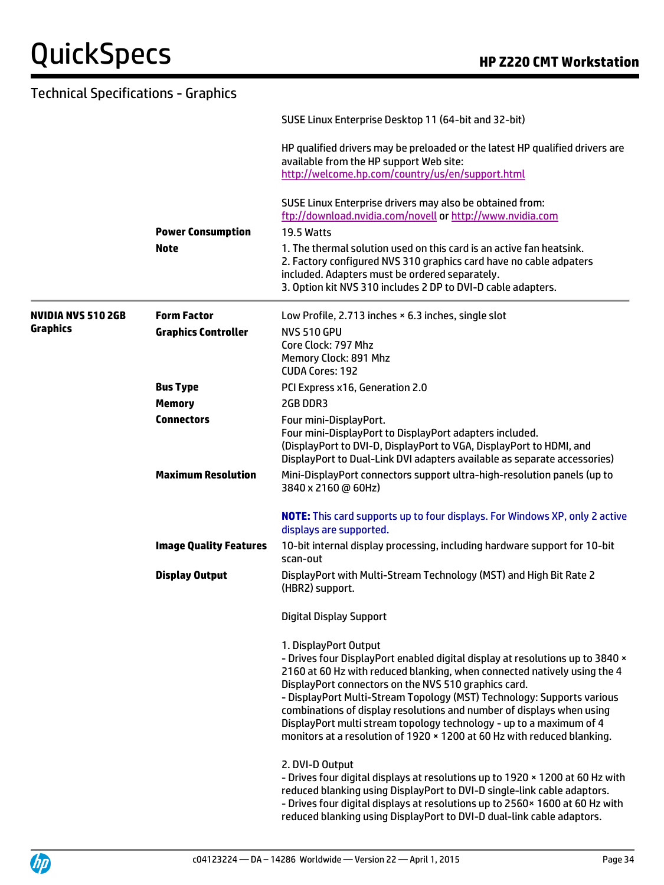## Technical Specifications - Graphics

| | | |
|---|---|---|
| | | SUSE Linux Enterprise Desktop 11 (64-bit and 32-bit)<br><br>HP qualified drivers may be preloaded or the latest HP qualified drivers are available from the HP support Web site: http://welcome.hp.com/country/us/en/support.html<br><br>SUSE Linux Enterprise drivers may also be obtained from: ftp://download.nvidia.com/novell or http://www.nvidia.com |
| | **Power Consumption** | 19.5 Watts |
| | **Note** | 1. The thermal solution used on this card is an active fan heatsink.<br>2. Factory configured NVS 310 graphics card have no cable adpaters included. Adapters must be ordered separately.<br>3. Option kit NVS 310 includes 2 DP to DVI-D cable adapters. |
| **NVIDIA NVS 510 2GB Graphics** | **Form Factor** | Low Profile, 2.713 inches × 6.3 inches, single slot |
| | **Graphics Controller** | NVS 510 GPU<br>Core Clock: 797 Mhz<br>Memory Clock: 891 Mhz<br>CUDA Cores: 192 |
| | **Bus Type** | PCI Express x16, Generation 2.0 |
| | **Memory** | 2GB DDR3 |
| | **Connectors** | Four mini-DisplayPort.<br>Four mini-DisplayPort to DisplayPort adapters included.<br>(DisplayPort to DVI-D, DisplayPort to VGA, DisplayPort to HDMI, and DisplayPort to Dual-Link DVI adapters available as separate accessories) |
| | **Maximum Resolution** | Mini-DisplayPort connectors support ultra-high-resolution panels (up to 3840 x 2160 @ 60Hz)<br><br>**NOTE:** This card supports up to four displays. For Windows XP, only 2 active displays are supported. |
| | **Image Quality Features** | 10-bit internal display processing, including hardware support for 10-bit scan-out |
| | **Display Output** | DisplayPort with Multi-Stream Technology (MST) and High Bit Rate 2 (HBR2) support.<br><br>Digital Display Support<br><br>1. DisplayPort Output<br>- Drives four DisplayPort enabled digital display at resolutions up to 3840 × 2160 at 60 Hz with reduced blanking, when connected natively using the 4 DisplayPort connectors on the NVS 510 graphics card.<br>- DisplayPort Multi-Stream Topology (MST) Technology: Supports various combinations of display resolutions and number of displays when using DisplayPort multi stream topology technology - up to a maximum of 4 monitors at a resolution of 1920 × 1200 at 60 Hz with reduced blanking.<br><br>2. DVI-D Output<br>- Drives four digital displays at resolutions up to 1920 × 1200 at 60 Hz with reduced blanking using DisplayPort to DVI-D single-link cable adaptors.<br>- Drives four digital displays at resolutions up to 2560× 1600 at 60 Hz with reduced blanking using DisplayPort to DVI-D dual-link cable adaptors. |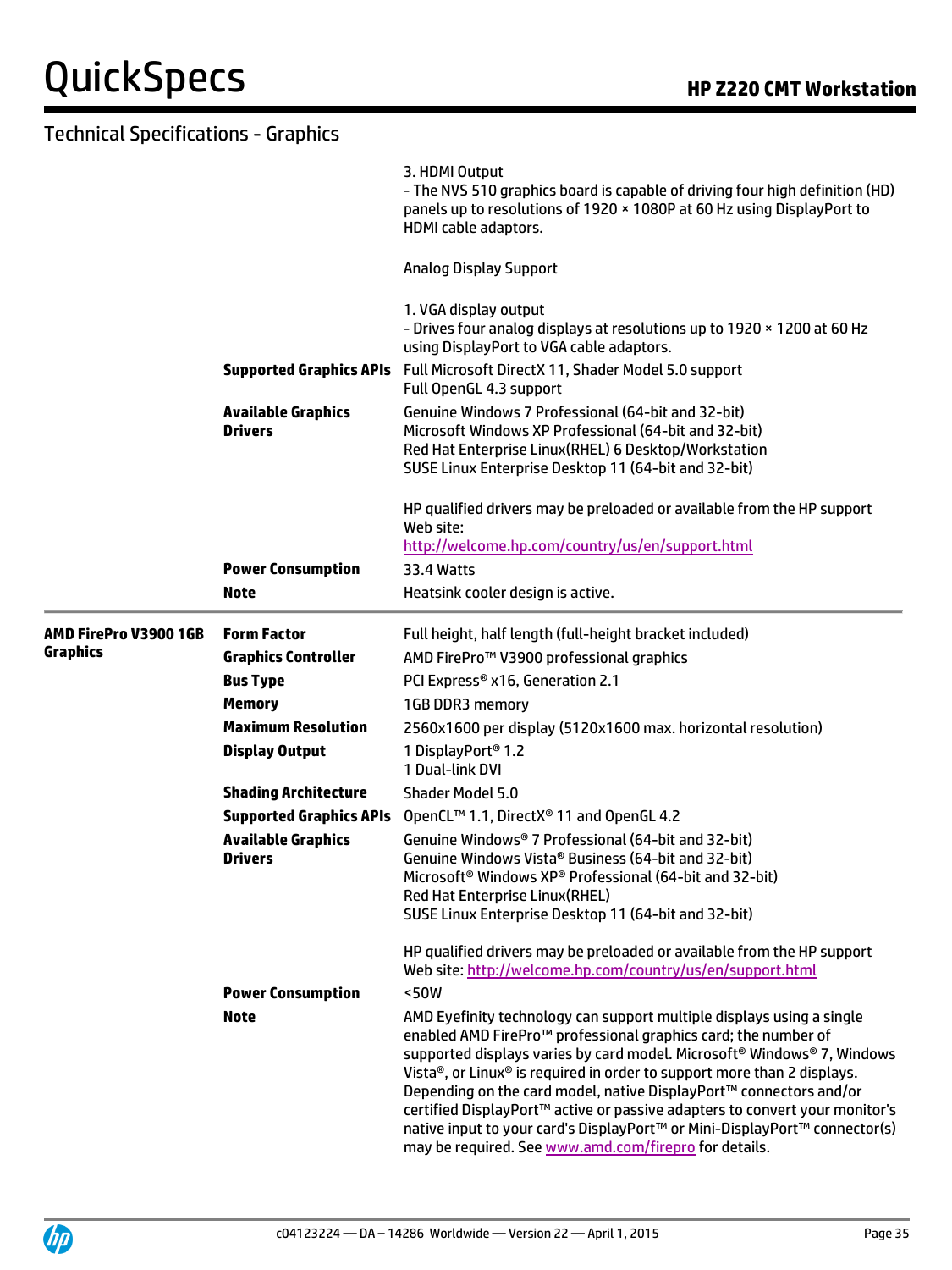## Technical Specifications - Graphics

| | | |
|---|---|---|
| | | 3. HDMI Output<br>- The NVS 510 graphics board is capable of driving four high definition (HD) panels up to resolutions of 1920 × 1080P at 60 Hz using DisplayPort to HDMI cable adaptors.<br><br>Analog Display Support<br><br>1. VGA display output<br>- Drives four analog displays at resolutions up to 1920 × 1200 at 60 Hz using DisplayPort to VGA cable adaptors. |
| | **Supported Graphics APIs** | Full Microsoft DirectX 11, Shader Model 5.0 support<br>Full OpenGL 4.3 support |
| | **Available Graphics Drivers** | Genuine Windows 7 Professional (64-bit and 32-bit)<br>Microsoft Windows XP Professional (64-bit and 32-bit)<br>Red Hat Enterprise Linux(RHEL) 6 Desktop/Workstation<br>SUSE Linux Enterprise Desktop 11 (64-bit and 32-bit)<br><br>HP qualified drivers may be preloaded or available from the HP support Web site:<br>http://welcome.hp.com/country/us/en/support.html |
| | **Power Consumption** | 33.4 Watts |
| | **Note** | Heatsink cooler design is active. |
| **AMD FirePro V3900 1GB Graphics** | **Form Factor** | Full height, half length (full-height bracket included) |
| | **Graphics Controller** | AMD FirePro™ V3900 professional graphics |
| | **Bus Type** | PCI Express® x16, Generation 2.1 |
| | **Memory** | 1GB DDR3 memory |
| | **Maximum Resolution** | 2560x1600 per display (5120x1600 max. horizontal resolution) |
| | **Display Output** | 1 DisplayPort® 1.2<br>1 Dual-link DVI |
| | **Shading Architecture** | Shader Model 5.0 |
| | **Supported Graphics APIs** | OpenCL™ 1.1, DirectX® 11 and OpenGL 4.2 |
| | **Available Graphics Drivers** | Genuine Windows® 7 Professional (64-bit and 32-bit)<br>Genuine Windows Vista® Business (64-bit and 32-bit)<br>Microsoft® Windows XP® Professional (64-bit and 32-bit)<br>Red Hat Enterprise Linux(RHEL)<br>SUSE Linux Enterprise Desktop 11 (64-bit and 32-bit)<br><br>HP qualified drivers may be preloaded or available from the HP support Web site: http://welcome.hp.com/country/us/en/support.html |
| | **Power Consumption** | <50W |
| | **Note** | AMD Eyefinity technology can support multiple displays using a single enabled AMD FirePro™ professional graphics card; the number of supported displays varies by card model. Microsoft® Windows® 7, Windows Vista®, or Linux® is required in order to support more than 2 displays. Depending on the card model, native DisplayPort™ connectors and/or certified DisplayPort™ active or passive adapters to convert your monitor's native input to your card's DisplayPort™ or Mini-DisplayPort™ connector(s) may be required. See www.amd.com/firepro for details. |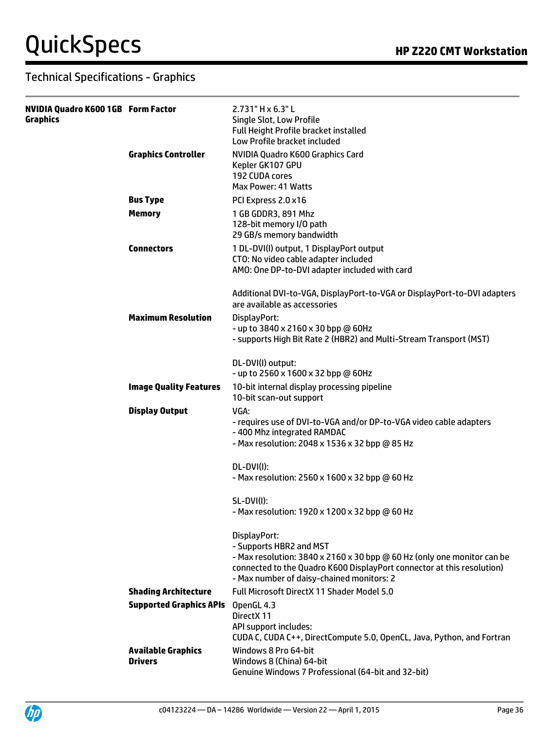## Technical Specifications - Graphics

| | | |
|---|---|---|
| **NVIDIA Quadro K600 1GB Graphics** | **Form Factor** | 2.731" H x 6.3" L<br>Single Slot, Low Profile<br>Full Height Profile bracket installed<br>Low Profile bracket included |
| | **Graphics Controller** | NVIDIA Quadro K600 Graphics Card<br>Kepler GK107 GPU<br>192 CUDA cores<br>Max Power: 41 Watts |
| | **Bus Type** | PCI Express 2.0 x16 |
| | **Memory** | 1 GB GDDR3, 891 Mhz<br>128-bit memory I/O path<br>29 GB/s memory bandwidth |
| | **Connectors** | 1 DL-DVI(I) output, 1 DisplayPort output<br>CTO: No video cable adapter included<br>AMO: One DP-to-DVI adapter included with card<br><br>Additional DVI-to-VGA, DisplayPort-to-VGA or DisplayPort-to-DVI adapters are available as accessories |
| | **Maximum Resolution** | DisplayPort:<br>- up to 3840 x 2160 x 30 bpp @ 60Hz<br>- supports High Bit Rate 2 (HBR2) and Multi-Stream Transport (MST)<br><br>DL-DVI(I) output:<br>- up to 2560 x 1600 x 32 bpp @ 60Hz |
| | **Image Quality Features** | 10-bit internal display processing pipeline<br>10-bit scan-out support |
| | **Display Output** | VGA:<br>- requires use of DVI-to-VGA and/or DP-to-VGA video cable adapters<br>- 400 Mhz integrated RAMDAC<br>- Max resolution: 2048 x 1536 x 32 bpp @ 85 Hz<br><br>DL-DVI(I):<br>- Max resolution: 2560 x 1600 x 32 bpp @ 60 Hz<br><br>SL-DVI(I):<br>- Max resolution: 1920 x 1200 x 32 bpp @ 60 Hz<br><br>DisplayPort:<br>- Supports HBR2 and MST<br>- Max resolution: 3840 x 2160 x 30 bpp @ 60 Hz (only one monitor can be connected to the Quadro K600 DisplayPort connector at this resolution)<br>- Max number of daisy-chained monitors: 2 |
| | **Shading Architecture** | Full Microsoft DirectX 11 Shader Model 5.0 |
| | **Supported Graphics APIs** | OpenGL 4.3<br>DirectX 11<br>API support includes:<br>CUDA C, CUDA C++, DirectCompute 5.0, OpenCL, Java, Python, and Fortran |
| | **Available Graphics Drivers** | Windows 8 Pro 64-bit<br>Windows 8 (China) 64-bit<br>Genuine Windows 7 Professional (64-bit and 32-bit) |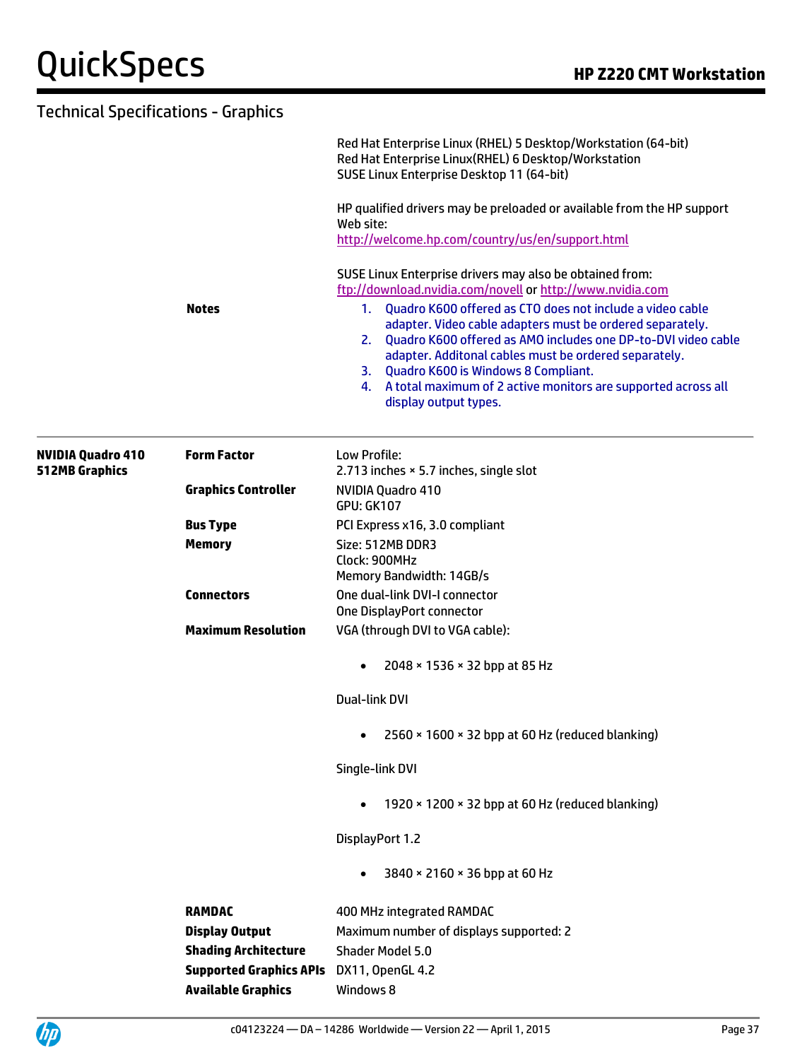## Technical Specifications - Graphics

| | | |
|---|---|---|
| | | Red Hat Enterprise Linux (RHEL) 5 Desktop/Workstation (64-bit)<br>Red Hat Enterprise Linux(RHEL) 6 Desktop/Workstation<br>SUSE Linux Enterprise Desktop 11 (64-bit)<br><br>HP qualified drivers may be preloaded or available from the HP support Web site:<br>http://welcome.hp.com/country/us/en/support.html<br><br>SUSE Linux Enterprise drivers may also be obtained from:<br>ftp://download.nvidia.com/novell or http://www.nvidia.com |
| | **Notes** | 1. Quadro K600 offered as CTO does not include a video cable adapter. Video cable adapters must be ordered separately.<br>2. Quadro K600 offered as AMO includes one DP-to-DVI video cable adapter. Additonal cables must be ordered separately.<br>3. Quadro K600 is Windows 8 Compliant.<br>4. A total maximum of 2 active monitors are supported across all display output types. |
| **NVIDIA Quadro 410 512MB Graphics** | **Form Factor** | Low Profile:<br>2.713 inches × 5.7 inches, single slot |
| | **Graphics Controller** | NVIDIA Quadro 410<br>GPU: GK107 |
| | **Bus Type** | PCI Express x16, 3.0 compliant |
| | **Memory** | Size: 512MB DDR3<br>Clock: 900MHz<br>Memory Bandwidth: 14GB/s |
| | **Connectors** | One dual-link DVI-I connector<br>One DisplayPort connector |
| | **Maximum Resolution** | VGA (through DVI to VGA cable):<br>• 2048 × 1536 × 32 bpp at 85 Hz<br><br>Dual-link DVI<br>• 2560 × 1600 × 32 bpp at 60 Hz (reduced blanking)<br><br>Single-link DVI<br>• 1920 × 1200 × 32 bpp at 60 Hz (reduced blanking)<br><br>DisplayPort 1.2<br>• 3840 × 2160 × 36 bpp at 60 Hz |
| | **RAMDAC** | 400 MHz integrated RAMDAC |
| | **Display Output** | Maximum number of displays supported: 2 |
| | **Shading Architecture** | Shader Model 5.0 |
| | **Supported Graphics APIs** | DX11, OpenGL 4.2 |
| | **Available Graphics** | Windows 8 |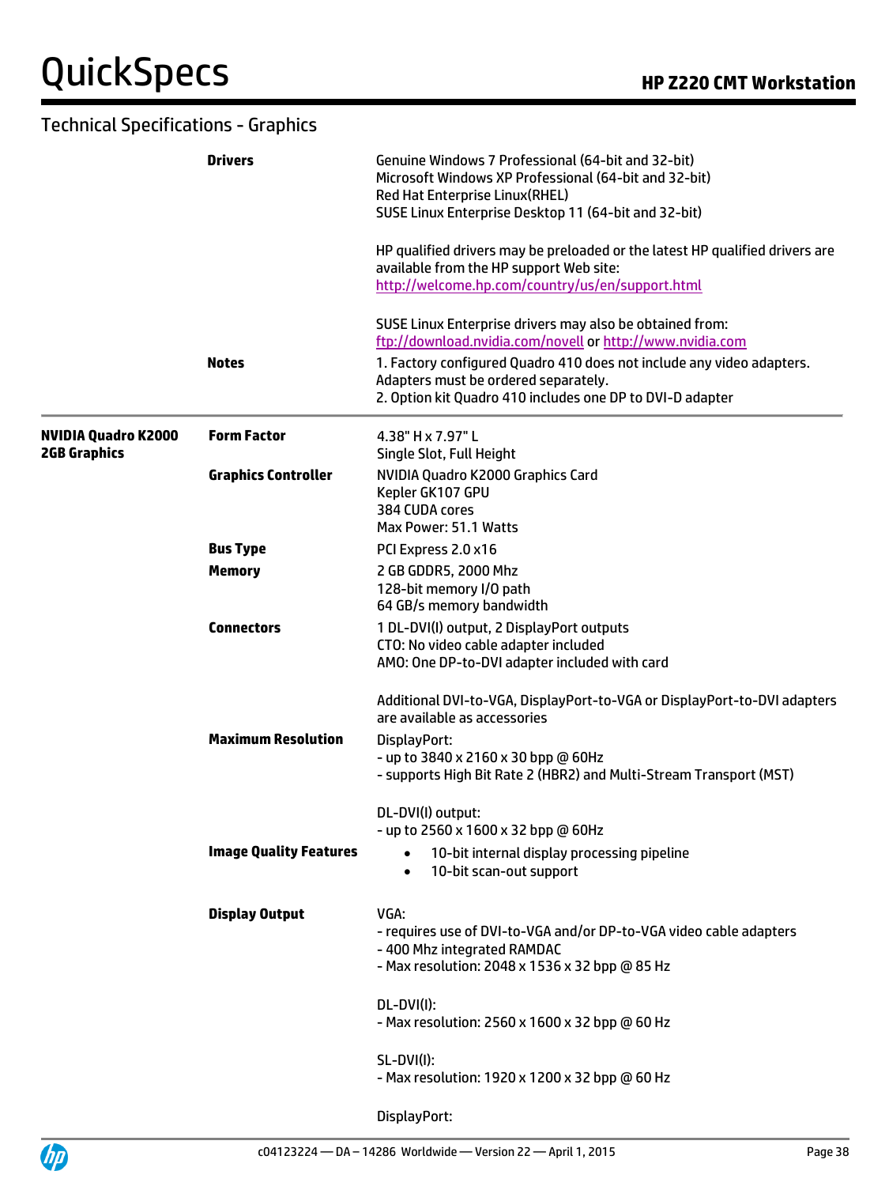## Technical Specifications - Graphics

| | | |
|---|---|---|
| | **Drivers** | Genuine Windows 7 Professional (64-bit and 32-bit)<br>Microsoft Windows XP Professional (64-bit and 32-bit)<br>Red Hat Enterprise Linux(RHEL)<br>SUSE Linux Enterprise Desktop 11 (64-bit and 32-bit)<br><br>HP qualified drivers may be preloaded or the latest HP qualified drivers are available from the HP support Web site:<br>http://welcome.hp.com/country/us/en/support.html<br><br>SUSE Linux Enterprise drivers may also be obtained from:<br>ftp://download.nvidia.com/novell or http://www.nvidia.com |
| | **Notes** | 1. Factory configured Quadro 410 does not include any video adapters. Adapters must be ordered separately.<br>2. Option kit Quadro 410 includes one DP to DVI-D adapter |
| **NVIDIA Quadro K2000 2GB Graphics** | **Form Factor** | 4.38" H x 7.97" L<br>Single Slot, Full Height |
| | **Graphics Controller** | NVIDIA Quadro K2000 Graphics Card<br>Kepler GK107 GPU<br>384 CUDA cores<br>Max Power: 51.1 Watts |
| | **Bus Type** | PCI Express 2.0 x16 |
| | **Memory** | 2 GB GDDR5, 2000 Mhz<br>128-bit memory I/O path<br>64 GB/s memory bandwidth |
| | **Connectors** | 1 DL-DVI(I) output, 2 DisplayPort outputs<br>CTO: No video cable adapter included<br>AMO: One DP-to-DVI adapter included with card<br><br>Additional DVI-to-VGA, DisplayPort-to-VGA or DisplayPort-to-DVI adapters are available as accessories |
| | **Maximum Resolution** | DisplayPort:<br>- up to 3840 x 2160 x 30 bpp @ 60Hz<br>- supports High Bit Rate 2 (HBR2) and Multi-Stream Transport (MST)<br><br>DL-DVI(I) output:<br>- up to 2560 x 1600 x 32 bpp @ 60Hz |
| | **Image Quality Features** | • 10-bit internal display processing pipeline<br>• 10-bit scan-out support |
| | **Display Output** | VGA:<br>- requires use of DVI-to-VGA and/or DP-to-VGA video cable adapters<br>- 400 Mhz integrated RAMDAC<br>- Max resolution: 2048 x 1536 x 32 bpp @ 85 Hz<br><br>DL-DVI(I):<br>- Max resolution: 2560 x 1600 x 32 bpp @ 60 Hz<br><br>SL-DVI(I):<br>- Max resolution: 1920 x 1200 x 32 bpp @ 60 Hz<br><br>DisplayPort: |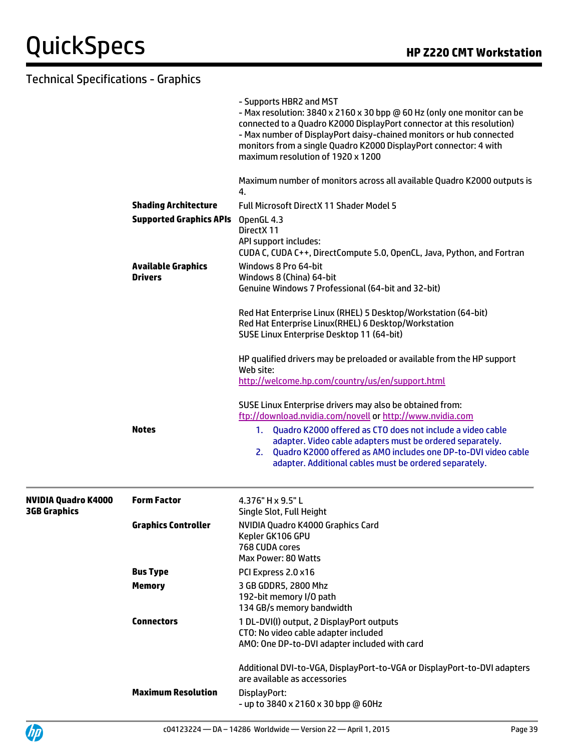## Technical Specifications - Graphics

| | | |
|---|---|---|
| | | - Supports HBR2 and MST<br>- Max resolution: 3840 x 2160 x 30 bpp @ 60 Hz (only one monitor can be connected to a Quadro K2000 DisplayPort connector at this resolution)<br>- Max number of DisplayPort daisy-chained monitors or hub connected monitors from a single Quadro K2000 DisplayPort connector: 4 with maximum resolution of 1920 x 1200<br><br>Maximum number of monitors across all available Quadro K2000 outputs is 4. |
| | **Shading Architecture** | Full Microsoft DirectX 11 Shader Model 5 |
| | **Supported Graphics APIs** | OpenGL 4.3<br>DirectX 11<br>API support includes:<br>CUDA C, CUDA C++, DirectCompute 5.0, OpenCL, Java, Python, and Fortran |
| | **Available Graphics Drivers** | Windows 8 Pro 64-bit<br>Windows 8 (China) 64-bit<br>Genuine Windows 7 Professional (64-bit and 32-bit)<br><br>Red Hat Enterprise Linux (RHEL) 5 Desktop/Workstation (64-bit)<br>Red Hat Enterprise Linux(RHEL) 6 Desktop/Workstation<br>SUSE Linux Enterprise Desktop 11 (64-bit)<br><br>HP qualified drivers may be preloaded or available from the HP support Web site:<br>http://welcome.hp.com/country/us/en/support.html<br><br>SUSE Linux Enterprise drivers may also be obtained from:<br>ftp://download.nvidia.com/novell or http://www.nvidia.com |
| | **Notes** | 1. Quadro K2000 offered as CTO does not include a video cable adapter. Video cable adapters must be ordered separately.<br>2. Quadro K2000 offered as AMO includes one DP-to-DVI video cable adapter. Additional cables must be ordered separately. |
| **NVIDIA Quadro K4000 3GB Graphics** | **Form Factor** | 4.376" H x 9.5" L<br>Single Slot, Full Height |
| | **Graphics Controller** | NVIDIA Quadro K4000 Graphics Card<br>Kepler GK106 GPU<br>768 CUDA cores<br>Max Power: 80 Watts |
| | **Bus Type** | PCI Express 2.0 x16 |
| | **Memory** | 3 GB GDDR5, 2800 Mhz<br>192-bit memory I/O path<br>134 GB/s memory bandwidth |
| | **Connectors** | 1 DL-DVI(I) output, 2 DisplayPort outputs<br>CTO: No video cable adapter included<br>AMO: One DP-to-DVI adapter included with card<br><br>Additional DVI-to-VGA, DisplayPort-to-VGA or DisplayPort-to-DVI adapters are available as accessories |
| | **Maximum Resolution** | DisplayPort:<br>- up to 3840 x 2160 x 30 bpp @ 60Hz |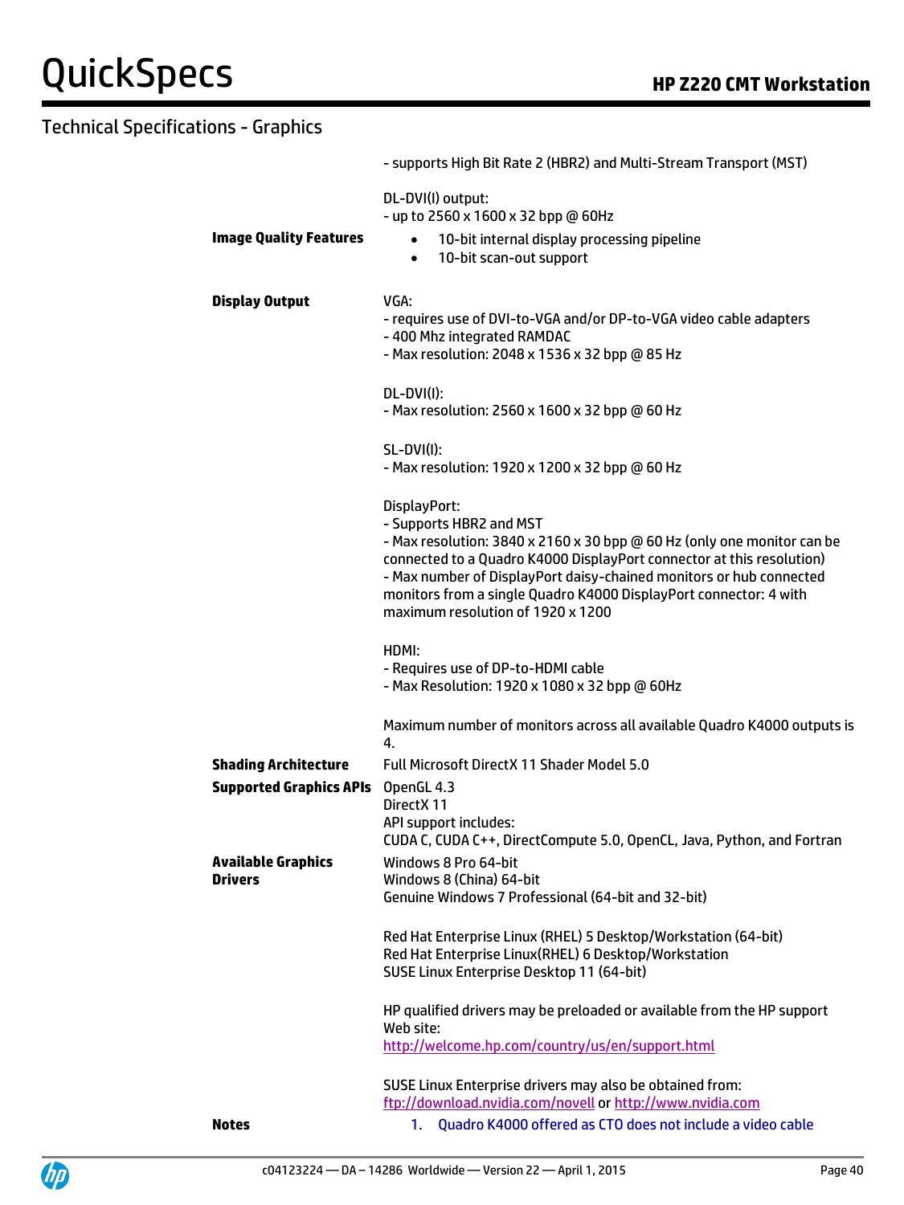## Technical Specifications - Graphics

| | |
|---|---|
| | - supports High Bit Rate 2 (HBR2) and Multi-Stream Transport (MST)<br><br>DL-DVI(I) output:<br>- up to 2560 x 1600 x 32 bpp @ 60Hz |
| **Image Quality Features** | • 10-bit internal display processing pipeline<br>• 10-bit scan-out support |
| **Display Output** | VGA:<br>- requires use of DVI-to-VGA and/or DP-to-VGA video cable adapters<br>- 400 Mhz integrated RAMDAC<br>- Max resolution: 2048 x 1536 x 32 bpp @ 85 Hz<br><br>DL-DVI(I):<br>- Max resolution: 2560 x 1600 x 32 bpp @ 60 Hz<br><br>SL-DVI(I):<br>- Max resolution: 1920 x 1200 x 32 bpp @ 60 Hz<br><br>DisplayPort:<br>- Supports HBR2 and MST<br>- Max resolution: 3840 x 2160 x 30 bpp @ 60 Hz (only one monitor can be connected to a Quadro K4000 DisplayPort connector at this resolution)<br>- Max number of DisplayPort daisy-chained monitors or hub connected monitors from a single Quadro K4000 DisplayPort connector: 4 with maximum resolution of 1920 x 1200<br><br>HDMI:<br>- Requires use of DP-to-HDMI cable<br>- Max Resolution: 1920 x 1080 x 32 bpp @ 60Hz<br><br>Maximum number of monitors across all available Quadro K4000 outputs is 4. |
| **Shading Architecture** | Full Microsoft DirectX 11 Shader Model 5.0 |
| **Supported Graphics APIs** | OpenGL 4.3<br>DirectX 11<br>API support includes:<br>CUDA C, CUDA C++, DirectCompute 5.0, OpenCL, Java, Python, and Fortran |
| **Available Graphics Drivers** | Windows 8 Pro 64-bit<br>Windows 8 (China) 64-bit<br>Genuine Windows 7 Professional (64-bit and 32-bit)<br><br>Red Hat Enterprise Linux (RHEL) 5 Desktop/Workstation (64-bit)<br>Red Hat Enterprise Linux(RHEL) 6 Desktop/Workstation<br>SUSE Linux Enterprise Desktop 11 (64-bit)<br><br>HP qualified drivers may be preloaded or available from the HP support Web site:<br>http://welcome.hp.com/country/us/en/support.html<br><br>SUSE Linux Enterprise drivers may also be obtained from:<br>ftp://download.nvidia.com/novell or http://www.nvidia.com |
| **Notes** | 1. Quadro K4000 offered as CTO does not include a video cable |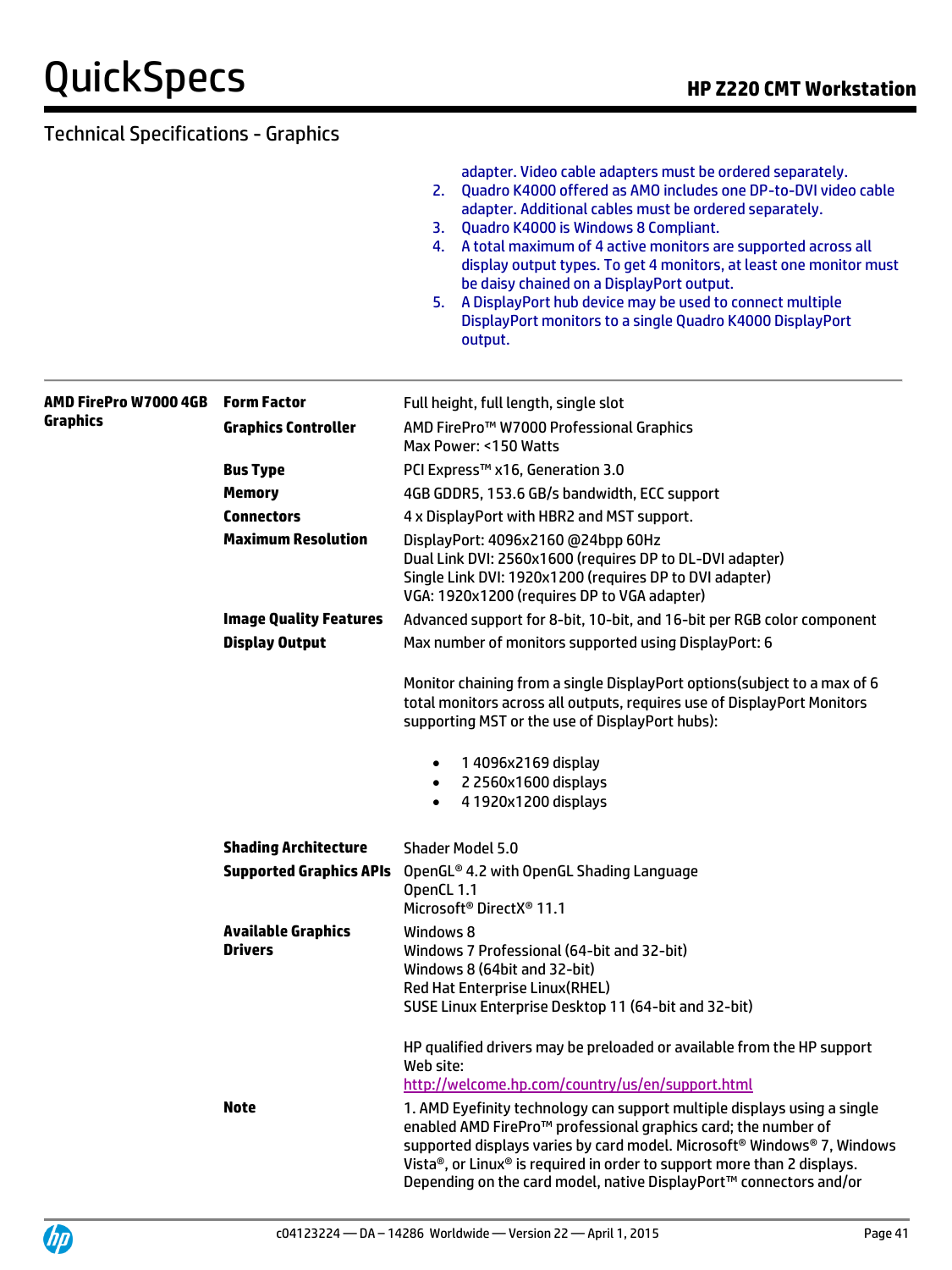## Technical Specifications - Graphics

adapter. Video cable adapters must be ordered separately.

2. Quadro K4000 offered as AMO includes one DP-to-DVI video cable adapter. Additional cables must be ordered separately.
3. Quadro K4000 is Windows 8 Compliant.
4. A total maximum of 4 active monitors are supported across all display output types. To get 4 monitors, at least one monitor must be daisy chained on a DisplayPort output.
5. A DisplayPort hub device may be used to connect multiple DisplayPort monitors to a single Quadro K4000 DisplayPort output.

| | | |
|---|---|---|
| **AMD FirePro W7000 4GB Graphics** | **Form Factor** | Full height, full length, single slot |
| | **Graphics Controller** | AMD FirePro™ W7000 Professional Graphics<br>Max Power: <150 Watts |
| | **Bus Type** | PCI Express™ x16, Generation 3.0 |
| | **Memory** | 4GB GDDR5, 153.6 GB/s bandwidth, ECC support |
| | **Connectors** | 4 x DisplayPort with HBR2 and MST support. |
| | **Maximum Resolution** | DisplayPort: 4096x2160 @24bpp 60Hz<br>Dual Link DVI: 2560x1600 (requires DP to DL-DVI adapter)<br>Single Link DVI: 1920x1200 (requires DP to DVI adapter)<br>VGA: 1920x1200 (requires DP to VGA adapter) |
| | **Image Quality Features** | Advanced support for 8-bit, 10-bit, and 16-bit per RGB color component |
| | **Display Output** | Max number of monitors supported using DisplayPort: 6<br><br>Monitor chaining from a single DisplayPort options(subject to a max of 6 total monitors across all outputs, requires use of DisplayPort Monitors supporting MST or the use of DisplayPort hubs):<br>• 1 4096x2169 display<br>• 2 2560x1600 displays<br>• 4 1920x1200 displays |
| | **Shading Architecture** | Shader Model 5.0 |
| | **Supported Graphics APIs** | OpenGL® 4.2 with OpenGL Shading Language<br>OpenCL 1.1<br>Microsoft® DirectX® 11.1 |
| | **Available Graphics Drivers** | Windows 8<br>Windows 7 Professional (64-bit and 32-bit)<br>Windows 8 (64bit and 32-bit)<br>Red Hat Enterprise Linux(RHEL)<br>SUSE Linux Enterprise Desktop 11 (64-bit and 32-bit)<br><br>HP qualified drivers may be preloaded or available from the HP support Web site:<br>http://welcome.hp.com/country/us/en/support.html |
| | **Note** | 1. AMD Eyefinity technology can support multiple displays using a single enabled AMD FirePro™ professional graphics card; the number of supported displays varies by card model. Microsoft® Windows® 7, Windows Vista®, or Linux® is required in order to support more than 2 displays. Depending on the card model, native DisplayPort™ connectors and/or |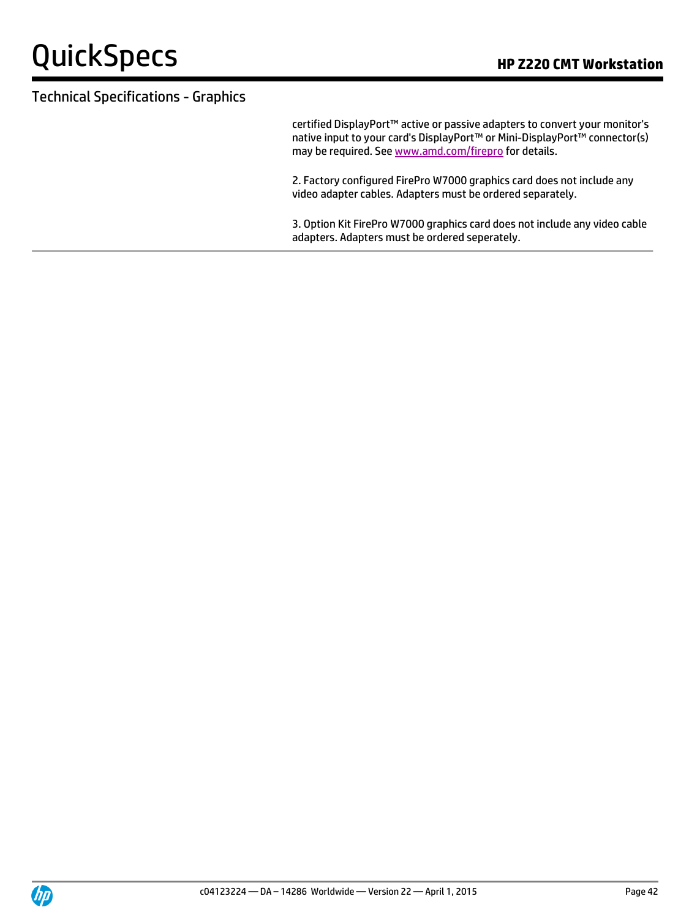## Technical Specifications - Graphics

certified DisplayPort™ active or passive adapters to convert your monitor's native input to your card's DisplayPort™ or Mini-DisplayPort™ connector(s) may be required. See [www.amd.com/firepro](http://www.amd.com/firepro) for details.

2. Factory configured FirePro W7000 graphics card does not include any video adapter cables. Adapters must be ordered separately.

3. Option Kit FirePro W7000 graphics card does not include any video cable adapters. Adapters must be ordered seperately.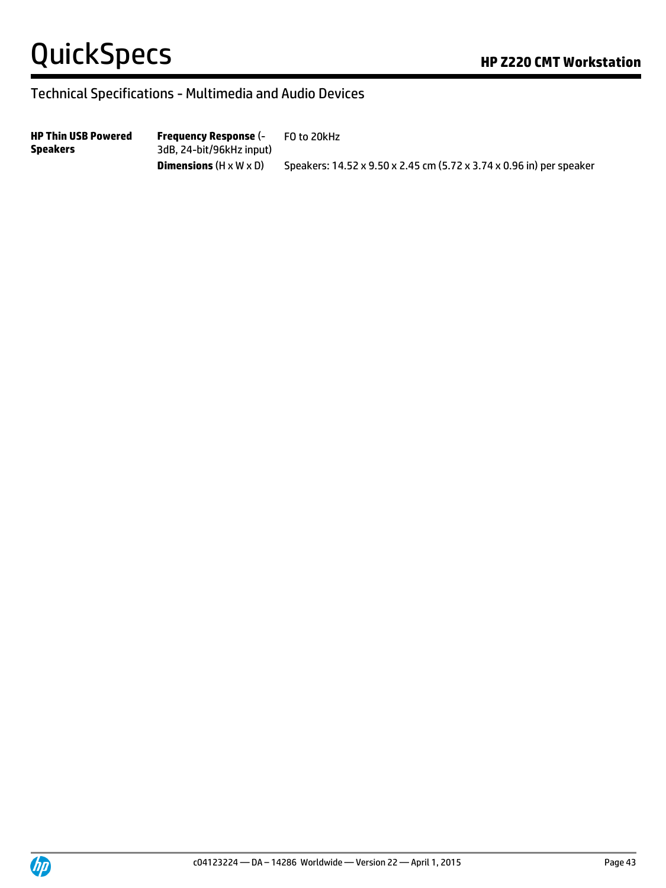## Technical Specifications - Multimedia and Audio Devices

| | | |
|---|---|---|
| **HP Thin USB Powered Speakers** | **Frequency Response** (-3dB, 24-bit/96kHz input) | FO to 20kHz |
| | **Dimensions** (H x W x D) | Speakers: 14.52 x 9.50 x 2.45 cm (5.72 x 3.74 x 0.96 in) per speaker |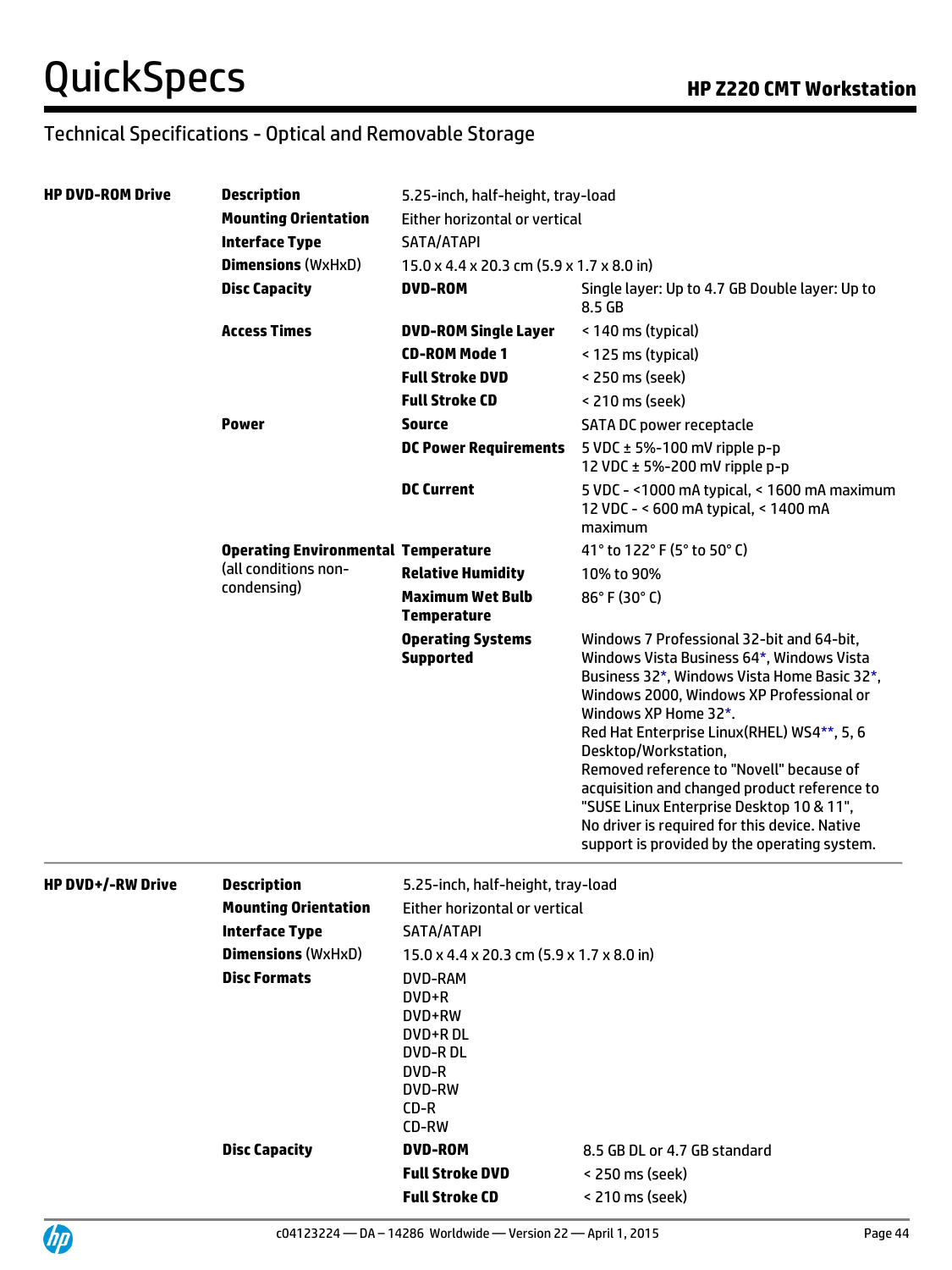## Technical Specifications - Optical and Removable Storage

| | | | |
|---|---|---|---|
| **HP DVD-ROM Drive** | **Description** | 5.25-inch, half-height, tray-load | |
| | **Mounting Orientation** | Either horizontal or vertical | |
| | **Interface Type** | SATA/ATAPI | |
| | **Dimensions** (WxHxD) | 15.0 x 4.4 x 20.3 cm (5.9 x 1.7 x 8.0 in) | |
| | **Disc Capacity** | **DVD-ROM** | Single layer: Up to 4.7 GB Double layer: Up to 8.5 GB |
| | **Access Times** | **DVD-ROM Single Layer** | < 140 ms (typical) |
| | | **CD-ROM Mode 1** | < 125 ms (typical) |
| | | **Full Stroke DVD** | < 250 ms (seek) |
| | | **Full Stroke CD** | < 210 ms (seek) |
| | **Power** | **Source** | SATA DC power receptacle |
| | | **DC Power Requirements** | 5 VDC ± 5%-100 mV ripple p-p<br>12 VDC ± 5%-200 mV ripple p-p |
| | | **DC Current** | 5 VDC - <1000 mA typical, < 1600 mA maximum<br>12 VDC - < 600 mA typical, < 1400 mA maximum |
| | **Operating Environmental** (all conditions non-condensing) | **Temperature** | 41° to 122° F (5° to 50° C) |
| | | **Relative Humidity** | 10% to 90% |
| | | **Maximum Wet Bulb Temperature** | 86° F (30° C) |
| | | **Operating Systems Supported** | Windows 7 Professional 32-bit and 64-bit, Windows Vista Business 64*, Windows Vista Business 32*, Windows Vista Home Basic 32*, Windows 2000, Windows XP Professional or Windows XP Home 32*.<br>Red Hat Enterprise Linux(RHEL) WS4**, 5, 6 Desktop/Workstation,<br>Removed reference to "Novell" because of acquisition and changed product reference to "SUSE Linux Enterprise Desktop 10 & 11",<br>No driver is required for this device. Native support is provided by the operating system. |
| **HP DVD+/-RW Drive** | **Description** | 5.25-inch, half-height, tray-load | |
| | **Mounting Orientation** | Either horizontal or vertical | |
| | **Interface Type** | SATA/ATAPI | |
| | **Dimensions** (WxHxD) | 15.0 x 4.4 x 20.3 cm (5.9 x 1.7 x 8.0 in) | |
| | **Disc Formats** | DVD-RAM<br>DVD+R<br>DVD+RW<br>DVD+R DL<br>DVD-R DL<br>DVD-R<br>DVD-RW<br>CD-R<br>CD-RW | |
| | **Disc Capacity** | **DVD-ROM** | 8.5 GB DL or 4.7 GB standard |
| | | **Full Stroke DVD** | < 250 ms (seek) |
| | | **Full Stroke CD** | < 210 ms (seek) |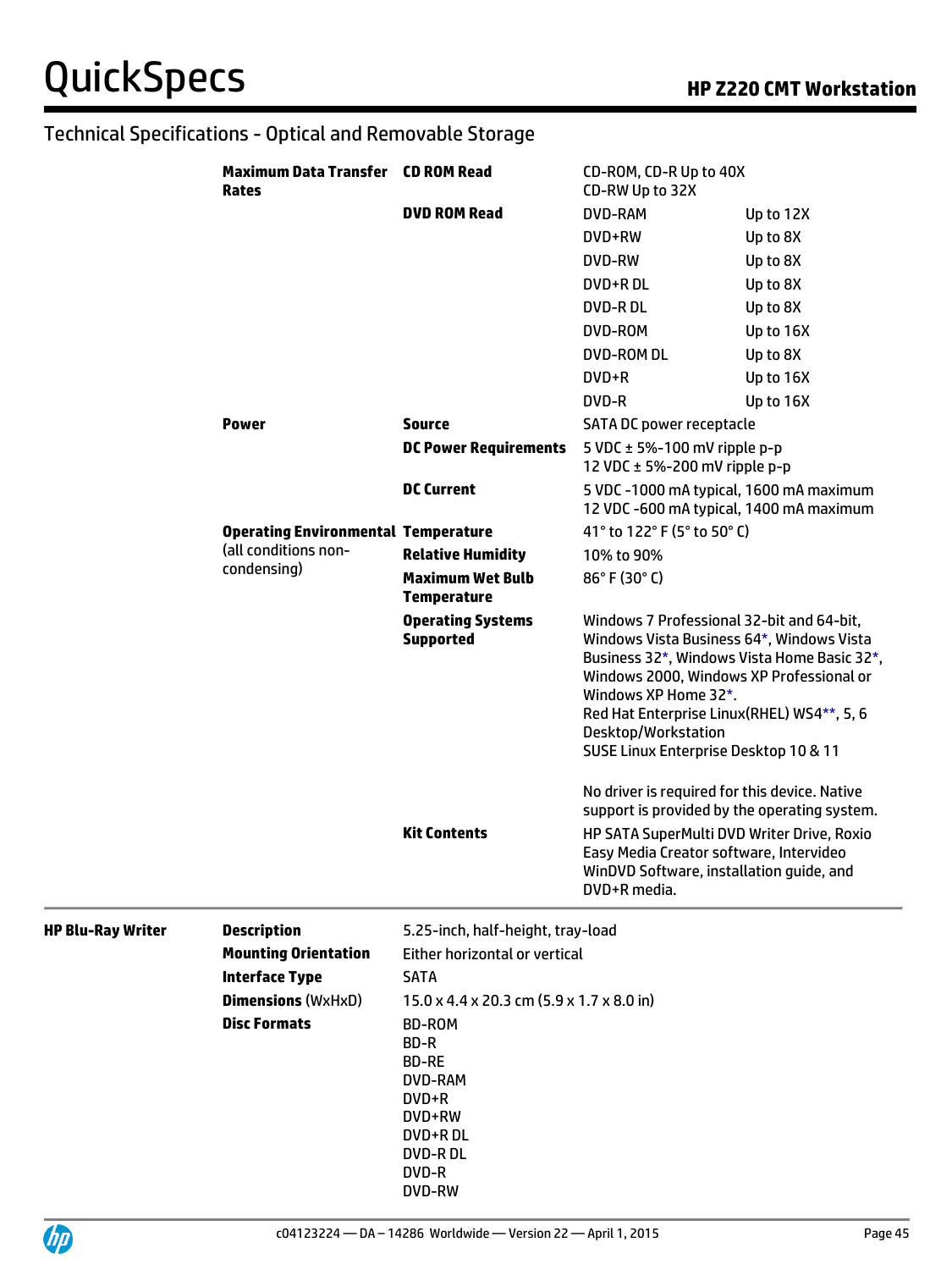## Technical Specifications - Optical and Removable Storage

| | | | |
|---|---|---|---|
| **Maximum Data Transfer Rates** | **CD ROM Read** | CD-ROM, CD-R Up to 40X<br>CD-RW Up to 32X | |
| | **DVD ROM Read** | DVD-RAM | Up to 12X |
| | | DVD+RW | Up to 8X |
| | | DVD-RW | Up to 8X |
| | | DVD+R DL | Up to 8X |
| | | DVD-R DL | Up to 8X |
| | | DVD-ROM | Up to 16X |
| | | DVD-ROM DL | Up to 8X |
| | | DVD+R | Up to 16X |
| | | DVD-R | Up to 16X |
| **Power** | **Source** | SATA DC power receptacle | |
| | **DC Power Requirements** | 5 VDC ± 5%-100 mV ripple p-p<br>12 VDC ± 5%-200 mV ripple p-p | |
| | **DC Current** | 5 VDC -1000 mA typical, 1600 mA maximum<br>12 VDC -600 mA typical, 1400 mA maximum | |
| **Operating Environmental** (all conditions non-condensing) | **Temperature** | 41° to 122° F (5° to 50° C) | |
| | **Relative Humidity** | 10% to 90% | |
| | **Maximum Wet Bulb Temperature** | 86° F (30° C) | |
| | **Operating Systems Supported** | Windows 7 Professional 32-bit and 64-bit, Windows Vista Business 64*, Windows Vista Business 32*, Windows Vista Home Basic 32*, Windows 2000, Windows XP Professional or Windows XP Home 32*.<br>Red Hat Enterprise Linux(RHEL) WS4**, 5, 6 Desktop/Workstation<br>SUSE Linux Enterprise Desktop 10 & 11<br><br>No driver is required for this device. Native support is provided by the operating system. | |
| | **Kit Contents** | HP SATA SuperMulti DVD Writer Drive, Roxio Easy Media Creator software, Intervideo WinDVD Software, installation guide, and DVD+R media. | |

| | | |
|---|---|---|
| **HP Blu-Ray Writer** | **Description** | 5.25-inch, half-height, tray-load |
| | **Mounting Orientation** | Either horizontal or vertical |
| | **Interface Type** | SATA |
| | **Dimensions** (WxHxD) | 15.0 x 4.4 x 20.3 cm (5.9 x 1.7 x 8.0 in) |
| | **Disc Formats** | BD-ROM<br>BD-R<br>BD-RE<br>DVD-RAM<br>DVD+R<br>DVD+RW<br>DVD+R DL<br>DVD-R DL<br>DVD-R<br>DVD-RW |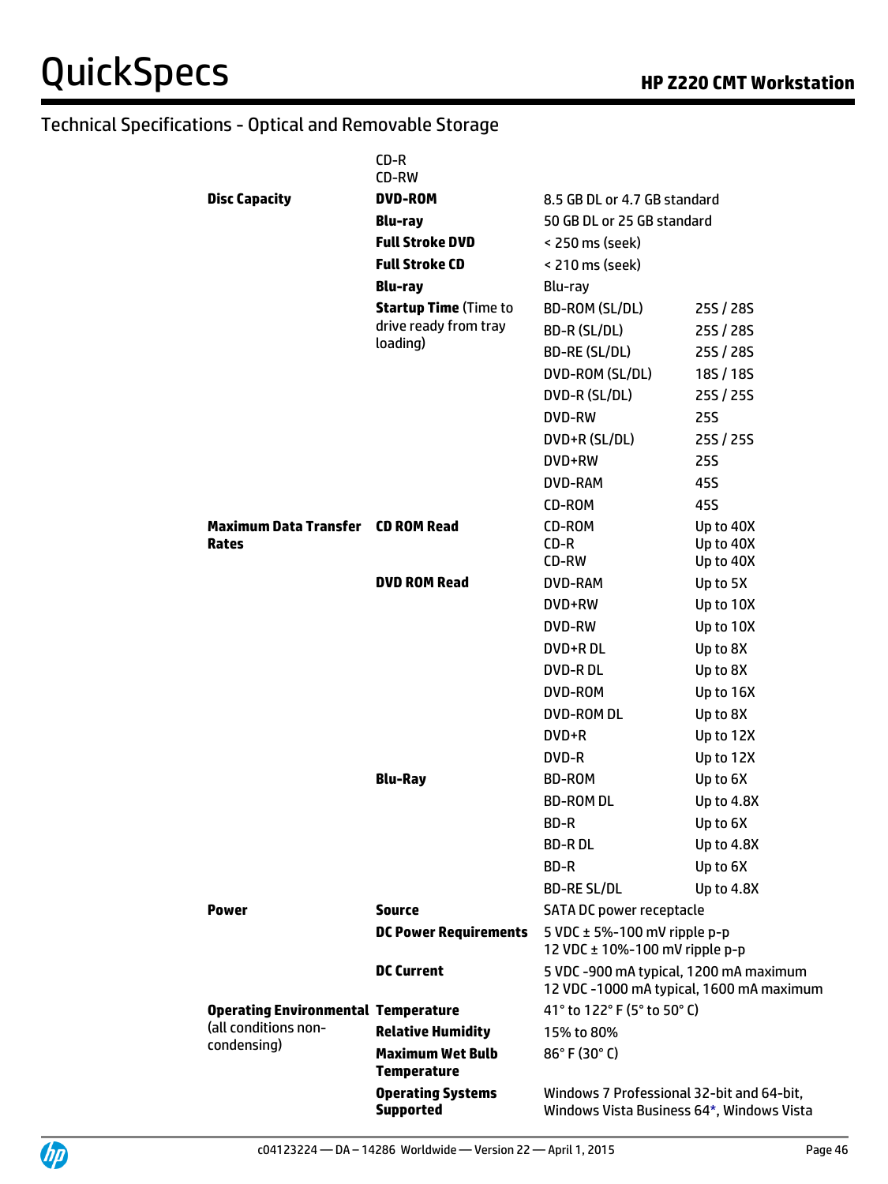## Technical Specifications - Optical and Removable Storage

| | | | |
|---|---|---|---|
| | CD-R<br>CD-RW | | |
| **Disc Capacity** | **DVD-ROM** | 8.5 GB DL or 4.7 GB standard | |
| | **Blu-ray** | 50 GB DL or 25 GB standard | |
| | **Full Stroke DVD** | < 250 ms (seek) | |
| | **Full Stroke CD** | < 210 ms (seek) | |
| | **Blu-ray** | Blu-ray | |
| | **Startup Time** (Time to drive ready from tray loading) | BD-ROM (SL/DL) | 25S / 28S |
| | | BD-R (SL/DL) | 25S / 28S |
| | | BD-RE (SL/DL) | 25S / 28S |
| | | DVD-ROM (SL/DL) | 18S / 18S |
| | | DVD-R (SL/DL) | 25S / 25S |
| | | DVD-RW | 25S |
| | | DVD+R (SL/DL) | 25S / 25S |
| | | DVD+RW | 25S |
| | | DVD-RAM | 45S |
| | | CD-ROM | 45S |
| **Maximum Data Transfer Rates** | **CD ROM Read** | CD-ROM<br>CD-R<br>CD-RW | Up to 40X<br>Up to 40X<br>Up to 40X |
| | **DVD ROM Read** | DVD-RAM | Up to 5X |
| | | DVD+RW | Up to 10X |
| | | DVD-RW | Up to 10X |
| | | DVD+R DL | Up to 8X |
| | | DVD-R DL | Up to 8X |
| | | DVD-ROM | Up to 16X |
| | | DVD-ROM DL | Up to 8X |
| | | DVD+R | Up to 12X |
| | | DVD-R | Up to 12X |
| | **Blu-Ray** | BD-ROM | Up to 6X |
| | | BD-ROM DL | Up to 4.8X |
| | | BD-R | Up to 6X |
| | | BD-R DL | Up to 4.8X |
| | | BD-R | Up to 6X |
| | | BD-RE SL/DL | Up to 4.8X |
| **Power** | **Source** | SATA DC power receptacle | |
| | **DC Power Requirements** | 5 VDC ± 5%-100 mV ripple p-p<br>12 VDC ± 10%-100 mV ripple p-p | |
| | **DC Current** | 5 VDC -900 mA typical, 1200 mA maximum<br>12 VDC -1000 mA typical, 1600 mA maximum | |
| **Operating Environmental** (all conditions non-condensing) | **Temperature** | 41° to 122° F (5° to 50° C) | |
| | **Relative Humidity** | 15% to 80% | |
| | **Maximum Wet Bulb Temperature** | 86° F (30° C) | |
| | **Operating Systems Supported** | Windows 7 Professional 32-bit and 64-bit, Windows Vista Business 64*, Windows Vista | |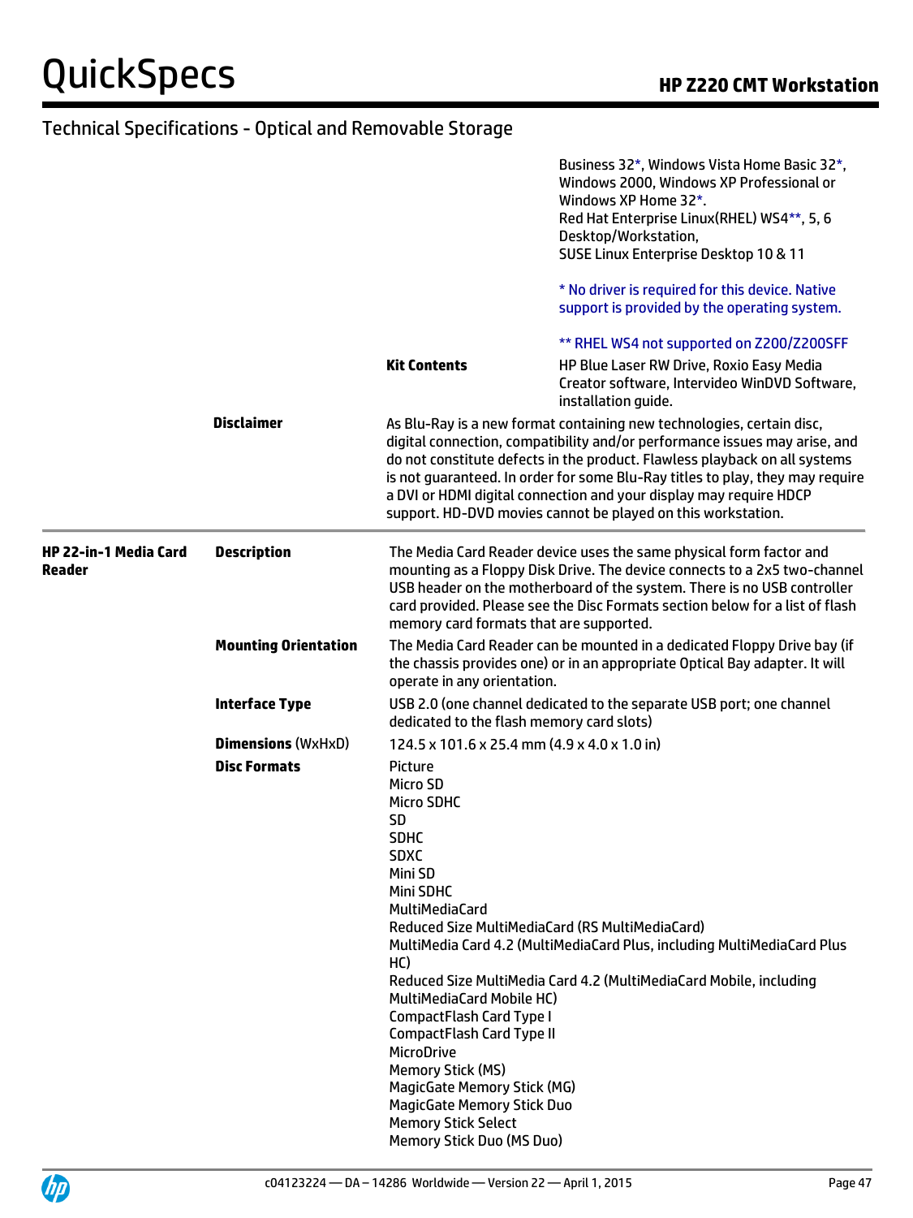## Technical Specifications - Optical and Removable Storage

| | | | |
|---|---|---|---|
| | | | Business 32*, Windows Vista Home Basic 32*, Windows 2000, Windows XP Professional or Windows XP Home 32*.<br>Red Hat Enterprise Linux(RHEL) WS4**, 5, 6 Desktop/Workstation,<br>SUSE Linux Enterprise Desktop 10 & 11<br><br>* No driver is required for this device. Native support is provided by the operating system.<br><br>** RHEL WS4 not supported on Z200/Z200SFF |
| | | **Kit Contents** | HP Blue Laser RW Drive, Roxio Easy Media Creator software, Intervideo WinDVD Software, installation guide. |
| | **Disclaimer** | As Blu-Ray is a new format containing new technologies, certain disc, digital connection, compatibility and/or performance issues may arise, and do not constitute defects in the product. Flawless playback on all systems is not guaranteed. In order for some Blu-Ray titles to play, they may require a DVI or HDMI digital connection and your display may require HDCP support. HD-DVD movies cannot be played on this workstation. | |

| | | |
|---|---|---|
| **HP 22-in-1 Media Card Reader** | **Description** | The Media Card Reader device uses the same physical form factor and mounting as a Floppy Disk Drive. The device connects to a 2x5 two-channel USB header on the motherboard of the system. There is no USB controller card provided. Please see the Disc Formats section below for a list of flash memory card formats that are supported. |
| | **Mounting Orientation** | The Media Card Reader can be mounted in a dedicated Floppy Drive bay (if the chassis provides one) or in an appropriate Optical Bay adapter. It will operate in any orientation. |
| | **Interface Type** | USB 2.0 (one channel dedicated to the separate USB port; one channel dedicated to the flash memory card slots) |
| | **Dimensions** (WxHxD) | 124.5 x 101.6 x 25.4 mm (4.9 x 4.0 x 1.0 in) |
| | **Disc Formats** | Picture<br>Micro SD<br>Micro SDHC<br>SD<br>SDHC<br>SDXC<br>Mini SD<br>Mini SDHC<br>MultiMediaCard<br>Reduced Size MultiMediaCard (RS MultiMediaCard)<br>MultiMedia Card 4.2 (MultiMediaCard Plus, including MultiMediaCard Plus HC)<br>Reduced Size MultiMedia Card 4.2 (MultiMediaCard Mobile, including MultiMediaCard Mobile HC)<br>CompactFlash Card Type I<br>CompactFlash Card Type II<br>MicroDrive<br>Memory Stick (MS)<br>MagicGate Memory Stick (MG)<br>MagicGate Memory Stick Duo<br>Memory Stick Select<br>Memory Stick Duo (MS Duo) |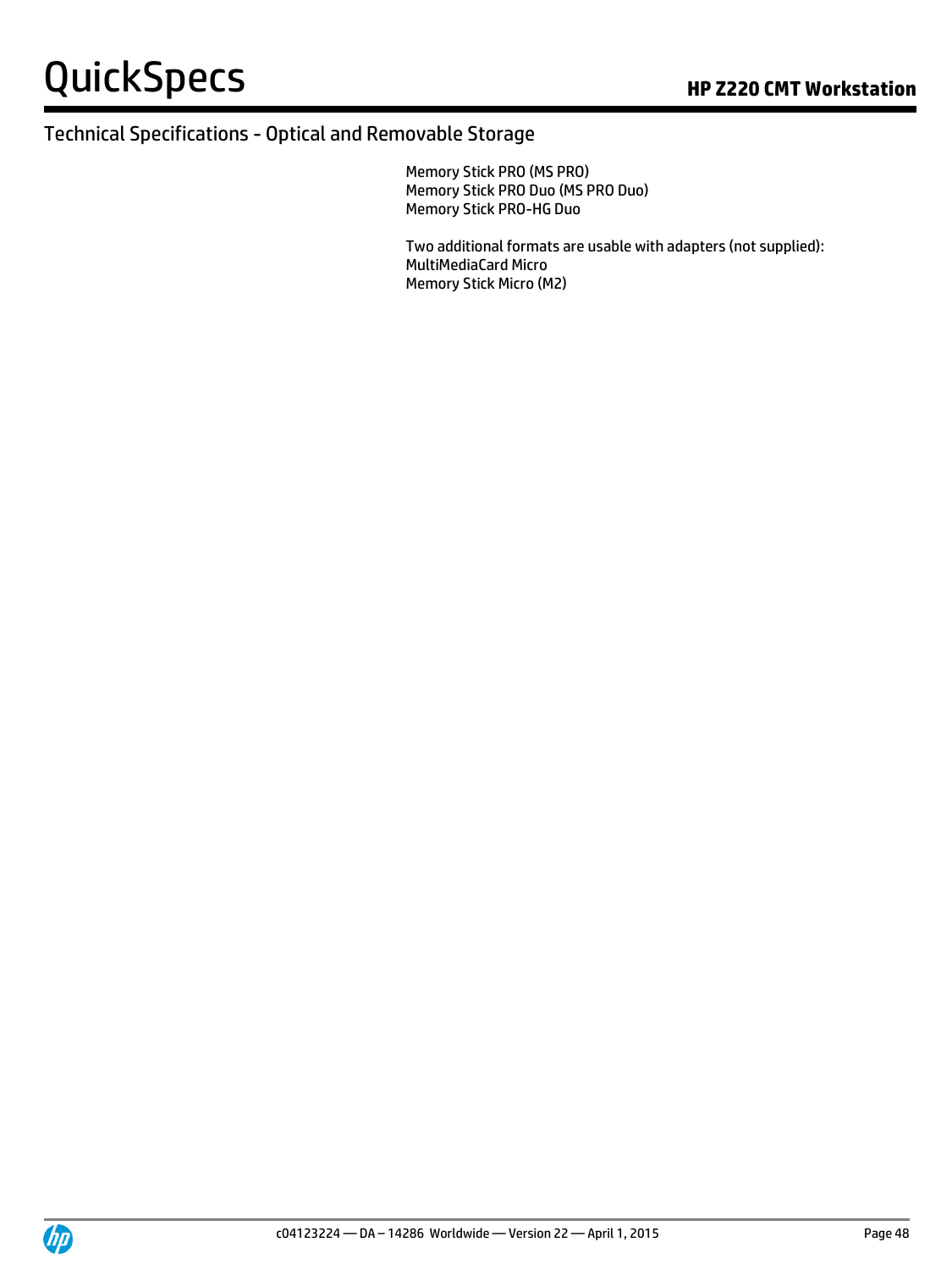## Technical Specifications - Optical and Removable Storage

Memory Stick PRO (MS PRO)
Memory Stick PRO Duo (MS PRO Duo)
Memory Stick PRO-HG Duo

Two additional formats are usable with adapters (not supplied):
MultiMediaCard Micro
Memory Stick Micro (M2)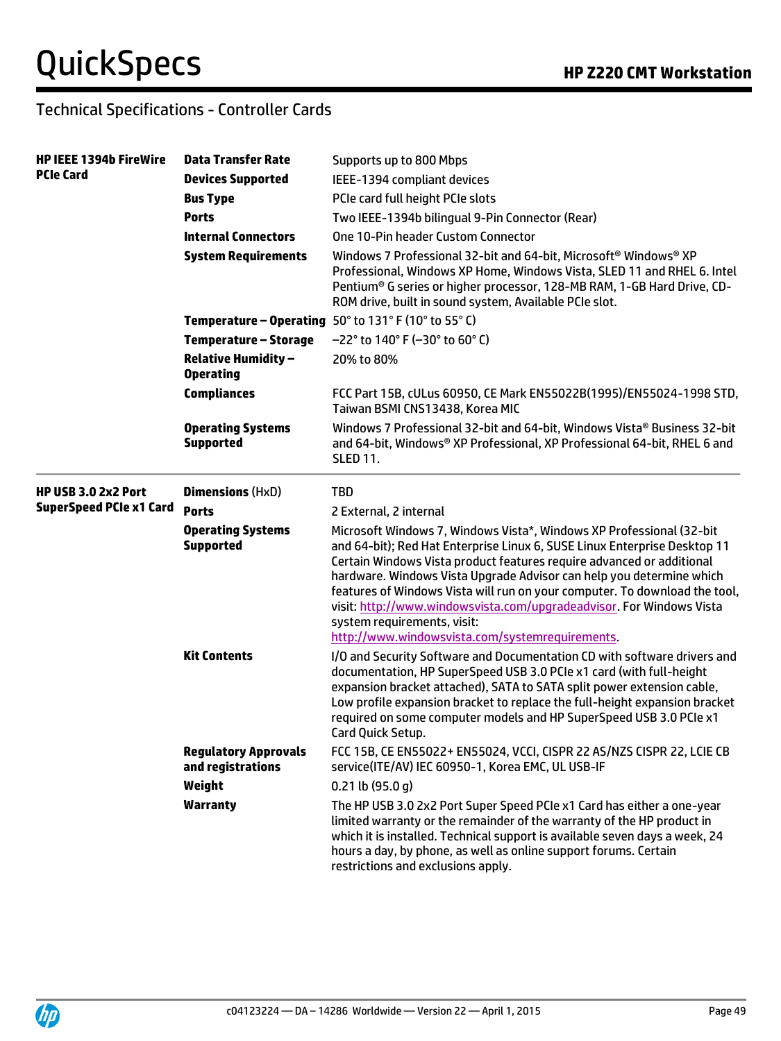## Technical Specifications - Controller Cards

| | | |
|---|---|---|
| **HP IEEE 1394b FireWire PCIe Card** | **Data Transfer Rate** | Supports up to 800 Mbps |
| | **Devices Supported** | IEEE-1394 compliant devices |
| | **Bus Type** | PCIe card full height PCIe slots |
| | **Ports** | Two IEEE-1394b bilingual 9-Pin Connector (Rear) |
| | **Internal Connectors** | One 10-Pin header Custom Connector |
| | **System Requirements** | Windows 7 Professional 32-bit and 64-bit, Microsoft® Windows® XP Professional, Windows XP Home, Windows Vista, SLED 11 and RHEL 6. Intel Pentium® G series or higher processor, 128-MB RAM, 1-GB Hard Drive, CD-ROM drive, built in sound system, Available PCIe slot. |
| | **Temperature – Operating** | 50° to 131° F (10° to 55° C) |
| | **Temperature – Storage** | –22° to 140° F (–30° to 60° C) |
| | **Relative Humidity – Operating** | 20% to 80% |
| | **Compliances** | FCC Part 15B, cULus 60950, CE Mark EN55022B(1995)/EN55024-1998 STD, Taiwan BSMI CNS13438, Korea MIC |
| | **Operating Systems Supported** | Windows 7 Professional 32-bit and 64-bit, Windows Vista® Business 32-bit and 64-bit, Windows® XP Professional, XP Professional 64-bit, RHEL 6 and SLED 11. |
| **HP USB 3.0 2x2 Port SuperSpeed PCIe x1 Card** | **Dimensions** (HxD) | TBD |
| | **Ports** | 2 External, 2 internal |
| | **Operating Systems Supported** | Microsoft Windows 7, Windows Vista*, Windows XP Professional (32-bit and 64-bit); Red Hat Enterprise Linux 6, SUSE Linux Enterprise Desktop 11 Certain Windows Vista product features require advanced or additional hardware. Windows Vista Upgrade Advisor can help you determine which features of Windows Vista will run on your computer. To download the tool, visit: http://www.windowsvista.com/upgradeadvisor. For Windows Vista system requirements, visit: http://www.windowsvista.com/systemrequirements. |
| | **Kit Contents** | I/O and Security Software and Documentation CD with software drivers and documentation, HP SuperSpeed USB 3.0 PCIe x1 card (with full-height expansion bracket attached), SATA to SATA split power extension cable, Low profile expansion bracket to replace the full-height expansion bracket required on some computer models and HP SuperSpeed USB 3.0 PCIe x1 Card Quick Setup. |
| | **Regulatory Approvals and registrations** | FCC 15B, CE EN55022+ EN55024, VCCI, CISPR 22 AS/NZS CISPR 22, LCIE CB service(ITE/AV) IEC 60950-1, Korea EMC, UL USB-IF |
| | **Weight** | 0.21 lb (95.0 g) |
| | **Warranty** | The HP USB 3.0 2x2 Port Super Speed PCIe x1 Card has either a one-year limited warranty or the remainder of the warranty of the HP product in which it is installed. Technical support is available seven days a week, 24 hours a day, by phone, as well as online support forums. Certain restrictions and exclusions apply. |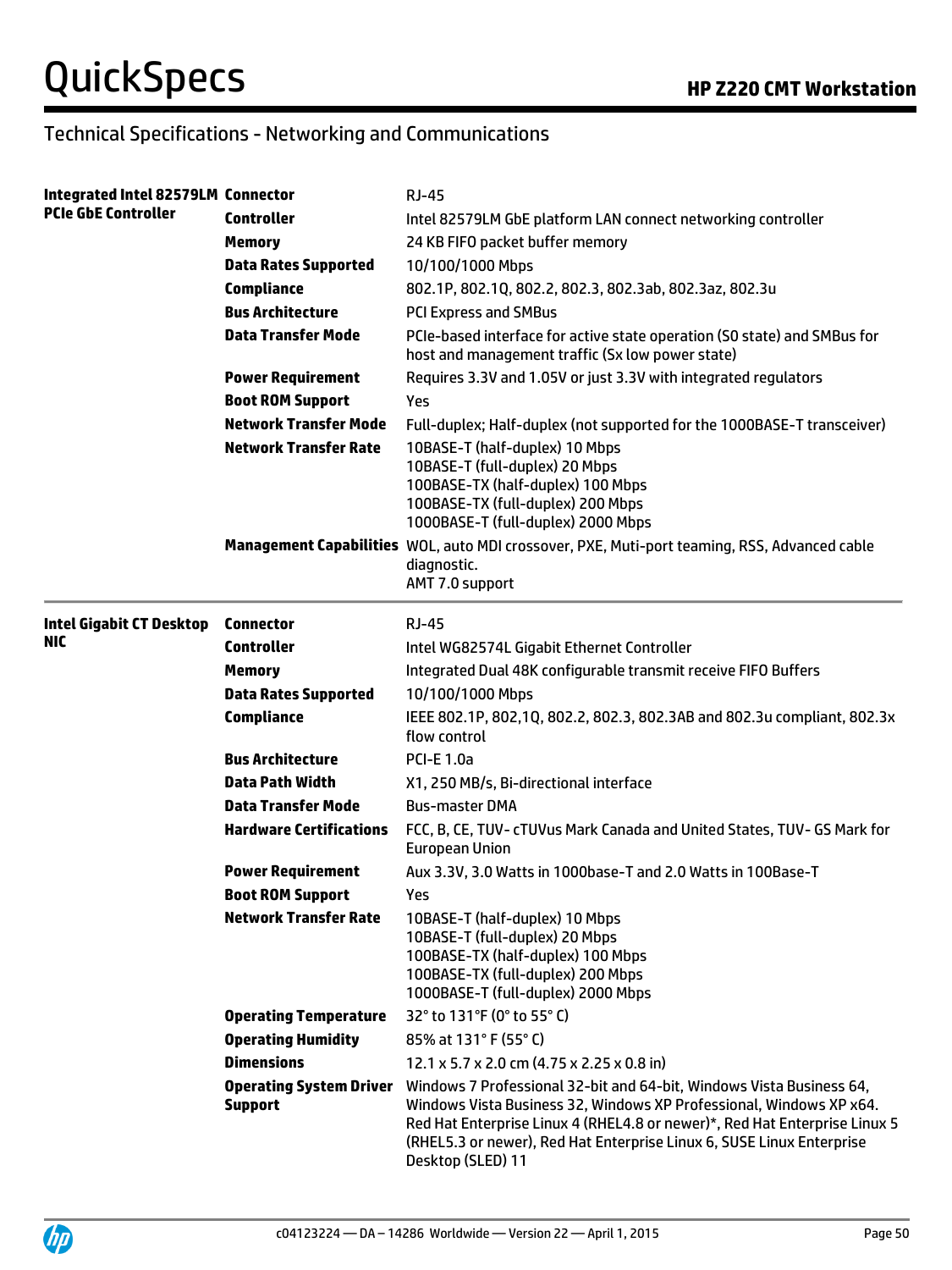## Technical Specifications - Networking and Communications

| | | |
|---|---|---|
| **Integrated Intel 82579LM PCIe GbE Controller** | **Connector** | RJ-45 |
| | **Controller** | Intel 82579LM GbE platform LAN connect networking controller |
| | **Memory** | 24 KB FIFO packet buffer memory |
| | **Data Rates Supported** | 10/100/1000 Mbps |
| | **Compliance** | 802.1P, 802.1Q, 802.2, 802.3, 802.3ab, 802.3az, 802.3u |
| | **Bus Architecture** | PCI Express and SMBus |
| | **Data Transfer Mode** | PCIe-based interface for active state operation (S0 state) and SMBus for host and management traffic (Sx low power state) |
| | **Power Requirement** | Requires 3.3V and 1.05V or just 3.3V with integrated regulators |
| | **Boot ROM Support** | Yes |
| | **Network Transfer Mode** | Full-duplex; Half-duplex (not supported for the 1000BASE-T transceiver) |
| | **Network Transfer Rate** | 10BASE-T (half-duplex) 10 Mbps<br>10BASE-T (full-duplex) 20 Mbps<br>100BASE-TX (half-duplex) 100 Mbps<br>100BASE-TX (full-duplex) 200 Mbps<br>1000BASE-T (full-duplex) 2000 Mbps |
| | **Management Capabilities** | WOL, auto MDI crossover, PXE, Muti-port teaming, RSS, Advanced cable diagnostic.<br>AMT 7.0 support |
| **Intel Gigabit CT Desktop NIC** | **Connector** | RJ-45 |
| | **Controller** | Intel WG82574L Gigabit Ethernet Controller |
| | **Memory** | Integrated Dual 48K configurable transmit receive FIFO Buffers |
| | **Data Rates Supported** | 10/100/1000 Mbps |
| | **Compliance** | IEEE 802.1P, 802,1Q, 802.2, 802.3, 802.3AB and 802.3u compliant, 802.3x flow control |
| | **Bus Architecture** | PCI-E 1.0a |
| | **Data Path Width** | X1, 250 MB/s, Bi-directional interface |
| | **Data Transfer Mode** | Bus-master DMA |
| | **Hardware Certifications** | FCC, B, CE, TUV- cTUVus Mark Canada and United States, TUV- GS Mark for European Union |
| | **Power Requirement** | Aux 3.3V, 3.0 Watts in 1000base-T and 2.0 Watts in 100Base-T |
| | **Boot ROM Support** | Yes |
| | **Network Transfer Rate** | 10BASE-T (half-duplex) 10 Mbps<br>10BASE-T (full-duplex) 20 Mbps<br>100BASE-TX (half-duplex) 100 Mbps<br>100BASE-TX (full-duplex) 200 Mbps<br>1000BASE-T (full-duplex) 2000 Mbps |
| | **Operating Temperature** | 32° to 131°F (0° to 55° C) |
| | **Operating Humidity** | 85% at 131° F (55° C) |
| | **Dimensions** | 12.1 x 5.7 x 2.0 cm (4.75 x 2.25 x 0.8 in) |
| | **Operating System Driver Support** | Windows 7 Professional 32-bit and 64-bit, Windows Vista Business 64, Windows Vista Business 32, Windows XP Professional, Windows XP x64. Red Hat Enterprise Linux 4 (RHEL4.8 or newer)*, Red Hat Enterprise Linux 5 (RHEL5.3 or newer), Red Hat Enterprise Linux 6, SUSE Linux Enterprise Desktop (SLED) 11 |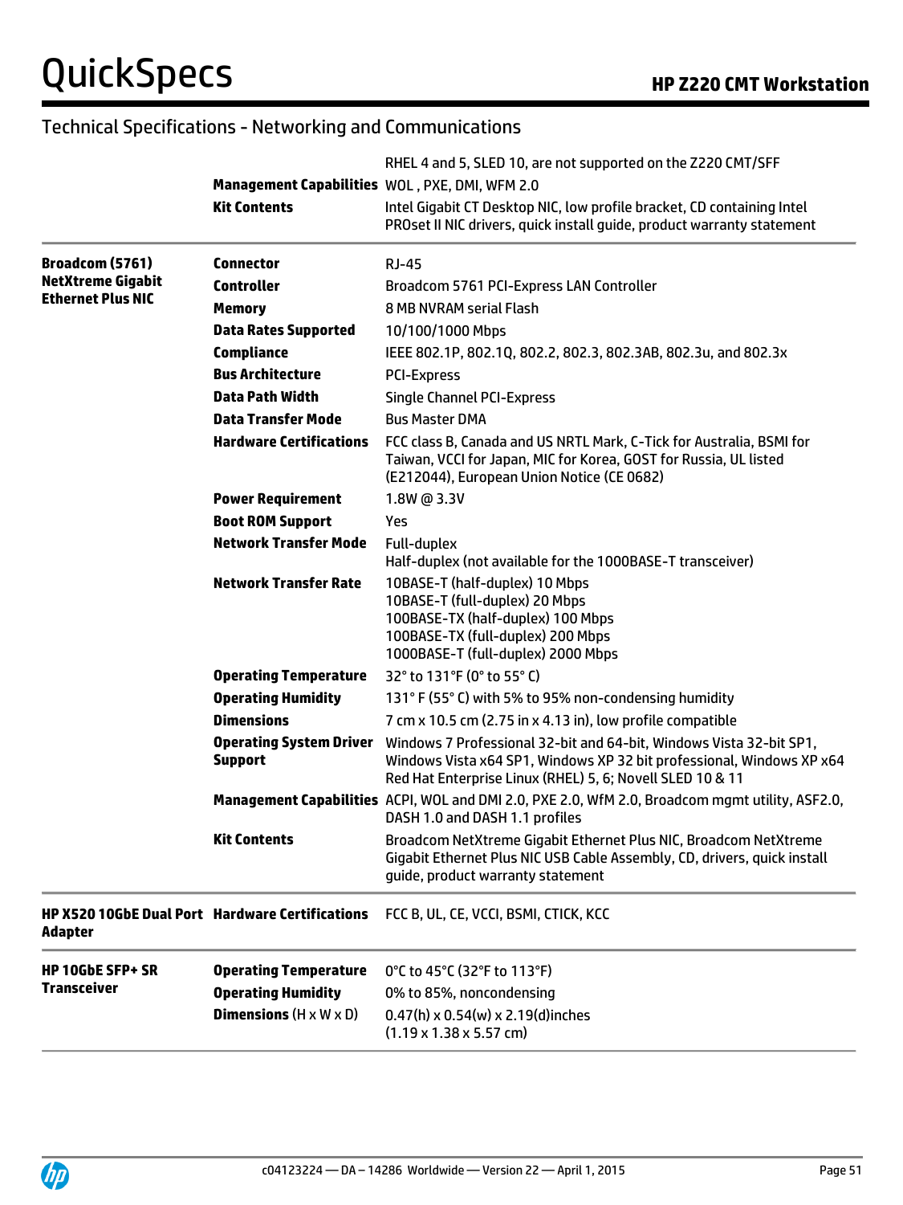## Technical Specifications - Networking and Communications

| | | |
|---|---|---|
| | | RHEL 4 and 5, SLED 10, are not supported on the Z220 CMT/SFF |
| | **Management Capabilities** | WOL , PXE, DMI, WFM 2.0 |
| | **Kit Contents** | Intel Gigabit CT Desktop NIC, low profile bracket, CD containing Intel PROset II NIC drivers, quick install guide, product warranty statement |
| **Broadcom (5761) NetXtreme Gigabit Ethernet Plus NIC** | **Connector** | RJ-45 |
| | **Controller** | Broadcom 5761 PCI-Express LAN Controller |
| | **Memory** | 8 MB NVRAM serial Flash |
| | **Data Rates Supported** | 10/100/1000 Mbps |
| | **Compliance** | IEEE 802.1P, 802.1Q, 802.2, 802.3, 802.3AB, 802.3u, and 802.3x |
| | **Bus Architecture** | PCI-Express |
| | **Data Path Width** | Single Channel PCI-Express |
| | **Data Transfer Mode** | Bus Master DMA |
| | **Hardware Certifications** | FCC class B, Canada and US NRTL Mark, C-Tick for Australia, BSMI for Taiwan, VCCI for Japan, MIC for Korea, GOST for Russia, UL listed (E212044), European Union Notice (CE 0682) |
| | **Power Requirement** | 1.8W @ 3.3V |
| | **Boot ROM Support** | Yes |
| | **Network Transfer Mode** | Full-duplex<br>Half-duplex (not available for the 1000BASE-T transceiver) |
| | **Network Transfer Rate** | 10BASE-T (half-duplex) 10 Mbps<br>10BASE-T (full-duplex) 20 Mbps<br>100BASE-TX (half-duplex) 100 Mbps<br>100BASE-TX (full-duplex) 200 Mbps<br>1000BASE-T (full-duplex) 2000 Mbps |
| | **Operating Temperature** | 32° to 131°F (0° to 55° C) |
| | **Operating Humidity** | 131° F (55° C) with 5% to 95% non-condensing humidity |
| | **Dimensions** | 7 cm x 10.5 cm (2.75 in x 4.13 in), low profile compatible |
| | **Operating System Driver Support** | Windows 7 Professional 32-bit and 64-bit, Windows Vista 32-bit SP1, Windows Vista x64 SP1, Windows XP 32 bit professional, Windows XP x64 Red Hat Enterprise Linux (RHEL) 5, 6; Novell SLED 10 & 11 |
| | **Management Capabilities** | ACPI, WOL and DMI 2.0, PXE 2.0, WfM 2.0, Broadcom mgmt utility, ASF2.0, DASH 1.0 and DASH 1.1 profiles |
| | **Kit Contents** | Broadcom NetXtreme Gigabit Ethernet Plus NIC, Broadcom NetXtreme Gigabit Ethernet Plus NIC USB Cable Assembly, CD, drivers, quick install guide, product warranty statement |
| **HP X520 10GbE Dual Port Adapter** | **Hardware Certifications** | FCC B, UL, CE, VCCI, BSMI, CTICK, KCC |
| **HP 10GbE SFP+ SR Transceiver** | **Operating Temperature** | 0°C to 45°C (32°F to 113°F) |
| | **Operating Humidity** | 0% to 85%, noncondensing |
| | **Dimensions** (H x W x D) | 0.47(h) x 0.54(w) x 2.19(d)inches<br>(1.19 x 1.38 x 5.57 cm) |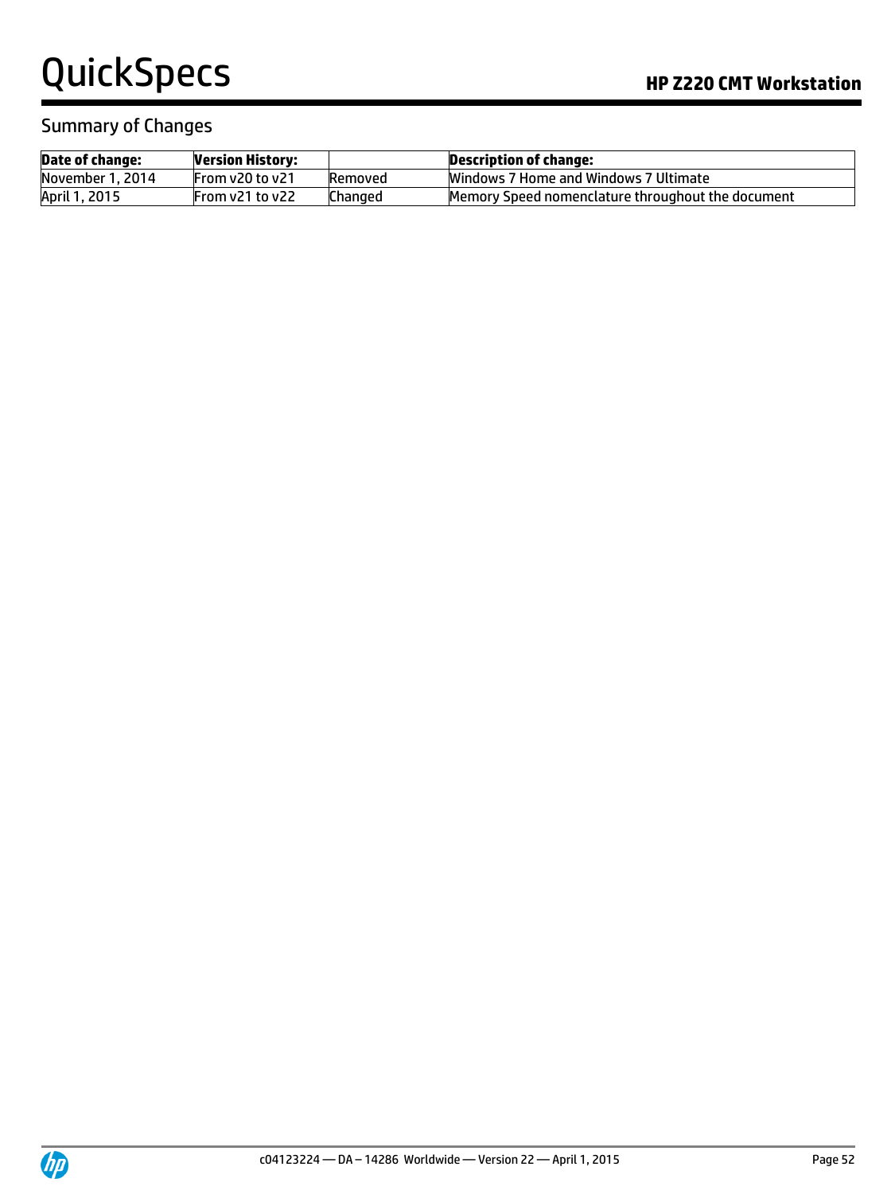## Summary of Changes

| Date of change: | Version History: | | Description of change: |
|---|---|---|---|
| November 1, 2014 | From v20 to v21 | Removed | Windows 7 Home and Windows 7 Ultimate |
| April 1, 2015 | From v21 to v22 | Changed | Memory Speed nomenclature throughout the document |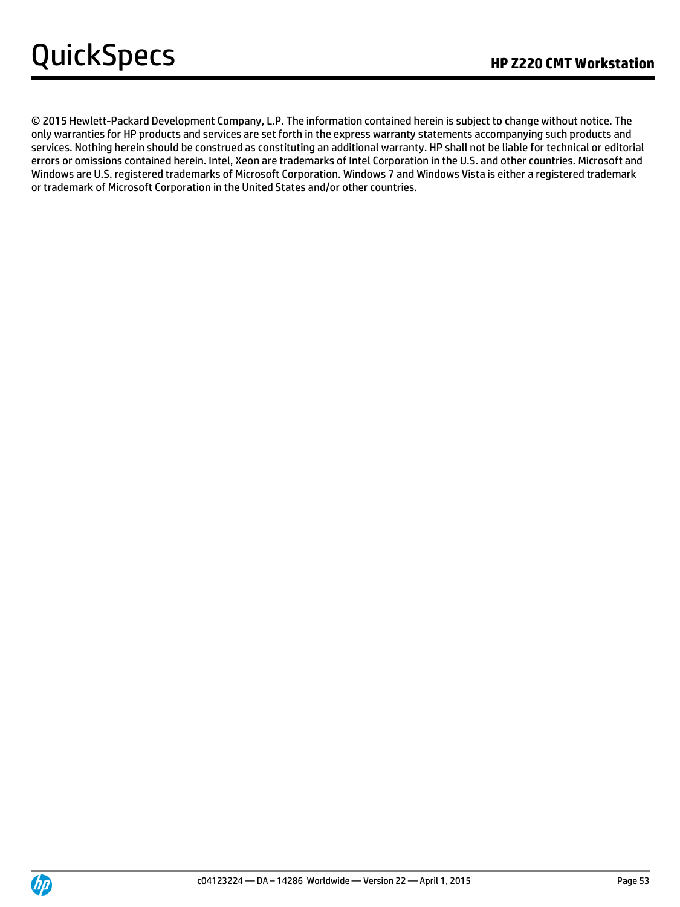© 2015 Hewlett-Packard Development Company, L.P. The information contained herein is subject to change without notice. The only warranties for HP products and services are set forth in the express warranty statements accompanying such products and services. Nothing herein should be construed as constituting an additional warranty. HP shall not be liable for technical or editorial errors or omissions contained herein. Intel, Xeon are trademarks of Intel Corporation in the U.S. and other countries. Microsoft and Windows are U.S. registered trademarks of Microsoft Corporation. Windows 7 and Windows Vista is either a registered trademark or trademark of Microsoft Corporation in the United States and/or other countries.